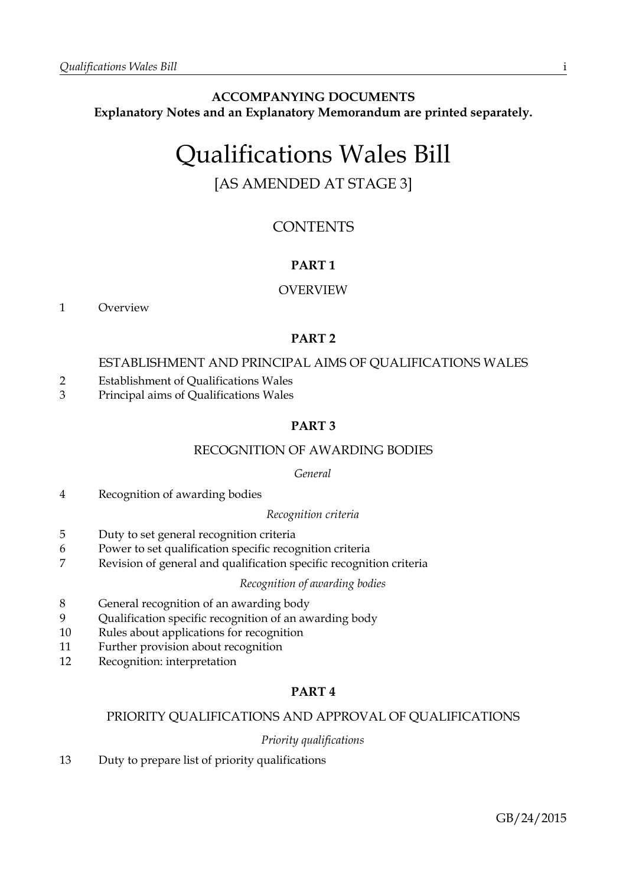**ACCOMPANYING DOCUMENTS**
**Explanatory Notes and an Explanatory Memorandum are printed separately.**

# Qualifications Wales Bill

[AS AMENDED AT STAGE 3]

## CONTENTS

### PART 1

OVERVIEW

1 Overview

### PART 2

ESTABLISHMENT AND PRINCIPAL AIMS OF QUALIFICATIONS WALES

2 Establishment of Qualifications Wales
3 Principal aims of Qualifications Wales

### PART 3

RECOGNITION OF AWARDING BODIES

*General*

4 Recognition of awarding bodies

*Recognition criteria*

5 Duty to set general recognition criteria
6 Power to set qualification specific recognition criteria
7 Revision of general and qualification specific recognition criteria

*Recognition of awarding bodies*

8 General recognition of an awarding body
9 Qualification specific recognition of an awarding body
10 Rules about applications for recognition
11 Further provision about recognition
12 Recognition: interpretation

### PART 4

PRIORITY QUALIFICATIONS AND APPROVAL OF QUALIFICATIONS

*Priority qualifications*

13 Duty to prepare list of priority qualifications

GB/24/2015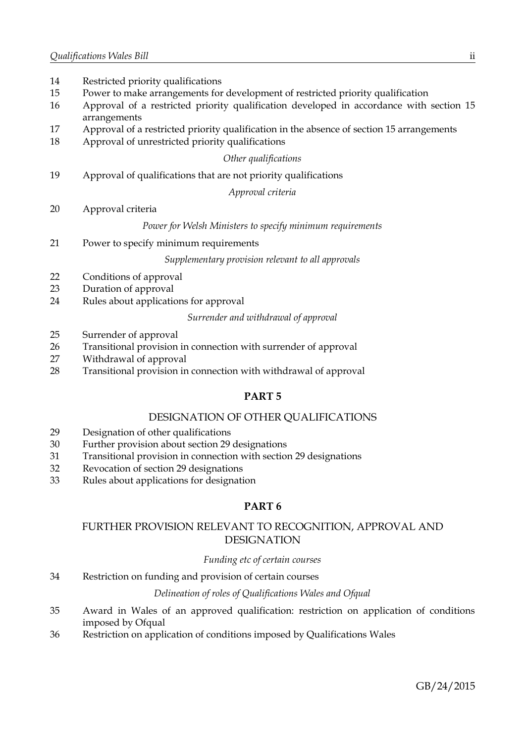14 Restricted priority qualifications
15 Power to make arrangements for development of restricted priority qualification
16 Approval of a restricted priority qualification developed in accordance with section 15 arrangements
17 Approval of a restricted priority qualification in the absence of section 15 arrangements
18 Approval of unrestricted priority qualifications

*Other qualifications*

19 Approval of qualifications that are not priority qualifications

*Approval criteria*

20 Approval criteria

*Power for Welsh Ministers to specify minimum requirements*

21 Power to specify minimum requirements

*Supplementary provision relevant to all approvals*

22 Conditions of approval
23 Duration of approval
24 Rules about applications for approval

*Surrender and withdrawal of approval*

25 Surrender of approval
26 Transitional provision in connection with surrender of approval
27 Withdrawal of approval
28 Transitional provision in connection with withdrawal of approval

## PART 5

## DESIGNATION OF OTHER QUALIFICATIONS

29 Designation of other qualifications
30 Further provision about section 29 designations
31 Transitional provision in connection with section 29 designations
32 Revocation of section 29 designations
33 Rules about applications for designation

## PART 6

## FURTHER PROVISION RELEVANT TO RECOGNITION, APPROVAL AND DESIGNATION

*Funding etc of certain courses*

34 Restriction on funding and provision of certain courses

*Delineation of roles of Qualifications Wales and Ofqual*

35 Award in Wales of an approved qualification: restriction on application of conditions imposed by Ofqual
36 Restriction on application of conditions imposed by Qualifications Wales

GB/24/2015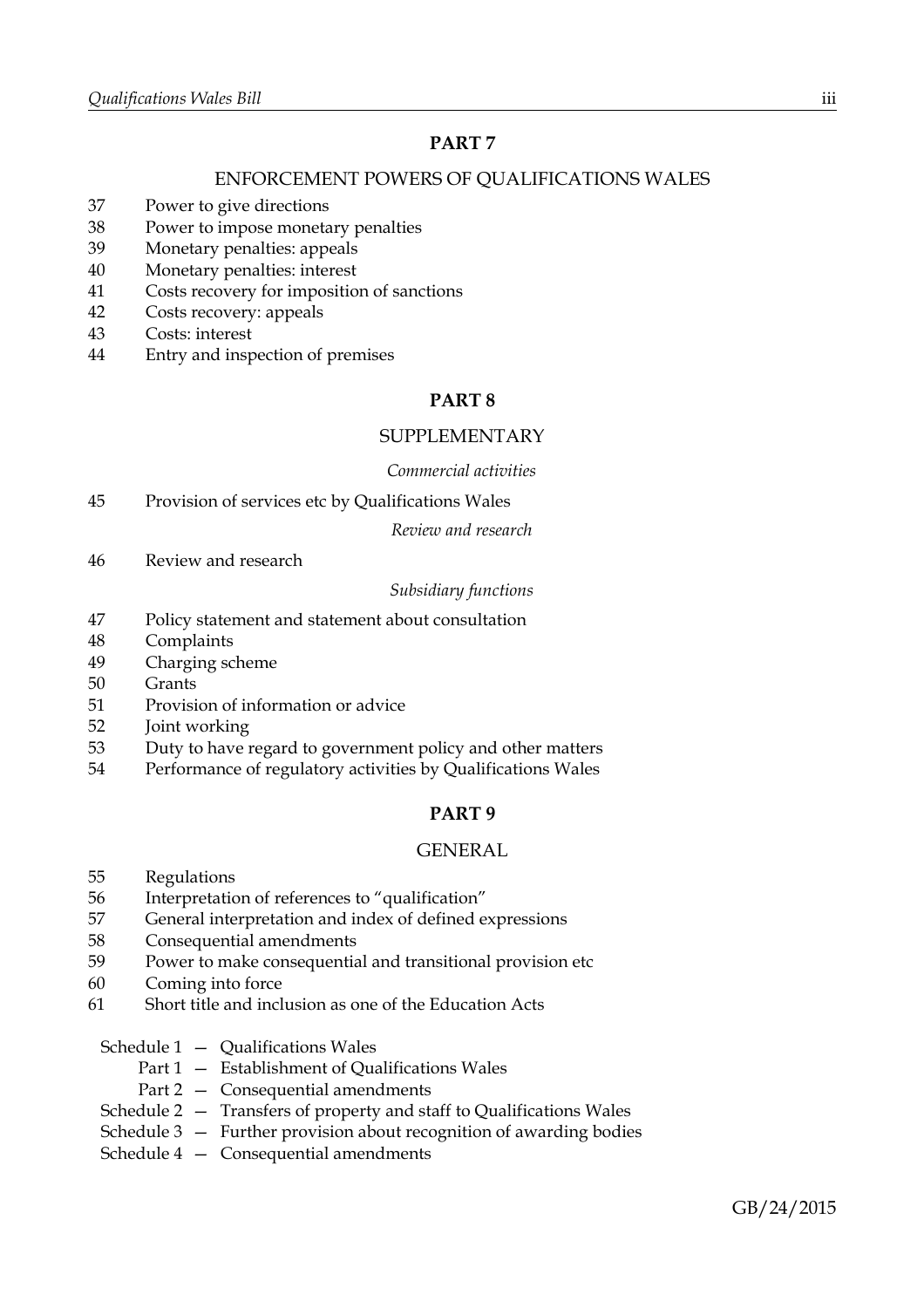## PART 7

### ENFORCEMENT POWERS OF QUALIFICATIONS WALES

37 Power to give directions
38 Power to impose monetary penalties
39 Monetary penalties: appeals
40 Monetary penalties: interest
41 Costs recovery for imposition of sanctions
42 Costs recovery: appeals
43 Costs: interest
44 Entry and inspection of premises

## PART 8

### SUPPLEMENTARY

*Commercial activities*

45 Provision of services etc by Qualifications Wales

*Review and research*

46 Review and research

*Subsidiary functions*

47 Policy statement and statement about consultation
48 Complaints
49 Charging scheme
50 Grants
51 Provision of information or advice
52 Joint working
53 Duty to have regard to government policy and other matters
54 Performance of regulatory activities by Qualifications Wales

## PART 9

### GENERAL

55 Regulations
56 Interpretation of references to "qualification"
57 General interpretation and index of defined expressions
58 Consequential amendments
59 Power to make consequential and transitional provision etc
60 Coming into force
61 Short title and inclusion as one of the Education Acts

Schedule 1 — Qualifications Wales
  Part 1 — Establishment of Qualifications Wales
  Part 2 — Consequential amendments
Schedule 2 — Transfers of property and staff to Qualifications Wales
Schedule 3 — Further provision about recognition of awarding bodies
Schedule 4 — Consequential amendments

GB/24/2015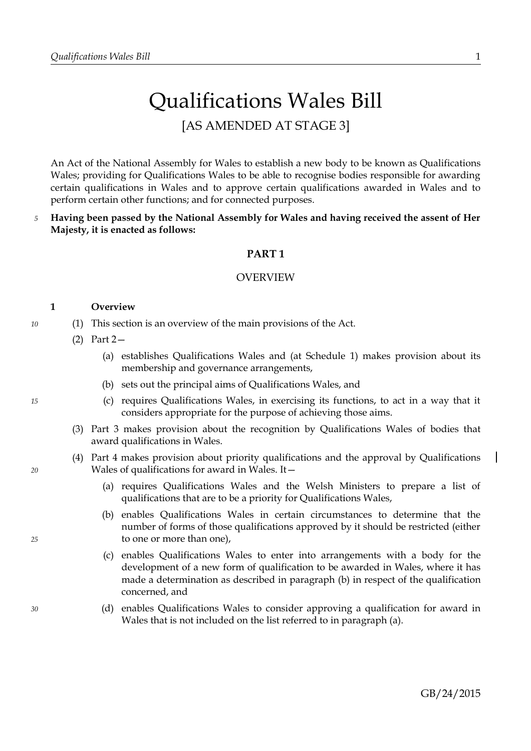# Qualifications Wales Bill

[AS AMENDED AT STAGE 3]

An Act of the National Assembly for Wales to establish a new body to be known as Qualifications Wales; providing for Qualifications Wales to be able to recognise bodies responsible for awarding certain qualifications in Wales and to approve certain qualifications awarded in Wales and to perform certain other functions; and for connected purposes.

**Having been passed by the National Assembly for Wales and having received the assent of Her Majesty, it is enacted as follows:**

## PART 1

### OVERVIEW

**1 Overview**

(1) This section is an overview of the main provisions of the Act.

(2) Part 2—

(a) establishes Qualifications Wales and (at Schedule 1) makes provision about its membership and governance arrangements,

(b) sets out the principal aims of Qualifications Wales, and

(c) requires Qualifications Wales, in exercising its functions, to act in a way that it considers appropriate for the purpose of achieving those aims.

(3) Part 3 makes provision about the recognition by Qualifications Wales of bodies that award qualifications in Wales.

(4) Part 4 makes provision about priority qualifications and the approval by Qualifications Wales of qualifications for award in Wales. It—

(a) requires Qualifications Wales and the Welsh Ministers to prepare a list of qualifications that are to be a priority for Qualifications Wales,

(b) enables Qualifications Wales in certain circumstances to determine that the number of forms of those qualifications approved by it should be restricted (either to one or more than one),

(c) enables Qualifications Wales to enter into arrangements with a body for the development of a new form of qualification to be awarded in Wales, where it has made a determination as described in paragraph (b) in respect of the qualification concerned, and

(d) enables Qualifications Wales to consider approving a qualification for award in Wales that is not included on the list referred to in paragraph (a).

GB/24/2015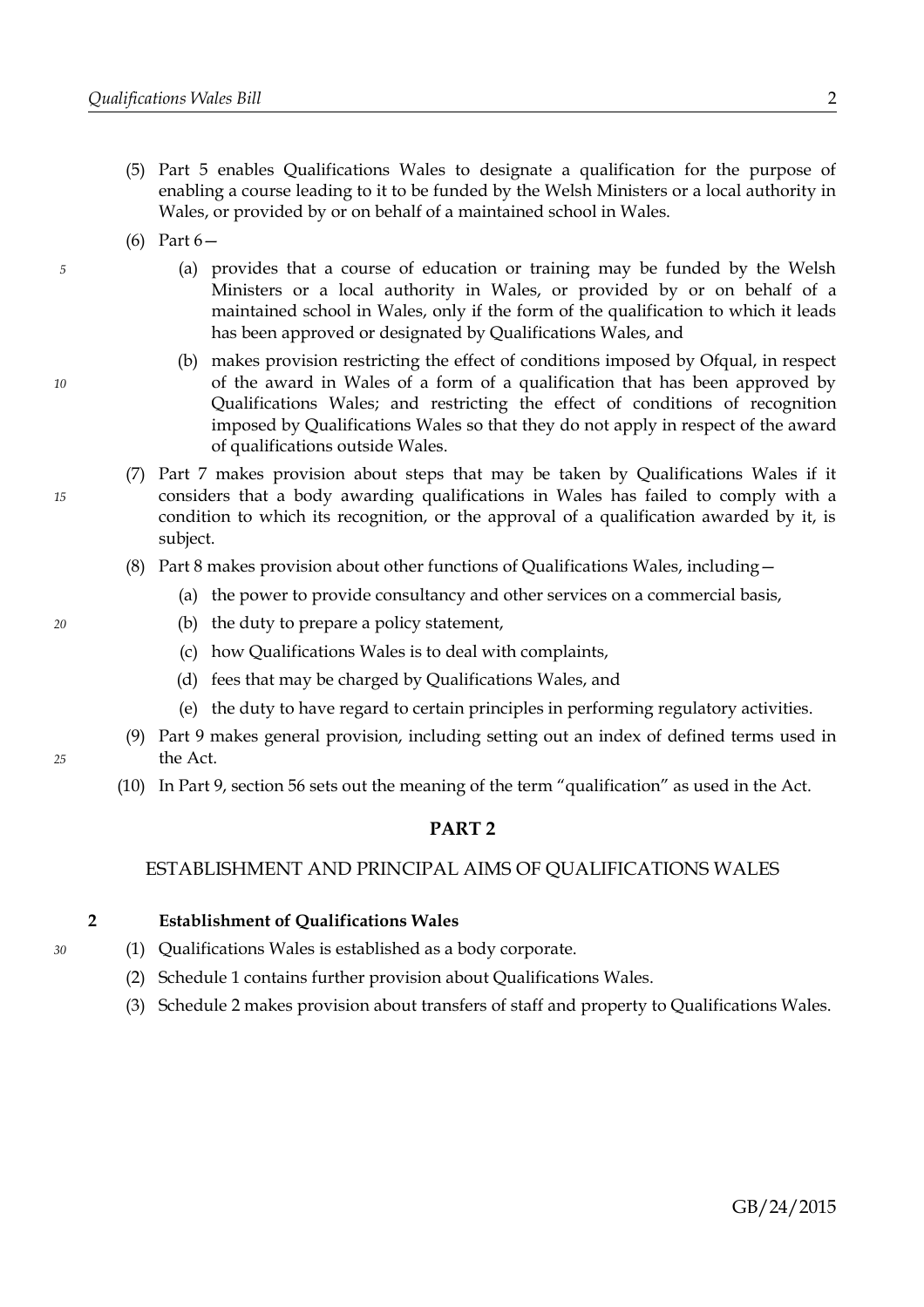(5) Part 5 enables Qualifications Wales to designate a qualification for the purpose of enabling a course leading to it to be funded by the Welsh Ministers or a local authority in Wales, or provided by or on behalf of a maintained school in Wales.

(6) Part 6—

- (a) provides that a course of education or training may be funded by the Welsh Ministers or a local authority in Wales, or provided by or on behalf of a maintained school in Wales, only if the form of the qualification to which it leads has been approved or designated by Qualifications Wales, and
- (b) makes provision restricting the effect of conditions imposed by Ofqual, in respect of the award in Wales of a form of a qualification that has been approved by Qualifications Wales; and restricting the effect of conditions of recognition imposed by Qualifications Wales so that they do not apply in respect of the award of qualifications outside Wales.

(7) Part 7 makes provision about steps that may be taken by Qualifications Wales if it considers that a body awarding qualifications in Wales has failed to comply with a condition to which its recognition, or the approval of a qualification awarded by it, is subject.

(8) Part 8 makes provision about other functions of Qualifications Wales, including—

- (a) the power to provide consultancy and other services on a commercial basis,
- (b) the duty to prepare a policy statement,
- (c) how Qualifications Wales is to deal with complaints,
- (d) fees that may be charged by Qualifications Wales, and
- (e) the duty to have regard to certain principles in performing regulatory activities.

(9) Part 9 makes general provision, including setting out an index of defined terms used in the Act.

(10) In Part 9, section 56 sets out the meaning of the term "qualification" as used in the Act.

## PART 2

## ESTABLISHMENT AND PRINCIPAL AIMS OF QUALIFICATIONS WALES

### 2 Establishment of Qualifications Wales

(1) Qualifications Wales is established as a body corporate.

(2) Schedule 1 contains further provision about Qualifications Wales.

(3) Schedule 2 makes provision about transfers of staff and property to Qualifications Wales.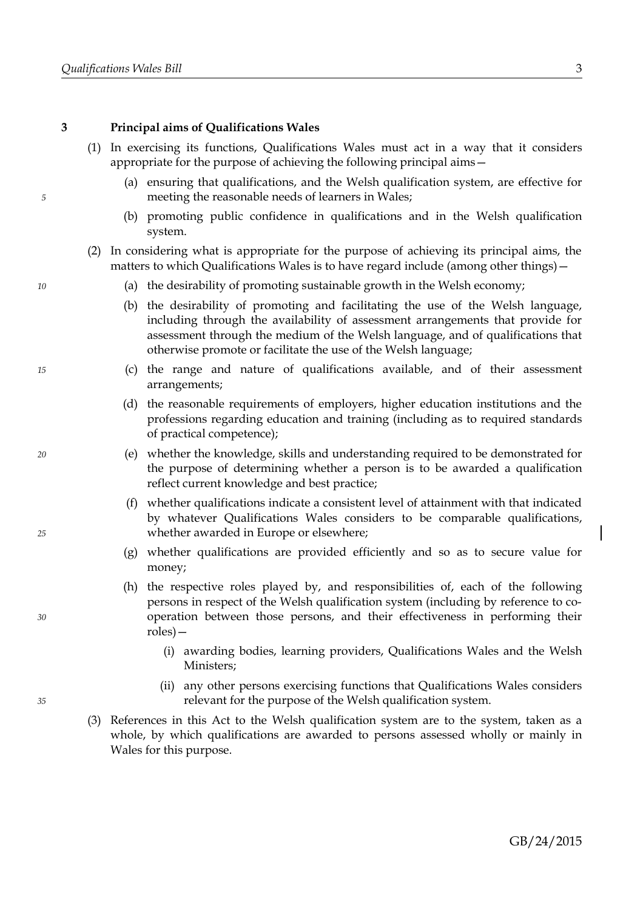### 3 Principal aims of Qualifications Wales

(1) In exercising its functions, Qualifications Wales must act in a way that it considers appropriate for the purpose of achieving the following principal aims—

(a) ensuring that qualifications, and the Welsh qualification system, are effective for meeting the reasonable needs of learners in Wales;

(b) promoting public confidence in qualifications and in the Welsh qualification system.

(2) In considering what is appropriate for the purpose of achieving its principal aims, the matters to which Qualifications Wales is to have regard include (among other things)—

(a) the desirability of promoting sustainable growth in the Welsh economy;

(b) the desirability of promoting and facilitating the use of the Welsh language, including through the availability of assessment arrangements that provide for assessment through the medium of the Welsh language, and of qualifications that otherwise promote or facilitate the use of the Welsh language;

(c) the range and nature of qualifications available, and of their assessment arrangements;

(d) the reasonable requirements of employers, higher education institutions and the professions regarding education and training (including as to required standards of practical competence);

(e) whether the knowledge, skills and understanding required to be demonstrated for the purpose of determining whether a person is to be awarded a qualification reflect current knowledge and best practice;

(f) whether qualifications indicate a consistent level of attainment with that indicated by whatever Qualifications Wales considers to be comparable qualifications, whether awarded in Europe or elsewhere;

(g) whether qualifications are provided efficiently and so as to secure value for money;

(h) the respective roles played by, and responsibilities of, each of the following persons in respect of the Welsh qualification system (including by reference to co-operation between those persons, and their effectiveness in performing their roles)—

(i) awarding bodies, learning providers, Qualifications Wales and the Welsh Ministers;

(ii) any other persons exercising functions that Qualifications Wales considers relevant for the purpose of the Welsh qualification system.

(3) References in this Act to the Welsh qualification system are to the system, taken as a whole, by which qualifications are awarded to persons assessed wholly or mainly in Wales for this purpose.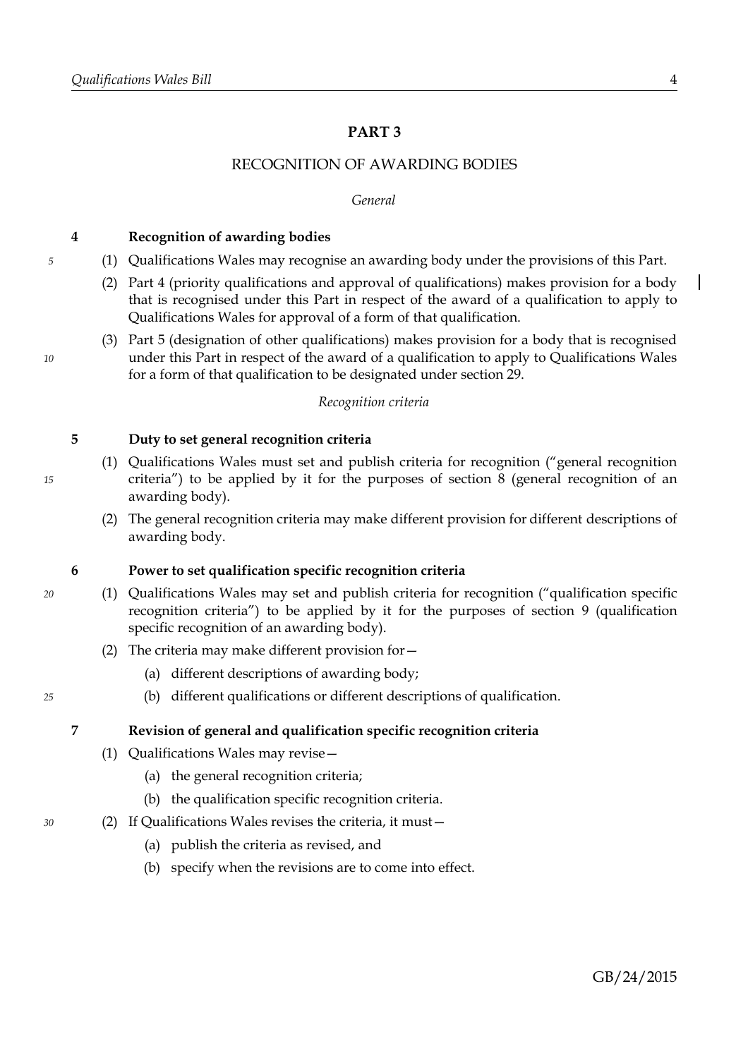## PART 3

## RECOGNITION OF AWARDING BODIES

*General*

### 4 Recognition of awarding bodies

(1) Qualifications Wales may recognise an awarding body under the provisions of this Part.

(2) Part 4 (priority qualifications and approval of qualifications) makes provision for a body that is recognised under this Part in respect of the award of a qualification to apply to Qualifications Wales for approval of a form of that qualification.

(3) Part 5 (designation of other qualifications) makes provision for a body that is recognised under this Part in respect of the award of a qualification to apply to Qualifications Wales for a form of that qualification to be designated under section 29.

*Recognition criteria*

### 5 Duty to set general recognition criteria

(1) Qualifications Wales must set and publish criteria for recognition ("general recognition criteria") to be applied by it for the purposes of section 8 (general recognition of an awarding body).

(2) The general recognition criteria may make different provision for different descriptions of awarding body.

### 6 Power to set qualification specific recognition criteria

(1) Qualifications Wales may set and publish criteria for recognition ("qualification specific recognition criteria") to be applied by it for the purposes of section 9 (qualification specific recognition of an awarding body).

(2) The criteria may make different provision for—

(a) different descriptions of awarding body;

(b) different qualifications or different descriptions of qualification.

### 7 Revision of general and qualification specific recognition criteria

(1) Qualifications Wales may revise—

(a) the general recognition criteria;

(b) the qualification specific recognition criteria.

(2) If Qualifications Wales revises the criteria, it must—

(a) publish the criteria as revised, and

(b) specify when the revisions are to come into effect.

GB/24/2015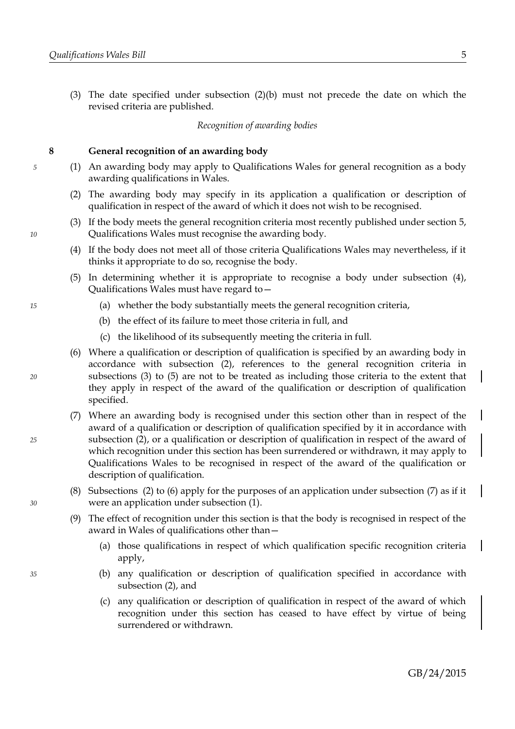(3) The date specified under subsection (2)(b) must not precede the date on which the revised criteria are published.

*Recognition of awarding bodies*

**8 General recognition of an awarding body**

(1) An awarding body may apply to Qualifications Wales for general recognition as a body awarding qualifications in Wales.

(2) The awarding body may specify in its application a qualification or description of qualification in respect of the award of which it does not wish to be recognised.

(3) If the body meets the general recognition criteria most recently published under section 5, Qualifications Wales must recognise the awarding body.

(4) If the body does not meet all of those criteria Qualifications Wales may nevertheless, if it thinks it appropriate to do so, recognise the body.

(5) In determining whether it is appropriate to recognise a body under subsection (4), Qualifications Wales must have regard to—

(a) whether the body substantially meets the general recognition criteria,

(b) the effect of its failure to meet those criteria in full, and

(c) the likelihood of its subsequently meeting the criteria in full.

(6) Where a qualification or description of qualification is specified by an awarding body in accordance with subsection (2), references to the general recognition criteria in subsections (3) to (5) are not to be treated as including those criteria to the extent that they apply in respect of the award of the qualification or description of qualification specified.

(7) Where an awarding body is recognised under this section other than in respect of the award of a qualification or description of qualification specified by it in accordance with subsection (2), or a qualification or description of qualification in respect of the award of which recognition under this section has been surrendered or withdrawn, it may apply to Qualifications Wales to be recognised in respect of the award of the qualification or description of qualification.

(8) Subsections (2) to (6) apply for the purposes of an application under subsection (7) as if it were an application under subsection (1).

(9) The effect of recognition under this section is that the body is recognised in respect of the award in Wales of qualifications other than—

(a) those qualifications in respect of which qualification specific recognition criteria apply,

(b) any qualification or description of qualification specified in accordance with subsection (2), and

(c) any qualification or description of qualification in respect of the award of which recognition under this section has ceased to have effect by virtue of being surrendered or withdrawn.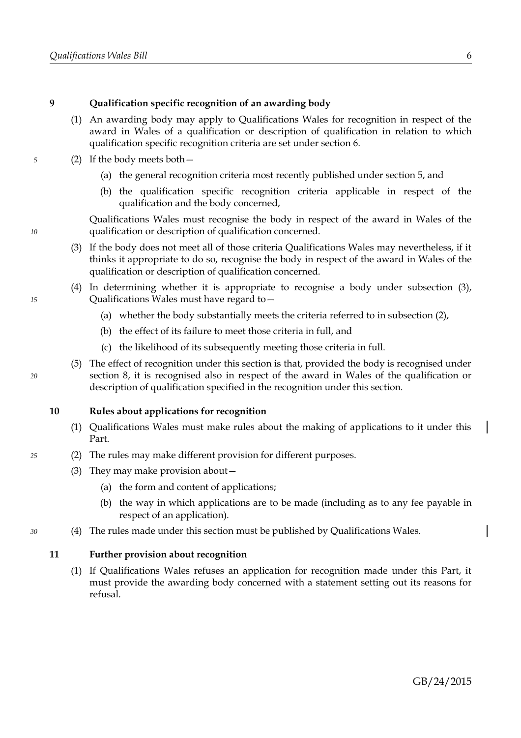### 9 Qualification specific recognition of an awarding body

(1) An awarding body may apply to Qualifications Wales for recognition in respect of the award in Wales of a qualification or description of qualification in relation to which qualification specific recognition criteria are set under section 6.

(2) If the body meets both—

(a) the general recognition criteria most recently published under section 5, and

(b) the qualification specific recognition criteria applicable in respect of the qualification and the body concerned,

Qualifications Wales must recognise the body in respect of the award in Wales of the qualification or description of qualification concerned.

(3) If the body does not meet all of those criteria Qualifications Wales may nevertheless, if it thinks it appropriate to do so, recognise the body in respect of the award in Wales of the qualification or description of qualification concerned.

(4) In determining whether it is appropriate to recognise a body under subsection (3), Qualifications Wales must have regard to—

(a) whether the body substantially meets the criteria referred to in subsection (2),

(b) the effect of its failure to meet those criteria in full, and

(c) the likelihood of its subsequently meeting those criteria in full.

(5) The effect of recognition under this section is that, provided the body is recognised under section 8, it is recognised also in respect of the award in Wales of the qualification or description of qualification specified in the recognition under this section.

### 10 Rules about applications for recognition

(1) Qualifications Wales must make rules about the making of applications to it under this Part.

(2) The rules may make different provision for different purposes.

(3) They may make provision about—

(a) the form and content of applications;

(b) the way in which applications are to be made (including as to any fee payable in respect of an application).

(4) The rules made under this section must be published by Qualifications Wales.

### 11 Further provision about recognition

(1) If Qualifications Wales refuses an application for recognition made under this Part, it must provide the awarding body concerned with a statement setting out its reasons for refusal.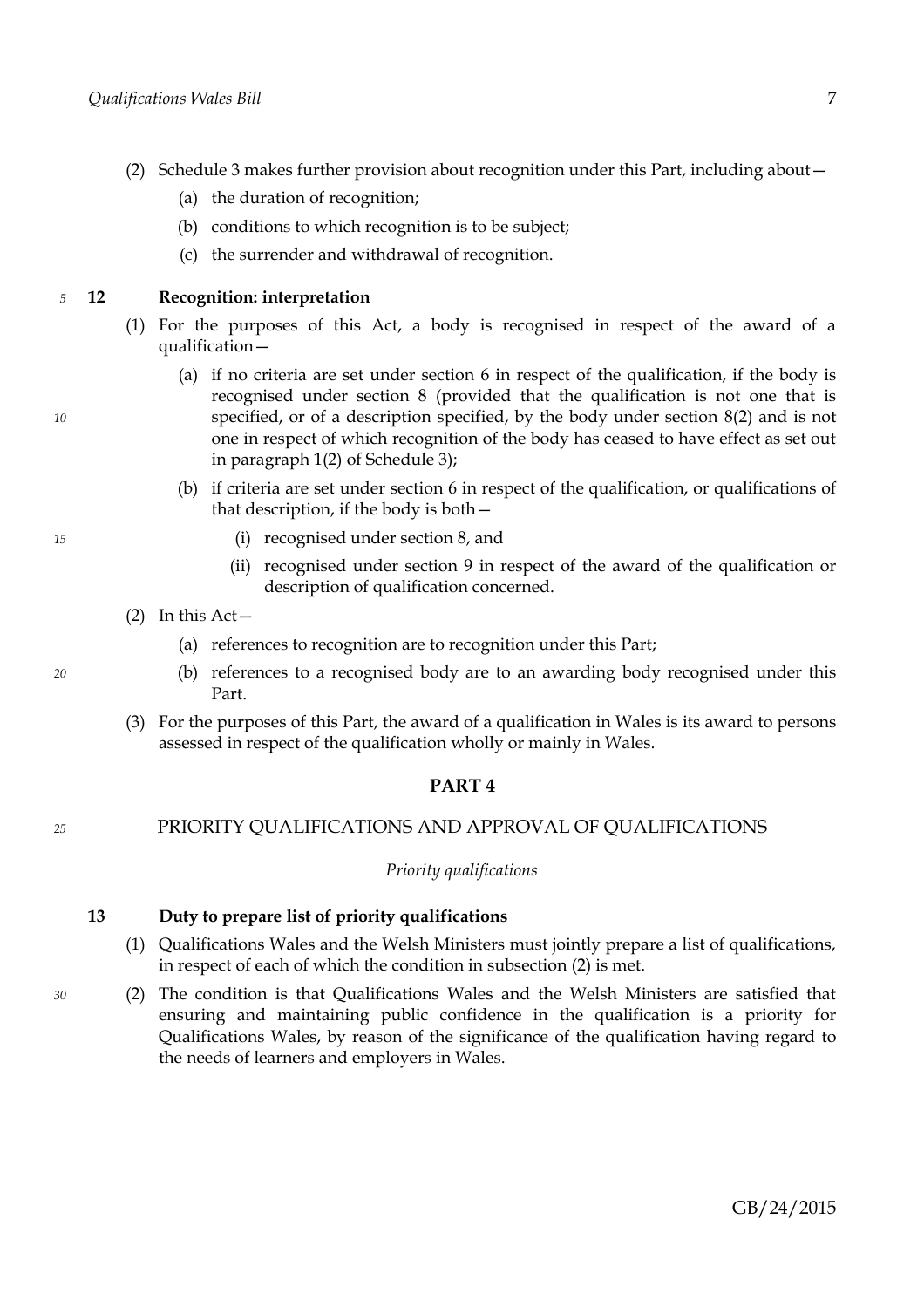(2) Schedule 3 makes further provision about recognition under this Part, including about—

(a) the duration of recognition;

(b) conditions to which recognition is to be subject;

(c) the surrender and withdrawal of recognition.

**12 Recognition: interpretation**

(1) For the purposes of this Act, a body is recognised in respect of the award of a qualification—

(a) if no criteria are set under section 6 in respect of the qualification, if the body is recognised under section 8 (provided that the qualification is not one that is specified, or of a description specified, by the body under section 8(2) and is not one in respect of which recognition of the body has ceased to have effect as set out in paragraph 1(2) of Schedule 3);

(b) if criteria are set under section 6 in respect of the qualification, or qualifications of that description, if the body is both—

(i) recognised under section 8, and

(ii) recognised under section 9 in respect of the award of the qualification or description of qualification concerned.

(2) In this Act—

(a) references to recognition are to recognition under this Part;

(b) references to a recognised body are to an awarding body recognised under this Part.

(3) For the purposes of this Part, the award of a qualification in Wales is its award to persons assessed in respect of the qualification wholly or mainly in Wales.

## PART 4

## PRIORITY QUALIFICATIONS AND APPROVAL OF QUALIFICATIONS

*Priority qualifications*

**13 Duty to prepare list of priority qualifications**

(1) Qualifications Wales and the Welsh Ministers must jointly prepare a list of qualifications, in respect of each of which the condition in subsection (2) is met.

(2) The condition is that Qualifications Wales and the Welsh Ministers are satisfied that ensuring and maintaining public confidence in the qualification is a priority for Qualifications Wales, by reason of the significance of the qualification having regard to the needs of learners and employers in Wales.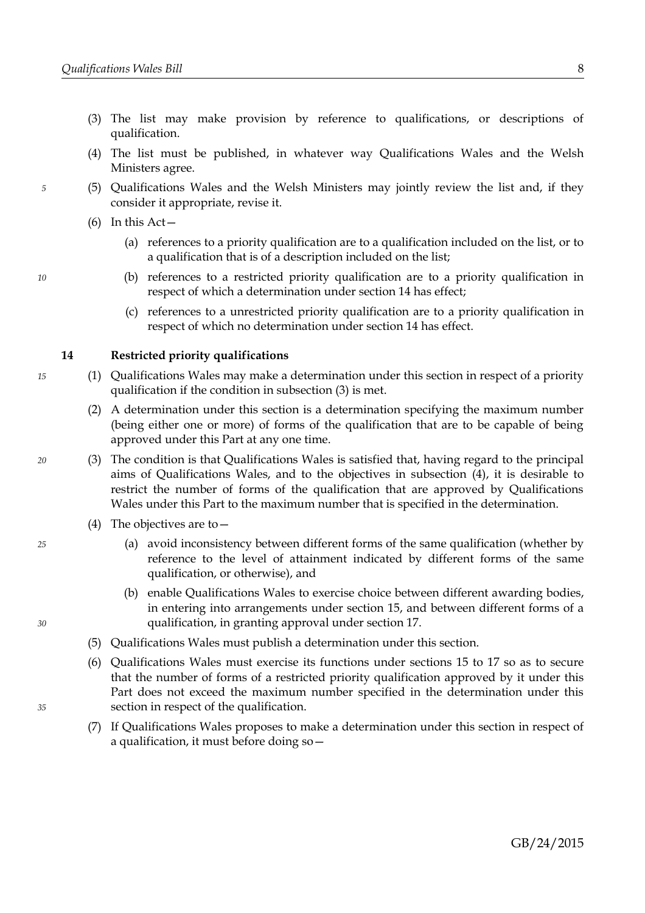(3) The list may make provision by reference to qualifications, or descriptions of qualification.

(4) The list must be published, in whatever way Qualifications Wales and the Welsh Ministers agree.

(5) Qualifications Wales and the Welsh Ministers may jointly review the list and, if they consider it appropriate, revise it.

(6) In this Act—

(a) references to a priority qualification are to a qualification included on the list, or to a qualification that is of a description included on the list;

(b) references to a restricted priority qualification are to a priority qualification in respect of which a determination under section 14 has effect;

(c) references to a unrestricted priority qualification are to a priority qualification in respect of which no determination under section 14 has effect.

### 14 Restricted priority qualifications

(1) Qualifications Wales may make a determination under this section in respect of a priority qualification if the condition in subsection (3) is met.

(2) A determination under this section is a determination specifying the maximum number (being either one or more) of forms of the qualification that are to be capable of being approved under this Part at any one time.

(3) The condition is that Qualifications Wales is satisfied that, having regard to the principal aims of Qualifications Wales, and to the objectives in subsection (4), it is desirable to restrict the number of forms of the qualification that are approved by Qualifications Wales under this Part to the maximum number that is specified in the determination.

(4) The objectives are to—

(a) avoid inconsistency between different forms of the same qualification (whether by reference to the level of attainment indicated by different forms of the same qualification, or otherwise), and

(b) enable Qualifications Wales to exercise choice between different awarding bodies, in entering into arrangements under section 15, and between different forms of a qualification, in granting approval under section 17.

(5) Qualifications Wales must publish a determination under this section.

(6) Qualifications Wales must exercise its functions under sections 15 to 17 so as to secure that the number of forms of a restricted priority qualification approved by it under this Part does not exceed the maximum number specified in the determination under this section in respect of the qualification.

(7) If Qualifications Wales proposes to make a determination under this section in respect of a qualification, it must before doing so—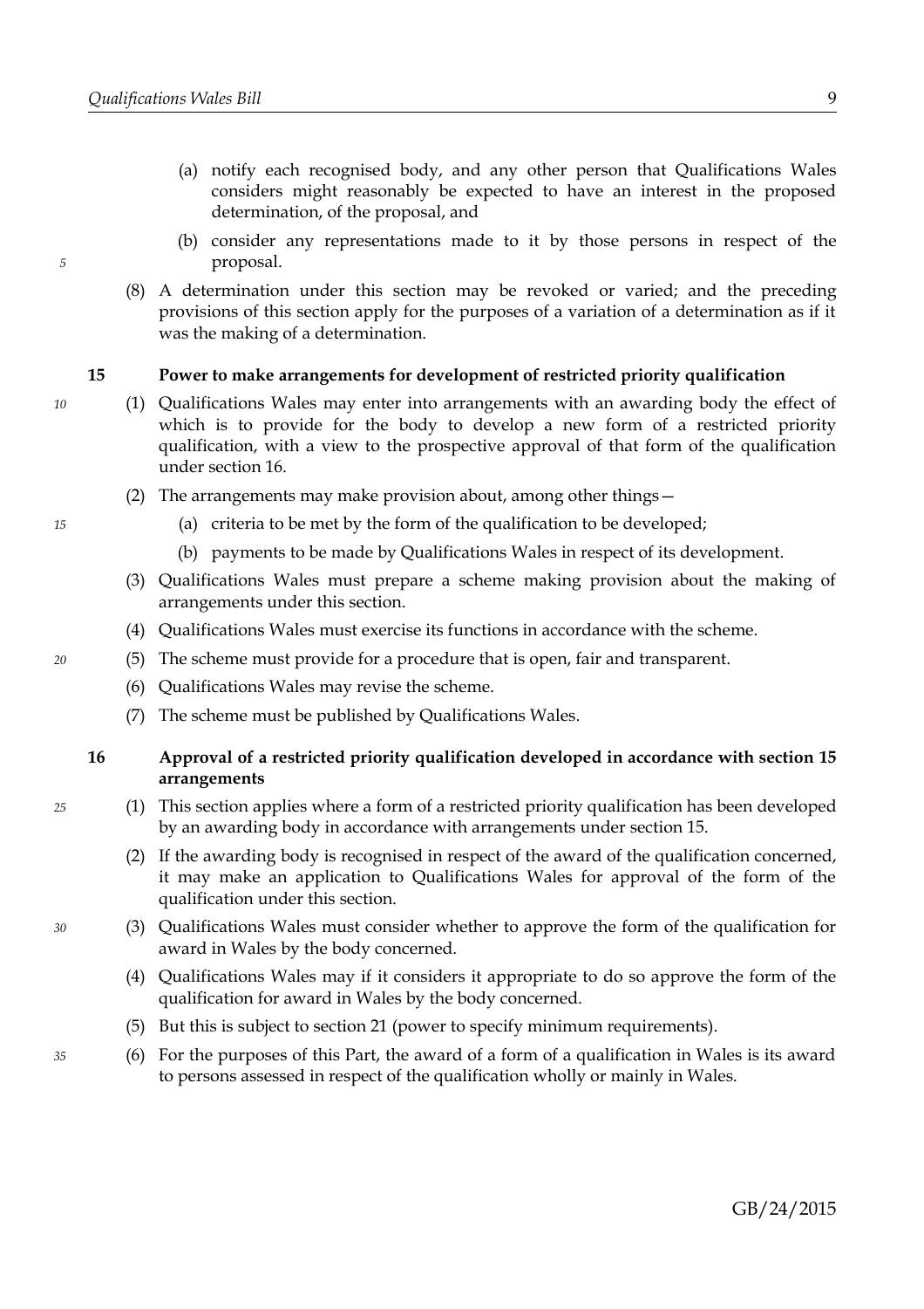(a) notify each recognised body, and any other person that Qualifications Wales considers might reasonably be expected to have an interest in the proposed determination, of the proposal, and

(b) consider any representations made to it by those persons in respect of the proposal.

(8) A determination under this section may be revoked or varied; and the preceding provisions of this section apply for the purposes of a variation of a determination as if it was the making of a determination.

### 15 Power to make arrangements for development of restricted priority qualification

(1) Qualifications Wales may enter into arrangements with an awarding body the effect of which is to provide for the body to develop a new form of a restricted priority qualification, with a view to the prospective approval of that form of the qualification under section 16.

(2) The arrangements may make provision about, among other things—

(a) criteria to be met by the form of the qualification to be developed;

(b) payments to be made by Qualifications Wales in respect of its development.

(3) Qualifications Wales must prepare a scheme making provision about the making of arrangements under this section.

(4) Qualifications Wales must exercise its functions in accordance with the scheme.

(5) The scheme must provide for a procedure that is open, fair and transparent.

(6) Qualifications Wales may revise the scheme.

(7) The scheme must be published by Qualifications Wales.

### 16 Approval of a restricted priority qualification developed in accordance with section 15 arrangements

(1) This section applies where a form of a restricted priority qualification has been developed by an awarding body in accordance with arrangements under section 15.

(2) If the awarding body is recognised in respect of the award of the qualification concerned, it may make an application to Qualifications Wales for approval of the form of the qualification under this section.

(3) Qualifications Wales must consider whether to approve the form of the qualification for award in Wales by the body concerned.

(4) Qualifications Wales may if it considers it appropriate to do so approve the form of the qualification for award in Wales by the body concerned.

(5) But this is subject to section 21 (power to specify minimum requirements).

(6) For the purposes of this Part, the award of a form of a qualification in Wales is its award to persons assessed in respect of the qualification wholly or mainly in Wales.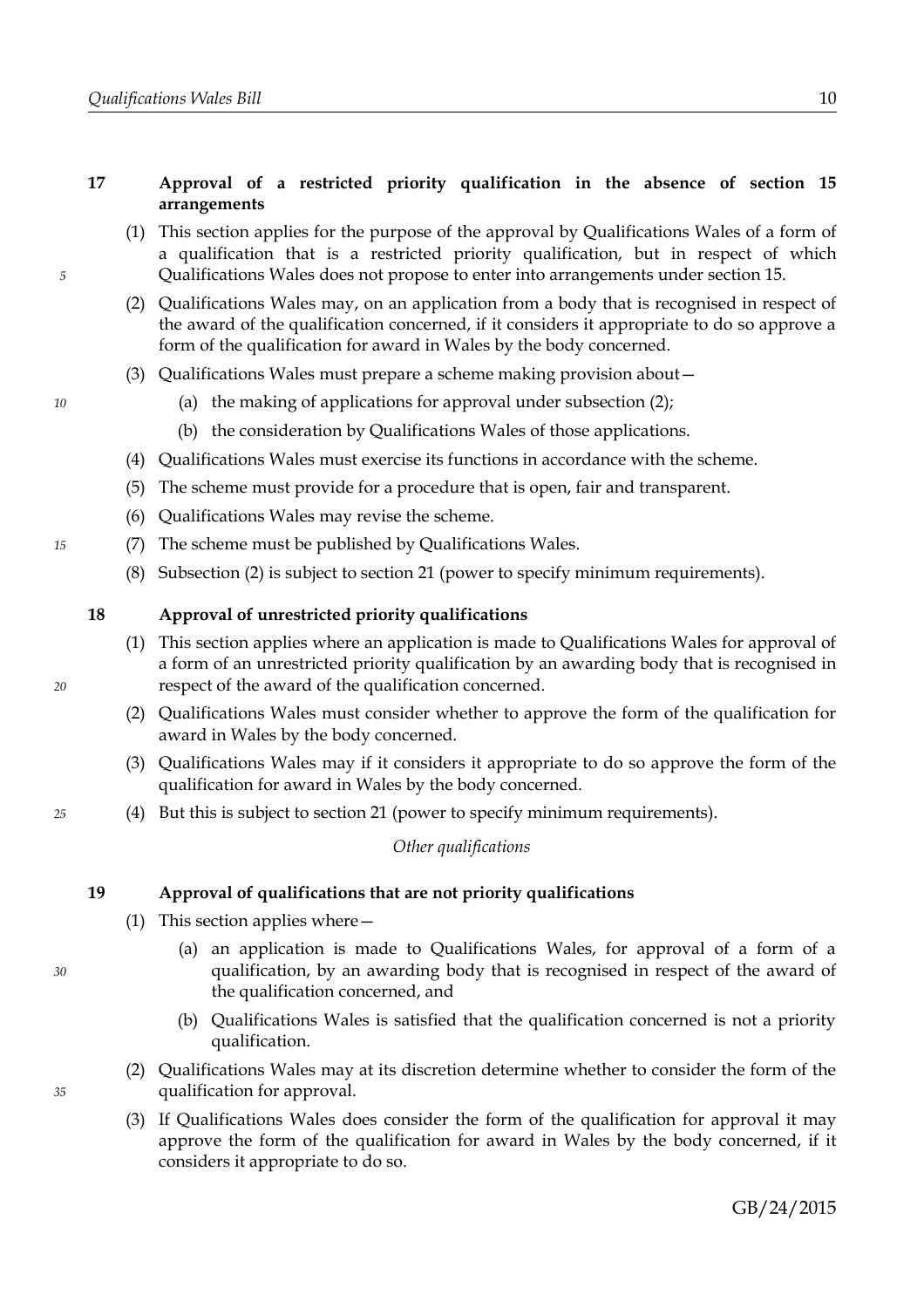**17 Approval of a restricted priority qualification in the absence of section 15 arrangements**

(1) This section applies for the purpose of the approval by Qualifications Wales of a form of a qualification that is a restricted priority qualification, but in respect of which Qualifications Wales does not propose to enter into arrangements under section 15.

(2) Qualifications Wales may, on an application from a body that is recognised in respect of the award of the qualification concerned, if it considers it appropriate to do so approve a form of the qualification for award in Wales by the body concerned.

(3) Qualifications Wales must prepare a scheme making provision about—

(a) the making of applications for approval under subsection (2);

(b) the consideration by Qualifications Wales of those applications.

(4) Qualifications Wales must exercise its functions in accordance with the scheme.

(5) The scheme must provide for a procedure that is open, fair and transparent.

(6) Qualifications Wales may revise the scheme.

(7) The scheme must be published by Qualifications Wales.

(8) Subsection (2) is subject to section 21 (power to specify minimum requirements).

**18 Approval of unrestricted priority qualifications**

(1) This section applies where an application is made to Qualifications Wales for approval of a form of an unrestricted priority qualification by an awarding body that is recognised in respect of the award of the qualification concerned.

(2) Qualifications Wales must consider whether to approve the form of the qualification for award in Wales by the body concerned.

(3) Qualifications Wales may if it considers it appropriate to do so approve the form of the qualification for award in Wales by the body concerned.

(4) But this is subject to section 21 (power to specify minimum requirements).

*Other qualifications*

**19 Approval of qualifications that are not priority qualifications**

(1) This section applies where—

(a) an application is made to Qualifications Wales, for approval of a form of a qualification, by an awarding body that is recognised in respect of the award of the qualification concerned, and

(b) Qualifications Wales is satisfied that the qualification concerned is not a priority qualification.

(2) Qualifications Wales may at its discretion determine whether to consider the form of the qualification for approval.

(3) If Qualifications Wales does consider the form of the qualification for approval it may approve the form of the qualification for award in Wales by the body concerned, if it considers it appropriate to do so.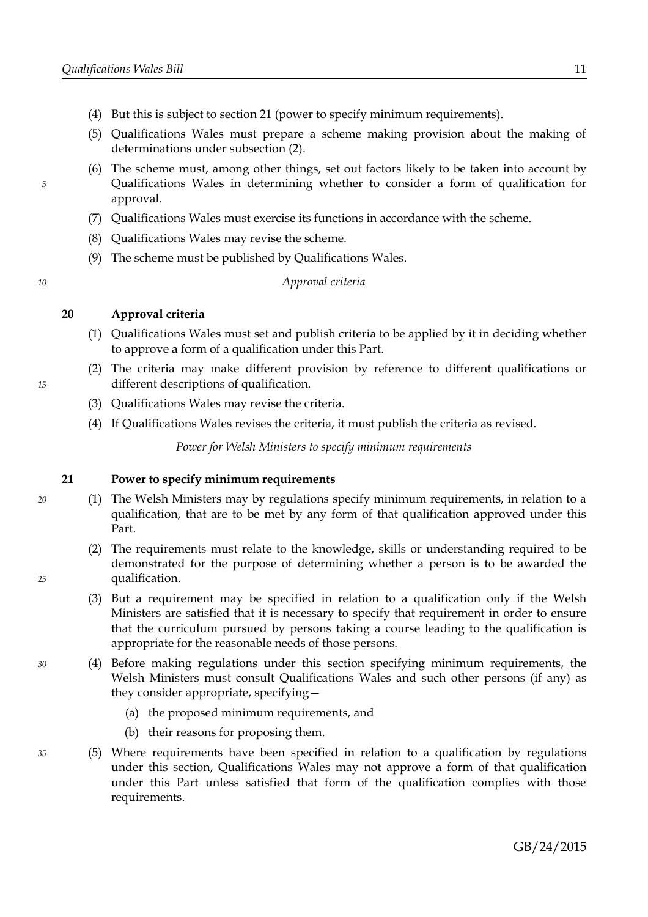(4) But this is subject to section 21 (power to specify minimum requirements).

(5) Qualifications Wales must prepare a scheme making provision about the making of determinations under subsection (2).

(6) The scheme must, among other things, set out factors likely to be taken into account by Qualifications Wales in determining whether to consider a form of qualification for approval.

(7) Qualifications Wales must exercise its functions in accordance with the scheme.

(8) Qualifications Wales may revise the scheme.

(9) The scheme must be published by Qualifications Wales.

*Approval criteria*

### 20 Approval criteria

(1) Qualifications Wales must set and publish criteria to be applied by it in deciding whether to approve a form of a qualification under this Part.

(2) The criteria may make different provision by reference to different qualifications or different descriptions of qualification.

(3) Qualifications Wales may revise the criteria.

(4) If Qualifications Wales revises the criteria, it must publish the criteria as revised.

*Power for Welsh Ministers to specify minimum requirements*

### 21 Power to specify minimum requirements

(1) The Welsh Ministers may by regulations specify minimum requirements, in relation to a qualification, that are to be met by any form of that qualification approved under this Part.

(2) The requirements must relate to the knowledge, skills or understanding required to be demonstrated for the purpose of determining whether a person is to be awarded the qualification.

(3) But a requirement may be specified in relation to a qualification only if the Welsh Ministers are satisfied that it is necessary to specify that requirement in order to ensure that the curriculum pursued by persons taking a course leading to the qualification is appropriate for the reasonable needs of those persons.

(4) Before making regulations under this section specifying minimum requirements, the Welsh Ministers must consult Qualifications Wales and such other persons (if any) as they consider appropriate, specifying—

(a) the proposed minimum requirements, and

(b) their reasons for proposing them.

(5) Where requirements have been specified in relation to a qualification by regulations under this section, Qualifications Wales may not approve a form of that qualification under this Part unless satisfied that form of the qualification complies with those requirements.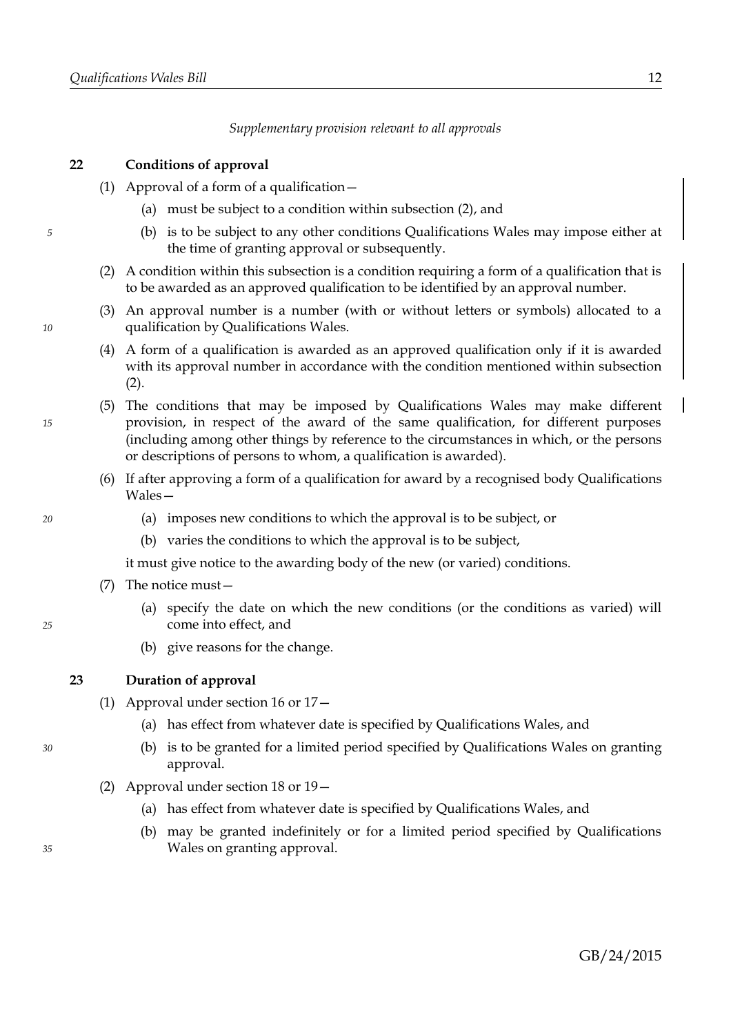*Supplementary provision relevant to all approvals*

## 22 Conditions of approval

(1) Approval of a form of a qualification—

(a) must be subject to a condition within subsection (2), and

(b) is to be subject to any other conditions Qualifications Wales may impose either at the time of granting approval or subsequently.

(2) A condition within this subsection is a condition requiring a form of a qualification that is to be awarded as an approved qualification to be identified by an approval number.

(3) An approval number is a number (with or without letters or symbols) allocated to a qualification by Qualifications Wales.

(4) A form of a qualification is awarded as an approved qualification only if it is awarded with its approval number in accordance with the condition mentioned within subsection (2).

(5) The conditions that may be imposed by Qualifications Wales may make different provision, in respect of the award of the same qualification, for different purposes (including among other things by reference to the circumstances in which, or the persons or descriptions of persons to whom, a qualification is awarded).

(6) If after approving a form of a qualification for award by a recognised body Qualifications Wales—

(a) imposes new conditions to which the approval is to be subject, or

(b) varies the conditions to which the approval is to be subject,

it must give notice to the awarding body of the new (or varied) conditions.

(7) The notice must—

(a) specify the date on which the new conditions (or the conditions as varied) will come into effect, and

(b) give reasons for the change.

## 23 Duration of approval

(1) Approval under section 16 or 17—

(a) has effect from whatever date is specified by Qualifications Wales, and

(b) is to be granted for a limited period specified by Qualifications Wales on granting approval.

(2) Approval under section 18 or 19—

(a) has effect from whatever date is specified by Qualifications Wales, and

(b) may be granted indefinitely or for a limited period specified by Qualifications Wales on granting approval.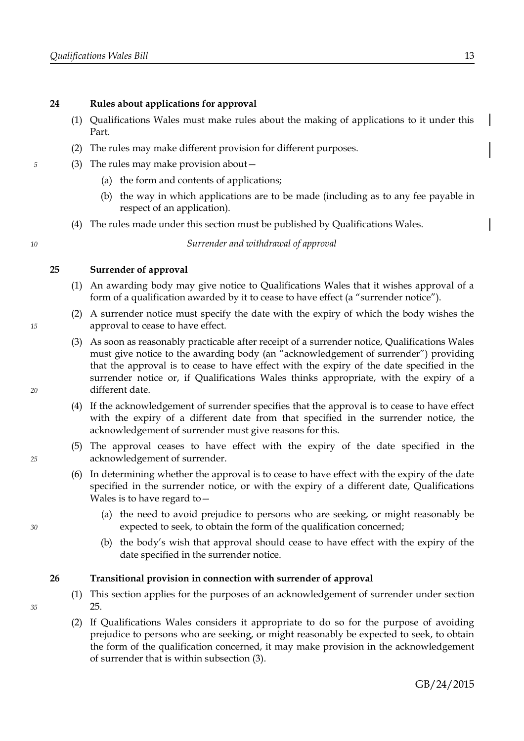### 24 Rules about applications for approval

(1) Qualifications Wales must make rules about the making of applications to it under this Part.

(2) The rules may make different provision for different purposes.

(3) The rules may make provision about—

(a) the form and contents of applications;

(b) the way in which applications are to be made (including as to any fee payable in respect of an application).

(4) The rules made under this section must be published by Qualifications Wales.

*Surrender and withdrawal of approval*

### 25 Surrender of approval

(1) An awarding body may give notice to Qualifications Wales that it wishes approval of a form of a qualification awarded by it to cease to have effect (a "surrender notice").

(2) A surrender notice must specify the date with the expiry of which the body wishes the approval to cease to have effect.

(3) As soon as reasonably practicable after receipt of a surrender notice, Qualifications Wales must give notice to the awarding body (an "acknowledgement of surrender") providing that the approval is to cease to have effect with the expiry of the date specified in the surrender notice or, if Qualifications Wales thinks appropriate, with the expiry of a different date.

(4) If the acknowledgement of surrender specifies that the approval is to cease to have effect with the expiry of a different date from that specified in the surrender notice, the acknowledgement of surrender must give reasons for this.

(5) The approval ceases to have effect with the expiry of the date specified in the acknowledgement of surrender.

(6) In determining whether the approval is to cease to have effect with the expiry of the date specified in the surrender notice, or with the expiry of a different date, Qualifications Wales is to have regard to—

(a) the need to avoid prejudice to persons who are seeking, or might reasonably be expected to seek, to obtain the form of the qualification concerned;

(b) the body's wish that approval should cease to have effect with the expiry of the date specified in the surrender notice.

### 26 Transitional provision in connection with surrender of approval

(1) This section applies for the purposes of an acknowledgement of surrender under section 25.

(2) If Qualifications Wales considers it appropriate to do so for the purpose of avoiding prejudice to persons who are seeking, or might reasonably be expected to seek, to obtain the form of the qualification concerned, it may make provision in the acknowledgement of surrender that is within subsection (3).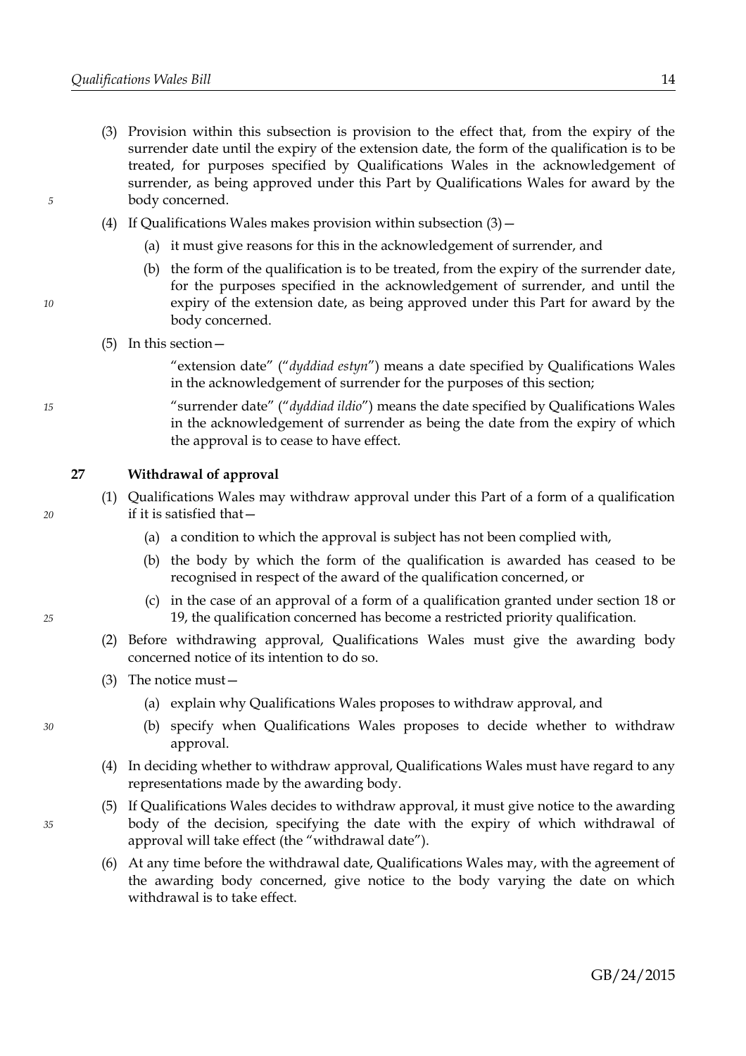(3) Provision within this subsection is provision to the effect that, from the expiry of the surrender date until the expiry of the extension date, the form of the qualification is to be treated, for purposes specified by Qualifications Wales in the acknowledgement of surrender, as being approved under this Part by Qualifications Wales for award by the body concerned.

(4) If Qualifications Wales makes provision within subsection (3)—

(a) it must give reasons for this in the acknowledgement of surrender, and

(b) the form of the qualification is to be treated, from the expiry of the surrender date, for the purposes specified in the acknowledgement of surrender, and until the expiry of the extension date, as being approved under this Part for award by the body concerned.

(5) In this section—

"extension date" ("*dyddiad estyn*") means a date specified by Qualifications Wales in the acknowledgement of surrender for the purposes of this section;

"surrender date" ("*dyddiad ildio*") means the date specified by Qualifications Wales in the acknowledgement of surrender as being the date from the expiry of which the approval is to cease to have effect.

### 27 Withdrawal of approval

(1) Qualifications Wales may withdraw approval under this Part of a form of a qualification if it is satisfied that—

(a) a condition to which the approval is subject has not been complied with,

(b) the body by which the form of the qualification is awarded has ceased to be recognised in respect of the award of the qualification concerned, or

(c) in the case of an approval of a form of a qualification granted under section 18 or 19, the qualification concerned has become a restricted priority qualification.

(2) Before withdrawing approval, Qualifications Wales must give the awarding body concerned notice of its intention to do so.

(3) The notice must—

(a) explain why Qualifications Wales proposes to withdraw approval, and

(b) specify when Qualifications Wales proposes to decide whether to withdraw approval.

(4) In deciding whether to withdraw approval, Qualifications Wales must have regard to any representations made by the awarding body.

(5) If Qualifications Wales decides to withdraw approval, it must give notice to the awarding body of the decision, specifying the date with the expiry of which withdrawal of approval will take effect (the "withdrawal date").

(6) At any time before the withdrawal date, Qualifications Wales may, with the agreement of the awarding body concerned, give notice to the body varying the date on which withdrawal is to take effect.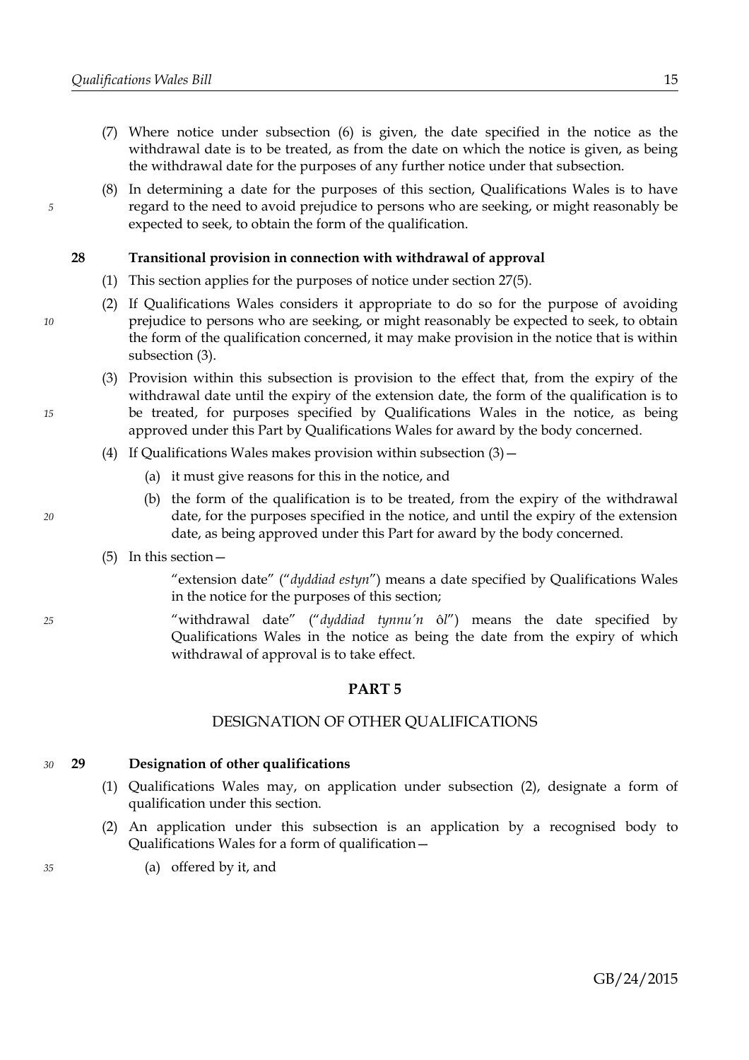(7) Where notice under subsection (6) is given, the date specified in the notice as the withdrawal date is to be treated, as from the date on which the notice is given, as being the withdrawal date for the purposes of any further notice under that subsection.

(8) In determining a date for the purposes of this section, Qualifications Wales is to have regard to the need to avoid prejudice to persons who are seeking, or might reasonably be expected to seek, to obtain the form of the qualification.

**28 Transitional provision in connection with withdrawal of approval**

(1) This section applies for the purposes of notice under section 27(5).

(2) If Qualifications Wales considers it appropriate to do so for the purpose of avoiding prejudice to persons who are seeking, or might reasonably be expected to seek, to obtain the form of the qualification concerned, it may make provision in the notice that is within subsection (3).

(3) Provision within this subsection is provision to the effect that, from the expiry of the withdrawal date until the expiry of the extension date, the form of the qualification is to be treated, for purposes specified by Qualifications Wales in the notice, as being approved under this Part by Qualifications Wales for award by the body concerned.

(4) If Qualifications Wales makes provision within subsection (3)—

(a) it must give reasons for this in the notice, and

(b) the form of the qualification is to be treated, from the expiry of the withdrawal date, for the purposes specified in the notice, and until the expiry of the extension date, as being approved under this Part for award by the body concerned.

(5) In this section—

"extension date" ("*dyddiad estyn*") means a date specified by Qualifications Wales in the notice for the purposes of this section;

"withdrawal date" ("*dyddiad tynnu'n ôl*") means the date specified by Qualifications Wales in the notice as being the date from the expiry of which withdrawal of approval is to take effect.

## PART 5

## DESIGNATION OF OTHER QUALIFICATIONS

**29 Designation of other qualifications**

(1) Qualifications Wales may, on application under subsection (2), designate a form of qualification under this section.

(2) An application under this subsection is an application by a recognised body to Qualifications Wales for a form of qualification—

(a) offered by it, and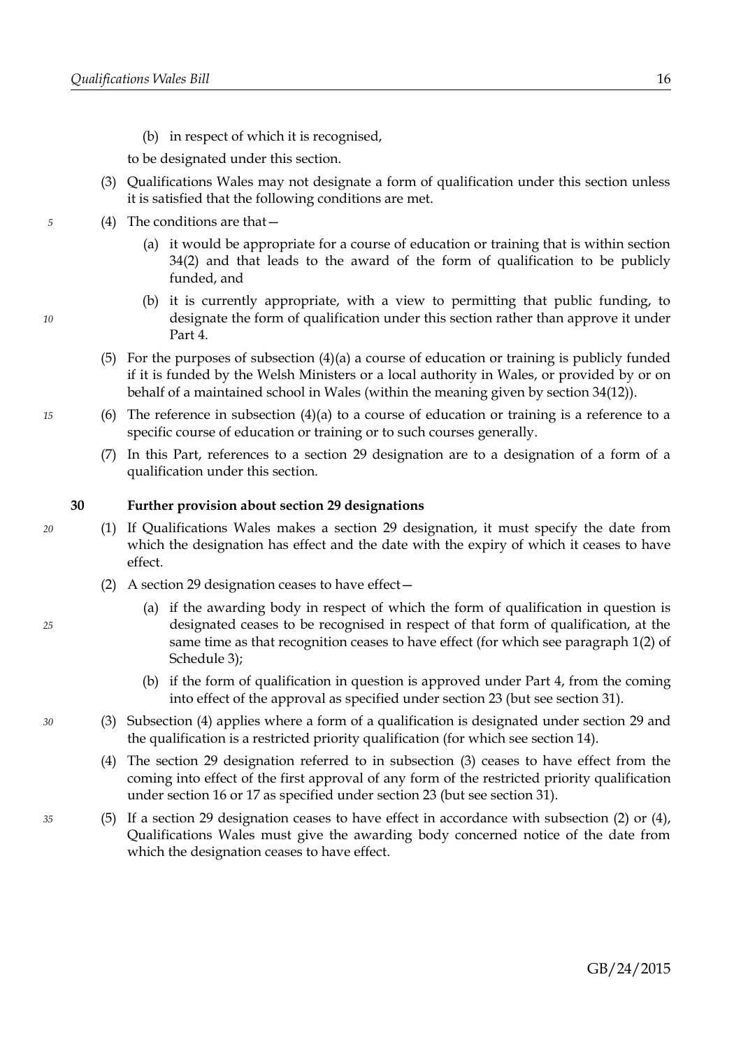(b) in respect of which it is recognised,

to be designated under this section.

(3) Qualifications Wales may not designate a form of qualification under this section unless it is satisfied that the following conditions are met.

(4) The conditions are that—

(a) it would be appropriate for a course of education or training that is within section 34(2) and that leads to the award of the form of qualification to be publicly funded, and

(b) it is currently appropriate, with a view to permitting that public funding, to designate the form of qualification under this section rather than approve it under Part 4.

(5) For the purposes of subsection (4)(a) a course of education or training is publicly funded if it is funded by the Welsh Ministers or a local authority in Wales, or provided by or on behalf of a maintained school in Wales (within the meaning given by section 34(12)).

(6) The reference in subsection (4)(a) to a course of education or training is a reference to a specific course of education or training or to such courses generally.

(7) In this Part, references to a section 29 designation are to a designation of a form of a qualification under this section.

**30 Further provision about section 29 designations**

(1) If Qualifications Wales makes a section 29 designation, it must specify the date from which the designation has effect and the date with the expiry of which it ceases to have effect.

(2) A section 29 designation ceases to have effect—

(a) if the awarding body in respect of which the form of qualification in question is designated ceases to be recognised in respect of that form of qualification, at the same time as that recognition ceases to have effect (for which see paragraph 1(2) of Schedule 3);

(b) if the form of qualification in question is approved under Part 4, from the coming into effect of the approval as specified under section 23 (but see section 31).

(3) Subsection (4) applies where a form of a qualification is designated under section 29 and the qualification is a restricted priority qualification (for which see section 14).

(4) The section 29 designation referred to in subsection (3) ceases to have effect from the coming into effect of the first approval of any form of the restricted priority qualification under section 16 or 17 as specified under section 23 (but see section 31).

(5) If a section 29 designation ceases to have effect in accordance with subsection (2) or (4), Qualifications Wales must give the awarding body concerned notice of the date from which the designation ceases to have effect.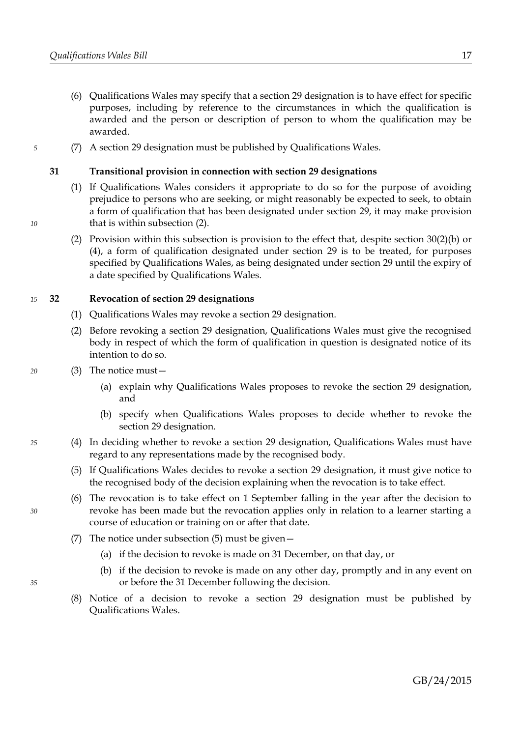(6) Qualifications Wales may specify that a section 29 designation is to have effect for specific purposes, including by reference to the circumstances in which the qualification is awarded and the person or description of person to whom the qualification may be awarded.

(7) A section 29 designation must be published by Qualifications Wales.

### 31 Transitional provision in connection with section 29 designations

(1) If Qualifications Wales considers it appropriate to do so for the purpose of avoiding prejudice to persons who are seeking, or might reasonably be expected to seek, to obtain a form of qualification that has been designated under section 29, it may make provision that is within subsection (2).

(2) Provision within this subsection is provision to the effect that, despite section 30(2)(b) or (4), a form of qualification designated under section 29 is to be treated, for purposes specified by Qualifications Wales, as being designated under section 29 until the expiry of a date specified by Qualifications Wales.

### 32 Revocation of section 29 designations

(1) Qualifications Wales may revoke a section 29 designation.

(2) Before revoking a section 29 designation, Qualifications Wales must give the recognised body in respect of which the form of qualification in question is designated notice of its intention to do so.

(3) The notice must—

(a) explain why Qualifications Wales proposes to revoke the section 29 designation, and

(b) specify when Qualifications Wales proposes to decide whether to revoke the section 29 designation.

(4) In deciding whether to revoke a section 29 designation, Qualifications Wales must have regard to any representations made by the recognised body.

(5) If Qualifications Wales decides to revoke a section 29 designation, it must give notice to the recognised body of the decision explaining when the revocation is to take effect.

(6) The revocation is to take effect on 1 September falling in the year after the decision to revoke has been made but the revocation applies only in relation to a learner starting a course of education or training on or after that date.

(7) The notice under subsection (5) must be given—

(a) if the decision to revoke is made on 31 December, on that day, or

(b) if the decision to revoke is made on any other day, promptly and in any event on or before the 31 December following the decision.

(8) Notice of a decision to revoke a section 29 designation must be published by Qualifications Wales.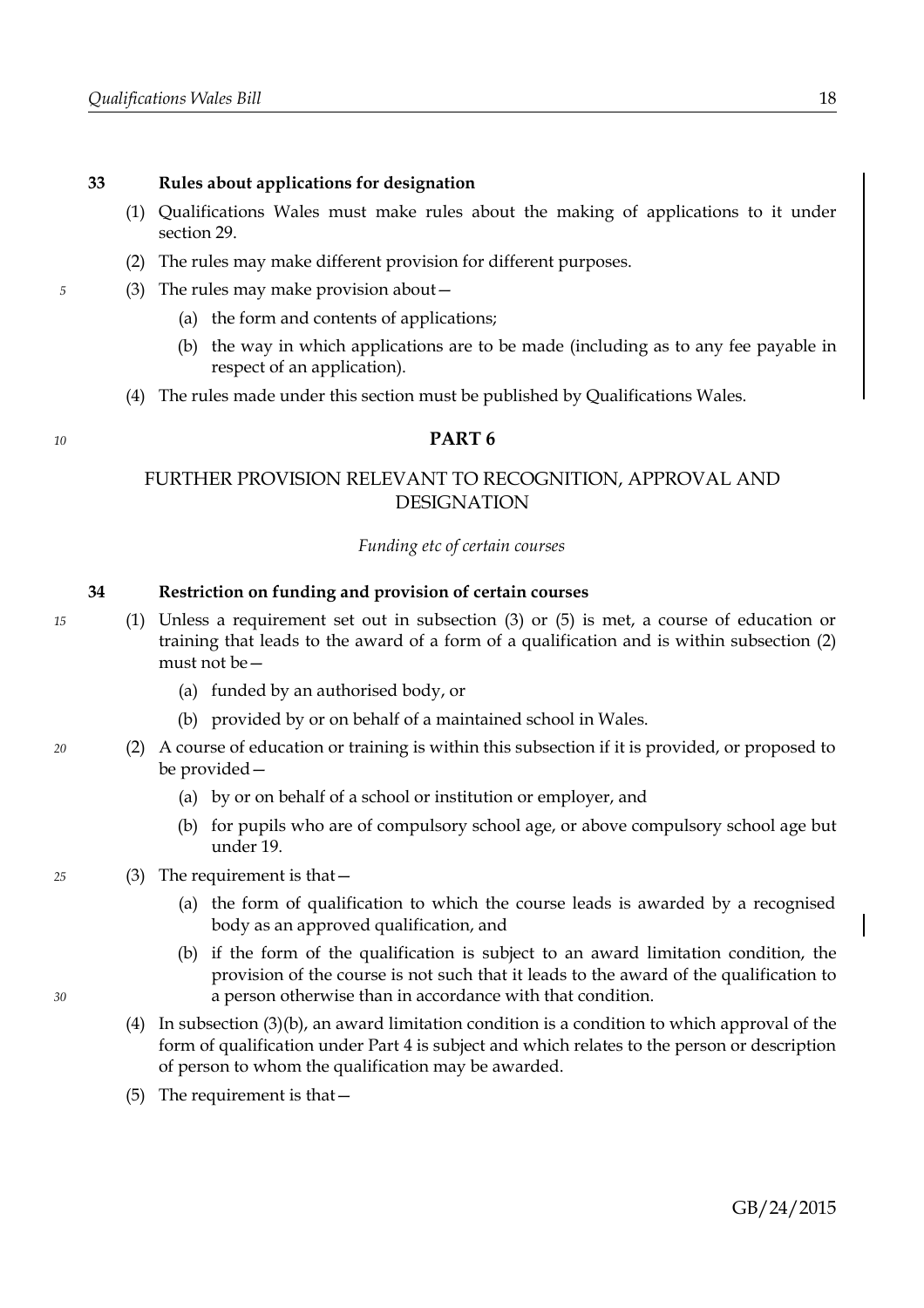### 33 Rules about applications for designation

(1) Qualifications Wales must make rules about the making of applications to it under section 29.

(2) The rules may make different provision for different purposes.

(3) The rules may make provision about—

- (a) the form and contents of applications;
- (b) the way in which applications are to be made (including as to any fee payable in respect of an application).

(4) The rules made under this section must be published by Qualifications Wales.

## PART 6

## FURTHER PROVISION RELEVANT TO RECOGNITION, APPROVAL AND DESIGNATION

*Funding etc of certain courses*

### 34 Restriction on funding and provision of certain courses

(1) Unless a requirement set out in subsection (3) or (5) is met, a course of education or training that leads to the award of a form of a qualification and is within subsection (2) must not be—

- (a) funded by an authorised body, or
- (b) provided by or on behalf of a maintained school in Wales.

(2) A course of education or training is within this subsection if it is provided, or proposed to be provided—

- (a) by or on behalf of a school or institution or employer, and
- (b) for pupils who are of compulsory school age, or above compulsory school age but under 19.

(3) The requirement is that—

- (a) the form of qualification to which the course leads is awarded by a recognised body as an approved qualification, and
- (b) if the form of the qualification is subject to an award limitation condition, the provision of the course is not such that it leads to the award of the qualification to a person otherwise than in accordance with that condition.

(4) In subsection (3)(b), an award limitation condition is a condition to which approval of the form of qualification under Part 4 is subject and which relates to the person or description of person to whom the qualification may be awarded.

(5) The requirement is that—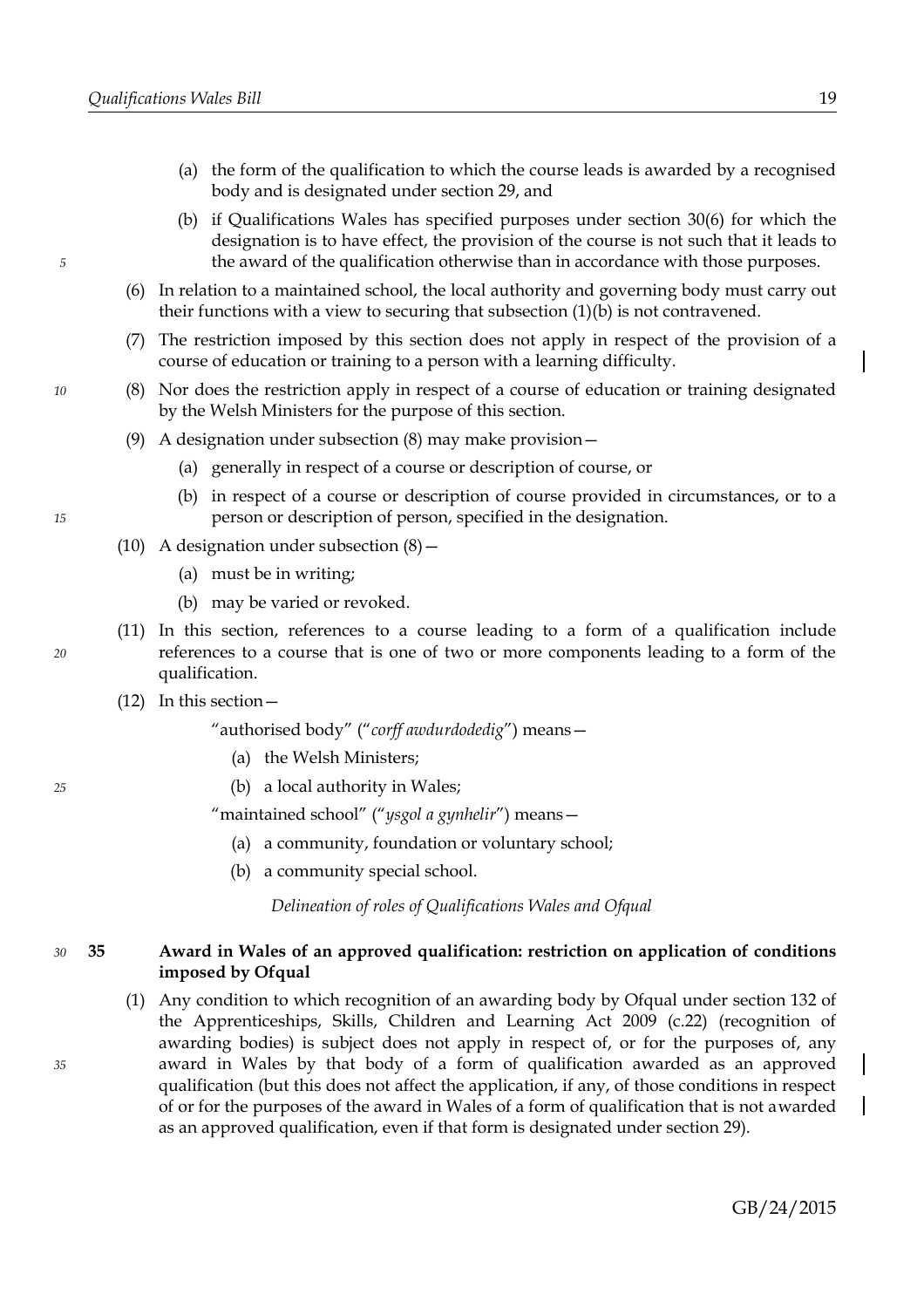(a) the form of the qualification to which the course leads is awarded by a recognised body and is designated under section 29, and

(b) if Qualifications Wales has specified purposes under section 30(6) for which the designation is to have effect, the provision of the course is not such that it leads to the award of the qualification otherwise than in accordance with those purposes.

(6) In relation to a maintained school, the local authority and governing body must carry out their functions with a view to securing that subsection (1)(b) is not contravened.

(7) The restriction imposed by this section does not apply in respect of the provision of a course of education or training to a person with a learning difficulty.

(8) Nor does the restriction apply in respect of a course of education or training designated by the Welsh Ministers for the purpose of this section.

(9) A designation under subsection (8) may make provision—

(a) generally in respect of a course or description of course, or

(b) in respect of a course or description of course provided in circumstances, or to a person or description of person, specified in the designation.

(10) A designation under subsection (8)—

(a) must be in writing;

(b) may be varied or revoked.

(11) In this section, references to a course leading to a form of a qualification include references to a course that is one of two or more components leading to a form of the qualification.

(12) In this section—

"authorised body" ("*corff awdurdodedig*") means—

(a) the Welsh Ministers;

(b) a local authority in Wales;

"maintained school" ("*ysgol a gynhelir*") means—

(a) a community, foundation or voluntary school;

(b) a community special school.

*Delineation of roles of Qualifications Wales and Ofqual*

**35 Award in Wales of an approved qualification: restriction on application of conditions imposed by Ofqual**

(1) Any condition to which recognition of an awarding body by Ofqual under section 132 of the Apprenticeships, Skills, Children and Learning Act 2009 (c.22) (recognition of awarding bodies) is subject does not apply in respect of, or for the purposes of, any award in Wales by that body of a form of qualification awarded as an approved qualification (but this does not affect the application, if any, of those conditions in respect of or for the purposes of the award in Wales of a form of qualification that is not awarded as an approved qualification, even if that form is designated under section 29).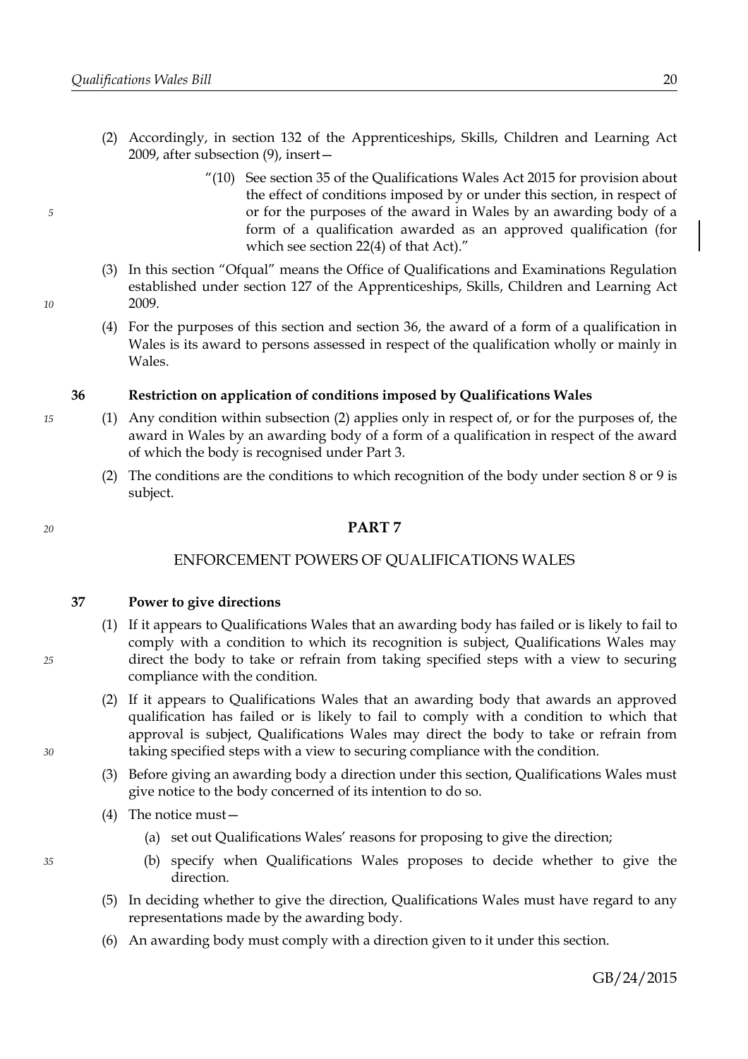(2) Accordingly, in section 132 of the Apprenticeships, Skills, Children and Learning Act 2009, after subsection (9), insert—

> "(10) See section 35 of the Qualifications Wales Act 2015 for provision about the effect of conditions imposed by or under this section, in respect of or for the purposes of the award in Wales by an awarding body of a form of a qualification awarded as an approved qualification (for which see section 22(4) of that Act)."

(3) In this section "Ofqual" means the Office of Qualifications and Examinations Regulation established under section 127 of the Apprenticeships, Skills, Children and Learning Act 2009.

(4) For the purposes of this section and section 36, the award of a form of a qualification in Wales is its award to persons assessed in respect of the qualification wholly or mainly in Wales.

### 36 Restriction on application of conditions imposed by Qualifications Wales

(1) Any condition within subsection (2) applies only in respect of, or for the purposes of, the award in Wales by an awarding body of a form of a qualification in respect of the award of which the body is recognised under Part 3.

(2) The conditions are the conditions to which recognition of the body under section 8 or 9 is subject.

## PART 7

## ENFORCEMENT POWERS OF QUALIFICATIONS WALES

### 37 Power to give directions

(1) If it appears to Qualifications Wales that an awarding body has failed or is likely to fail to comply with a condition to which its recognition is subject, Qualifications Wales may direct the body to take or refrain from taking specified steps with a view to securing compliance with the condition.

(2) If it appears to Qualifications Wales that an awarding body that awards an approved qualification has failed or is likely to fail to comply with a condition to which that approval is subject, Qualifications Wales may direct the body to take or refrain from taking specified steps with a view to securing compliance with the condition.

(3) Before giving an awarding body a direction under this section, Qualifications Wales must give notice to the body concerned of its intention to do so.

(4) The notice must—

(a) set out Qualifications Wales' reasons for proposing to give the direction;

(b) specify when Qualifications Wales proposes to decide whether to give the direction.

(5) In deciding whether to give the direction, Qualifications Wales must have regard to any representations made by the awarding body.

(6) An awarding body must comply with a direction given to it under this section.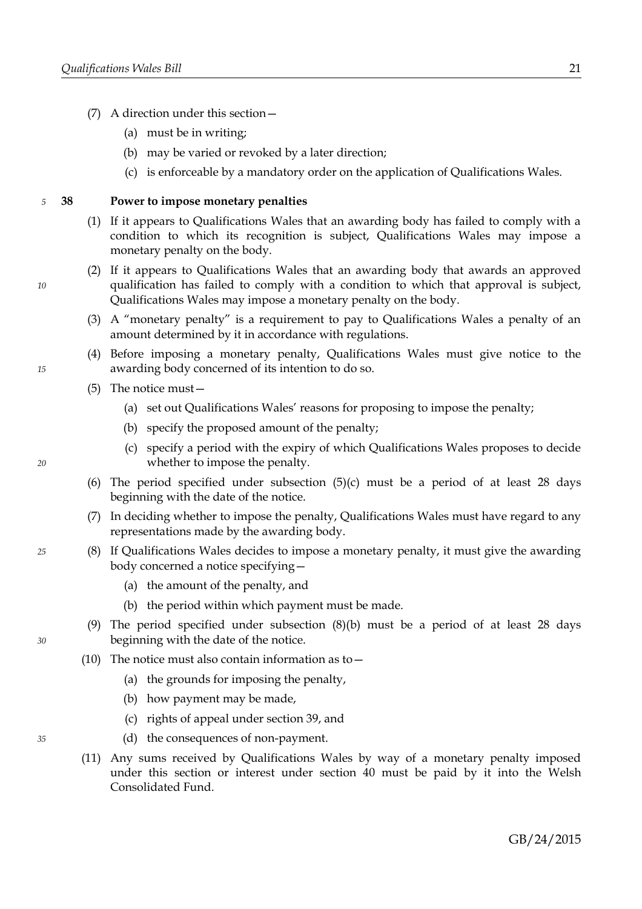(7) A direction under this section—

(a) must be in writing;

(b) may be varied or revoked by a later direction;

(c) is enforceable by a mandatory order on the application of Qualifications Wales.

## 38 Power to impose monetary penalties

(1) If it appears to Qualifications Wales that an awarding body has failed to comply with a condition to which its recognition is subject, Qualifications Wales may impose a monetary penalty on the body.

(2) If it appears to Qualifications Wales that an awarding body that awards an approved qualification has failed to comply with a condition to which that approval is subject, Qualifications Wales may impose a monetary penalty on the body.

(3) A "monetary penalty" is a requirement to pay to Qualifications Wales a penalty of an amount determined by it in accordance with regulations.

(4) Before imposing a monetary penalty, Qualifications Wales must give notice to the awarding body concerned of its intention to do so.

(5) The notice must—

(a) set out Qualifications Wales' reasons for proposing to impose the penalty;

(b) specify the proposed amount of the penalty;

(c) specify a period with the expiry of which Qualifications Wales proposes to decide whether to impose the penalty.

(6) The period specified under subsection (5)(c) must be a period of at least 28 days beginning with the date of the notice.

(7) In deciding whether to impose the penalty, Qualifications Wales must have regard to any representations made by the awarding body.

(8) If Qualifications Wales decides to impose a monetary penalty, it must give the awarding body concerned a notice specifying—

(a) the amount of the penalty, and

(b) the period within which payment must be made.

(9) The period specified under subsection (8)(b) must be a period of at least 28 days beginning with the date of the notice.

(10) The notice must also contain information as to—

(a) the grounds for imposing the penalty,

(b) how payment may be made,

(c) rights of appeal under section 39, and

(d) the consequences of non-payment.

(11) Any sums received by Qualifications Wales by way of a monetary penalty imposed under this section or interest under section 40 must be paid by it into the Welsh Consolidated Fund.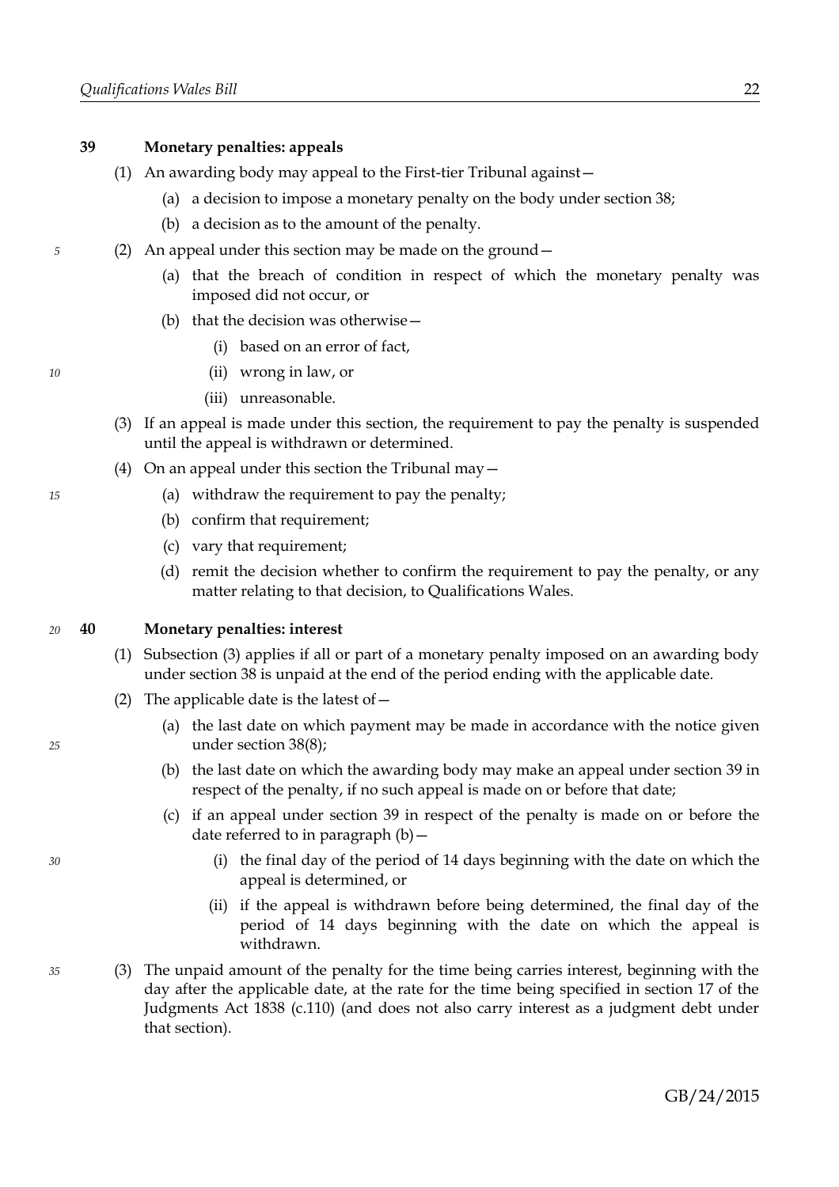### 39 Monetary penalties: appeals

(1) An awarding body may appeal to the First-tier Tribunal against—

- (a) a decision to impose a monetary penalty on the body under section 38;
- (b) a decision as to the amount of the penalty.

(2) An appeal under this section may be made on the ground—

- (a) that the breach of condition in respect of which the monetary penalty was imposed did not occur, or
- (b) that the decision was otherwise—
  - (i) based on an error of fact,
  - (ii) wrong in law, or
  - (iii) unreasonable.

(3) If an appeal is made under this section, the requirement to pay the penalty is suspended until the appeal is withdrawn or determined.

(4) On an appeal under this section the Tribunal may—

- (a) withdraw the requirement to pay the penalty;
- (b) confirm that requirement;
- (c) vary that requirement;
- (d) remit the decision whether to confirm the requirement to pay the penalty, or any matter relating to that decision, to Qualifications Wales.

### 40 Monetary penalties: interest

(1) Subsection (3) applies if all or part of a monetary penalty imposed on an awarding body under section 38 is unpaid at the end of the period ending with the applicable date.

(2) The applicable date is the latest of—

- (a) the last date on which payment may be made in accordance with the notice given under section 38(8);
- (b) the last date on which the awarding body may make an appeal under section 39 in respect of the penalty, if no such appeal is made on or before that date;
- (c) if an appeal under section 39 in respect of the penalty is made on or before the date referred to in paragraph (b)—
  - (i) the final day of the period of 14 days beginning with the date on which the appeal is determined, or
  - (ii) if the appeal is withdrawn before being determined, the final day of the period of 14 days beginning with the date on which the appeal is withdrawn.

(3) The unpaid amount of the penalty for the time being carries interest, beginning with the day after the applicable date, at the rate for the time being specified in section 17 of the Judgments Act 1838 (c.110) (and does not also carry interest as a judgment debt under that section).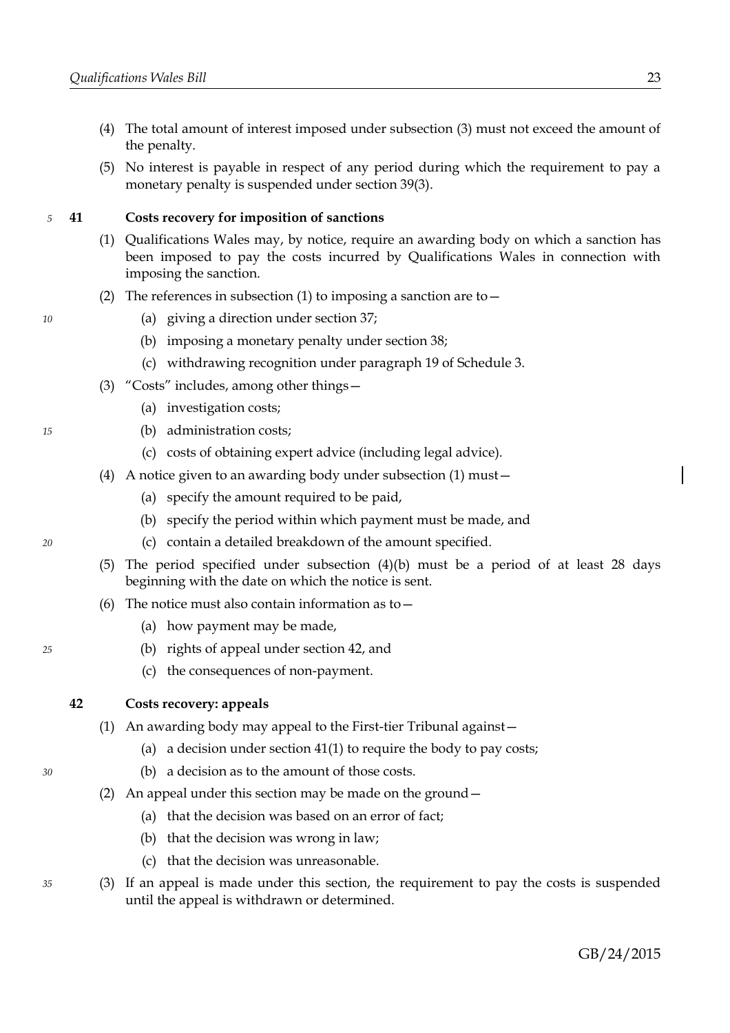(4) The total amount of interest imposed under subsection (3) must not exceed the amount of the penalty.

(5) No interest is payable in respect of any period during which the requirement to pay a monetary penalty is suspended under section 39(3).

### 41 Costs recovery for imposition of sanctions

(1) Qualifications Wales may, by notice, require an awarding body on which a sanction has been imposed to pay the costs incurred by Qualifications Wales in connection with imposing the sanction.

(2) The references in subsection (1) to imposing a sanction are to—

(a) giving a direction under section 37;

(b) imposing a monetary penalty under section 38;

(c) withdrawing recognition under paragraph 19 of Schedule 3.

(3) "Costs" includes, among other things—

(a) investigation costs;

(b) administration costs;

(c) costs of obtaining expert advice (including legal advice).

(4) A notice given to an awarding body under subsection (1) must—

(a) specify the amount required to be paid,

(b) specify the period within which payment must be made, and

(c) contain a detailed breakdown of the amount specified.

(5) The period specified under subsection (4)(b) must be a period of at least 28 days beginning with the date on which the notice is sent.

(6) The notice must also contain information as to—

(a) how payment may be made,

(b) rights of appeal under section 42, and

(c) the consequences of non-payment.

### 42 Costs recovery: appeals

(1) An awarding body may appeal to the First-tier Tribunal against—

(a) a decision under section 41(1) to require the body to pay costs;

(b) a decision as to the amount of those costs.

(2) An appeal under this section may be made on the ground—

(a) that the decision was based on an error of fact;

(b) that the decision was wrong in law;

(c) that the decision was unreasonable.

(3) If an appeal is made under this section, the requirement to pay the costs is suspended until the appeal is withdrawn or determined.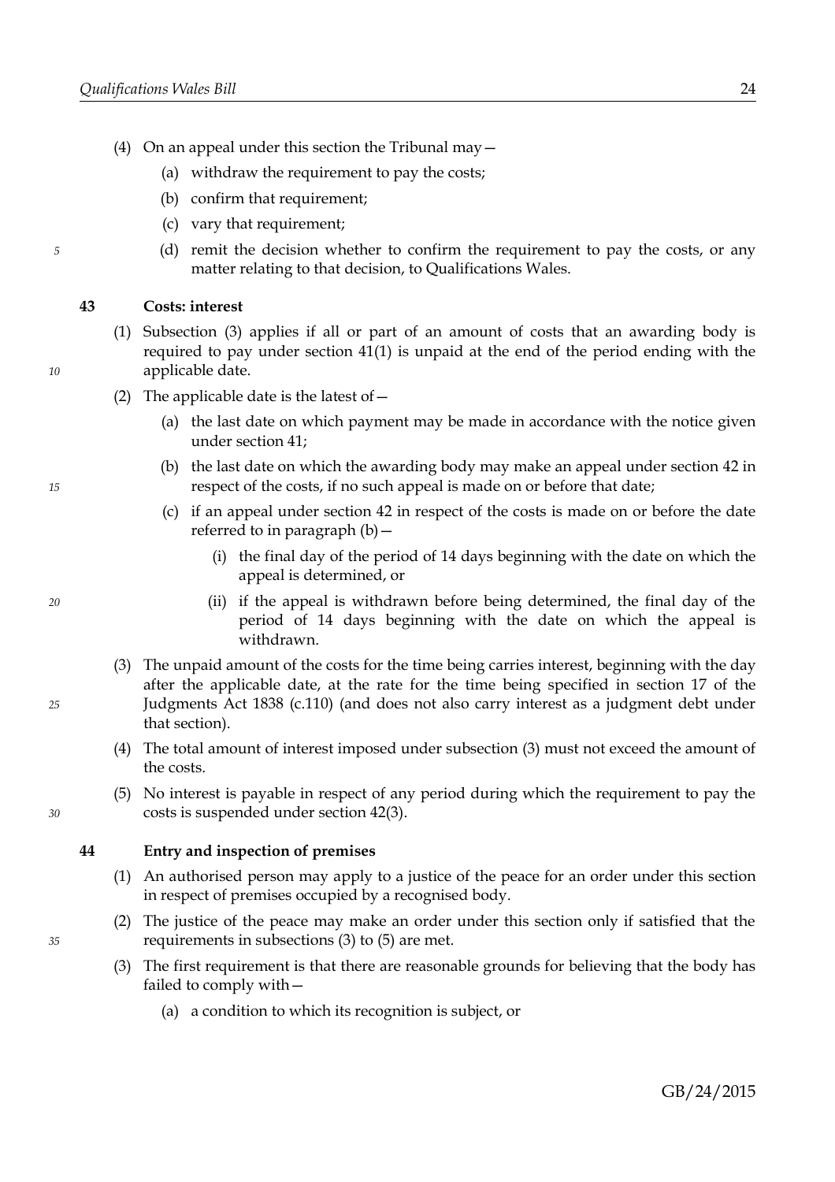(4) On an appeal under this section the Tribunal may—

(a) withdraw the requirement to pay the costs;

(b) confirm that requirement;

(c) vary that requirement;

(d) remit the decision whether to confirm the requirement to pay the costs, or any matter relating to that decision, to Qualifications Wales.

### 43 Costs: interest

(1) Subsection (3) applies if all or part of an amount of costs that an awarding body is required to pay under section 41(1) is unpaid at the end of the period ending with the applicable date.

(2) The applicable date is the latest of—

(a) the last date on which payment may be made in accordance with the notice given under section 41;

(b) the last date on which the awarding body may make an appeal under section 42 in respect of the costs, if no such appeal is made on or before that date;

(c) if an appeal under section 42 in respect of the costs is made on or before the date referred to in paragraph (b)—

(i) the final day of the period of 14 days beginning with the date on which the appeal is determined, or

(ii) if the appeal is withdrawn before being determined, the final day of the period of 14 days beginning with the date on which the appeal is withdrawn.

(3) The unpaid amount of the costs for the time being carries interest, beginning with the day after the applicable date, at the rate for the time being specified in section 17 of the Judgments Act 1838 (c.110) (and does not also carry interest as a judgment debt under that section).

(4) The total amount of interest imposed under subsection (3) must not exceed the amount of the costs.

(5) No interest is payable in respect of any period during which the requirement to pay the costs is suspended under section 42(3).

### 44 Entry and inspection of premises

(1) An authorised person may apply to a justice of the peace for an order under this section in respect of premises occupied by a recognised body.

(2) The justice of the peace may make an order under this section only if satisfied that the requirements in subsections (3) to (5) are met.

(3) The first requirement is that there are reasonable grounds for believing that the body has failed to comply with—

(a) a condition to which its recognition is subject, or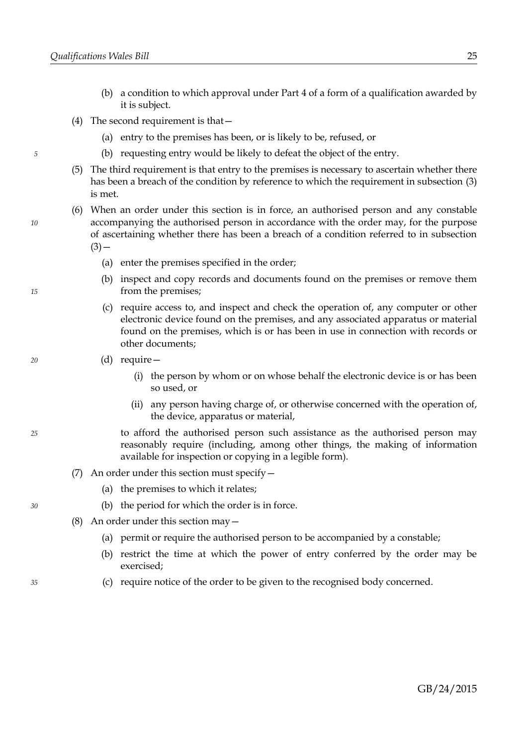(b) a condition to which approval under Part 4 of a form of a qualification awarded by it is subject.

(4) The second requirement is that—

(a) entry to the premises has been, or is likely to be, refused, or

(b) requesting entry would be likely to defeat the object of the entry.

(5) The third requirement is that entry to the premises is necessary to ascertain whether there has been a breach of the condition by reference to which the requirement in subsection (3) is met.

(6) When an order under this section is in force, an authorised person and any constable accompanying the authorised person in accordance with the order may, for the purpose of ascertaining whether there has been a breach of a condition referred to in subsection (3)—

(a) enter the premises specified in the order;

(b) inspect and copy records and documents found on the premises or remove them from the premises;

(c) require access to, and inspect and check the operation of, any computer or other electronic device found on the premises, and any associated apparatus or material found on the premises, which is or has been in use in connection with records or other documents;

(d) require—

(i) the person by whom or on whose behalf the electronic device is or has been so used, or

(ii) any person having charge of, or otherwise concerned with the operation of, the device, apparatus or material,

to afford the authorised person such assistance as the authorised person may reasonably require (including, among other things, the making of information available for inspection or copying in a legible form).

(7) An order under this section must specify—

(a) the premises to which it relates;

(b) the period for which the order is in force.

(8) An order under this section may—

(a) permit or require the authorised person to be accompanied by a constable;

(b) restrict the time at which the power of entry conferred by the order may be exercised;

(c) require notice of the order to be given to the recognised body concerned.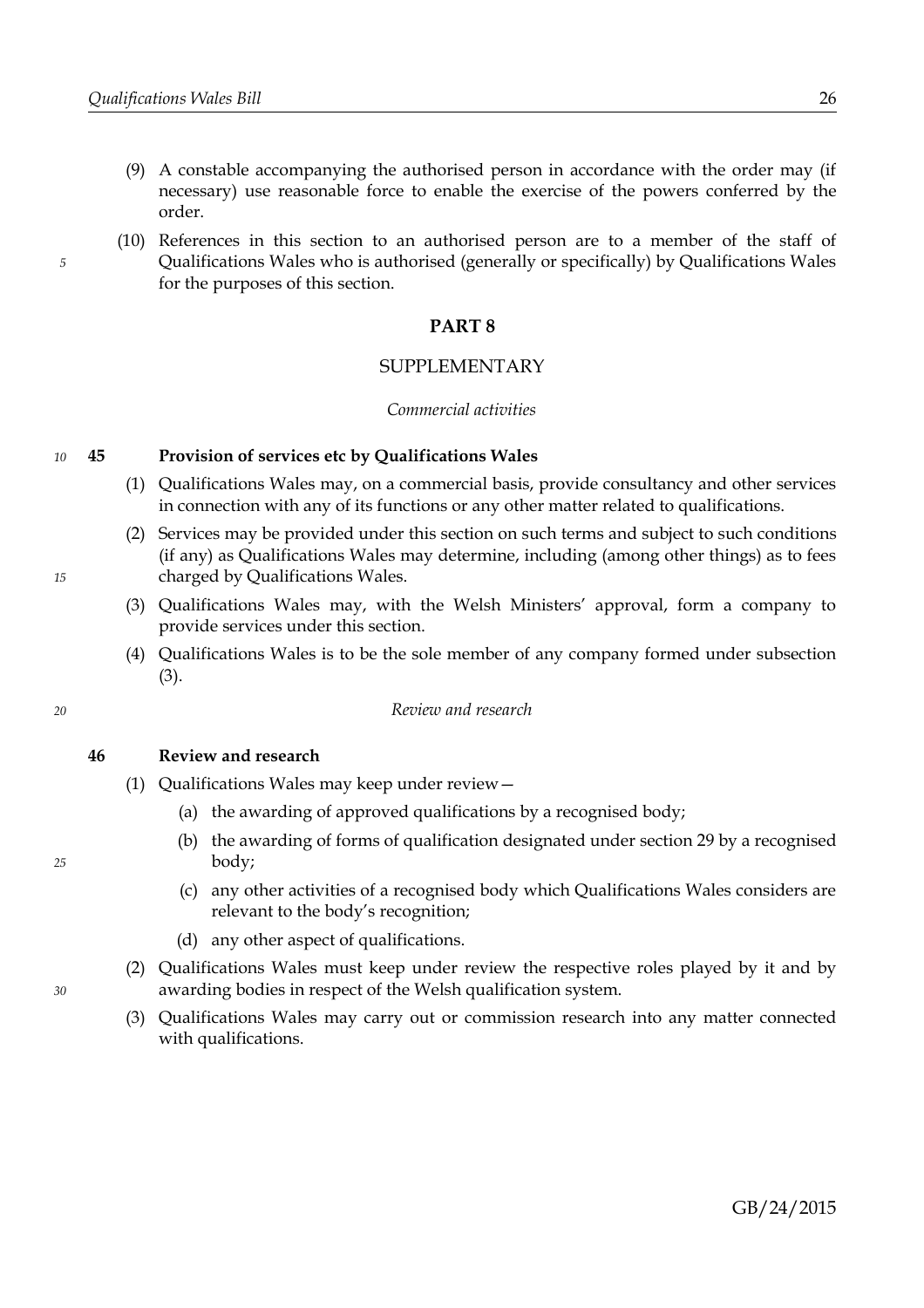(9) A constable accompanying the authorised person in accordance with the order may (if necessary) use reasonable force to enable the exercise of the powers conferred by the order.

(10) References in this section to an authorised person are to a member of the staff of Qualifications Wales who is authorised (generally or specifically) by Qualifications Wales for the purposes of this section.

## PART 8

## SUPPLEMENTARY

*Commercial activities*

### 45 Provision of services etc by Qualifications Wales

(1) Qualifications Wales may, on a commercial basis, provide consultancy and other services in connection with any of its functions or any other matter related to qualifications.

(2) Services may be provided under this section on such terms and subject to such conditions (if any) as Qualifications Wales may determine, including (among other things) as to fees charged by Qualifications Wales.

(3) Qualifications Wales may, with the Welsh Ministers' approval, form a company to provide services under this section.

(4) Qualifications Wales is to be the sole member of any company formed under subsection (3).

*Review and research*

### 46 Review and research

(1) Qualifications Wales may keep under review—

(a) the awarding of approved qualifications by a recognised body;

(b) the awarding of forms of qualification designated under section 29 by a recognised body;

(c) any other activities of a recognised body which Qualifications Wales considers are relevant to the body's recognition;

(d) any other aspect of qualifications.

(2) Qualifications Wales must keep under review the respective roles played by it and by awarding bodies in respect of the Welsh qualification system.

(3) Qualifications Wales may carry out or commission research into any matter connected with qualifications.

GB/24/2015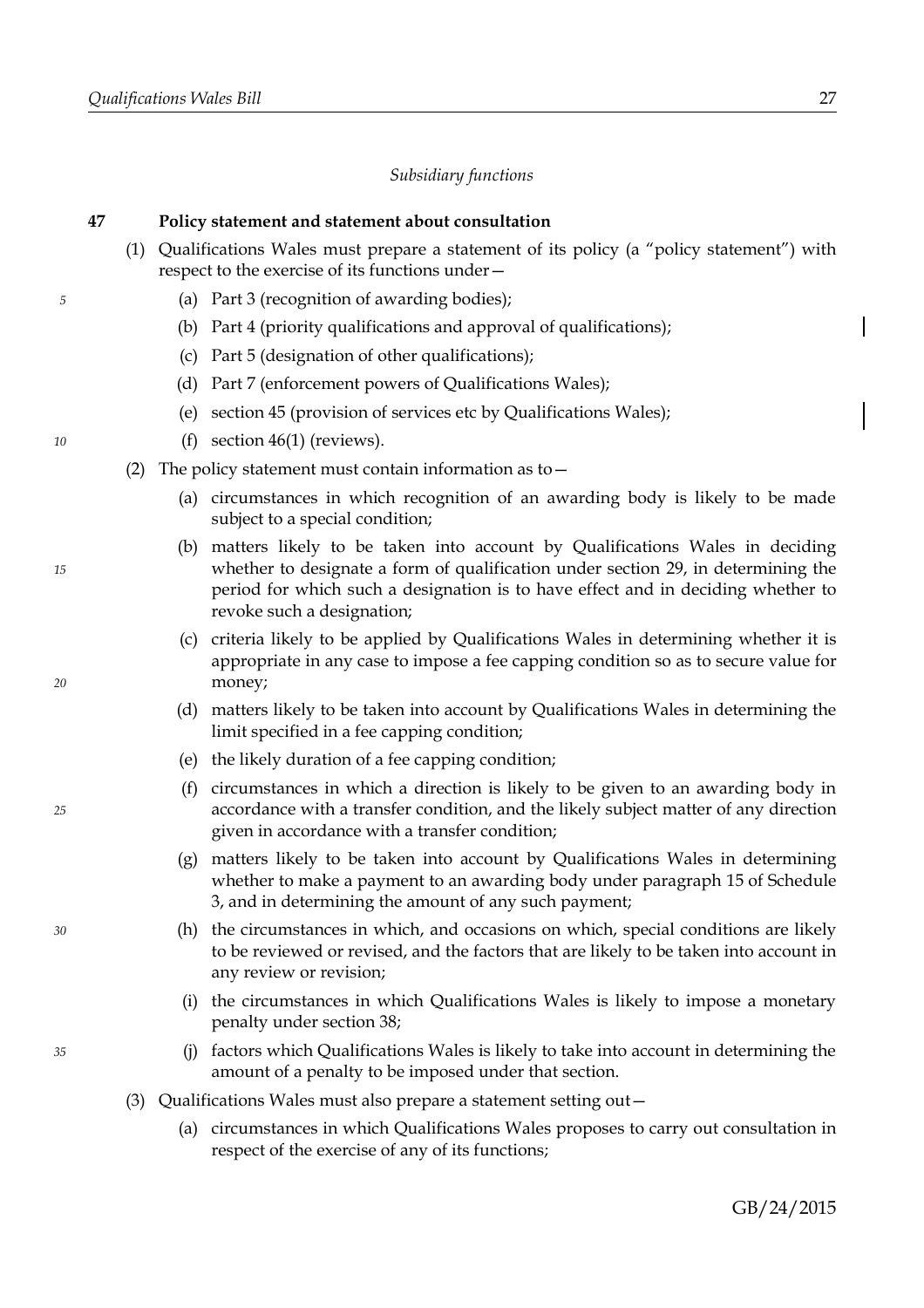*Subsidiary functions*

**47 Policy statement and statement about consultation**

(1) Qualifications Wales must prepare a statement of its policy (a "policy statement") with respect to the exercise of its functions under—

(a) Part 3 (recognition of awarding bodies);

(b) Part 4 (priority qualifications and approval of qualifications);

(c) Part 5 (designation of other qualifications);

(d) Part 7 (enforcement powers of Qualifications Wales);

(e) section 45 (provision of services etc by Qualifications Wales);

(f) section 46(1) (reviews).

(2) The policy statement must contain information as to—

(a) circumstances in which recognition of an awarding body is likely to be made subject to a special condition;

(b) matters likely to be taken into account by Qualifications Wales in deciding whether to designate a form of qualification under section 29, in determining the period for which such a designation is to have effect and in deciding whether to revoke such a designation;

(c) criteria likely to be applied by Qualifications Wales in determining whether it is appropriate in any case to impose a fee capping condition so as to secure value for money;

(d) matters likely to be taken into account by Qualifications Wales in determining the limit specified in a fee capping condition;

(e) the likely duration of a fee capping condition;

(f) circumstances in which a direction is likely to be given to an awarding body in accordance with a transfer condition, and the likely subject matter of any direction given in accordance with a transfer condition;

(g) matters likely to be taken into account by Qualifications Wales in determining whether to make a payment to an awarding body under paragraph 15 of Schedule 3, and in determining the amount of any such payment;

(h) the circumstances in which, and occasions on which, special conditions are likely to be reviewed or revised, and the factors that are likely to be taken into account in any review or revision;

(i) the circumstances in which Qualifications Wales is likely to impose a monetary penalty under section 38;

(j) factors which Qualifications Wales is likely to take into account in determining the amount of a penalty to be imposed under that section.

(3) Qualifications Wales must also prepare a statement setting out—

(a) circumstances in which Qualifications Wales proposes to carry out consultation in respect of the exercise of any of its functions;

GB/24/2015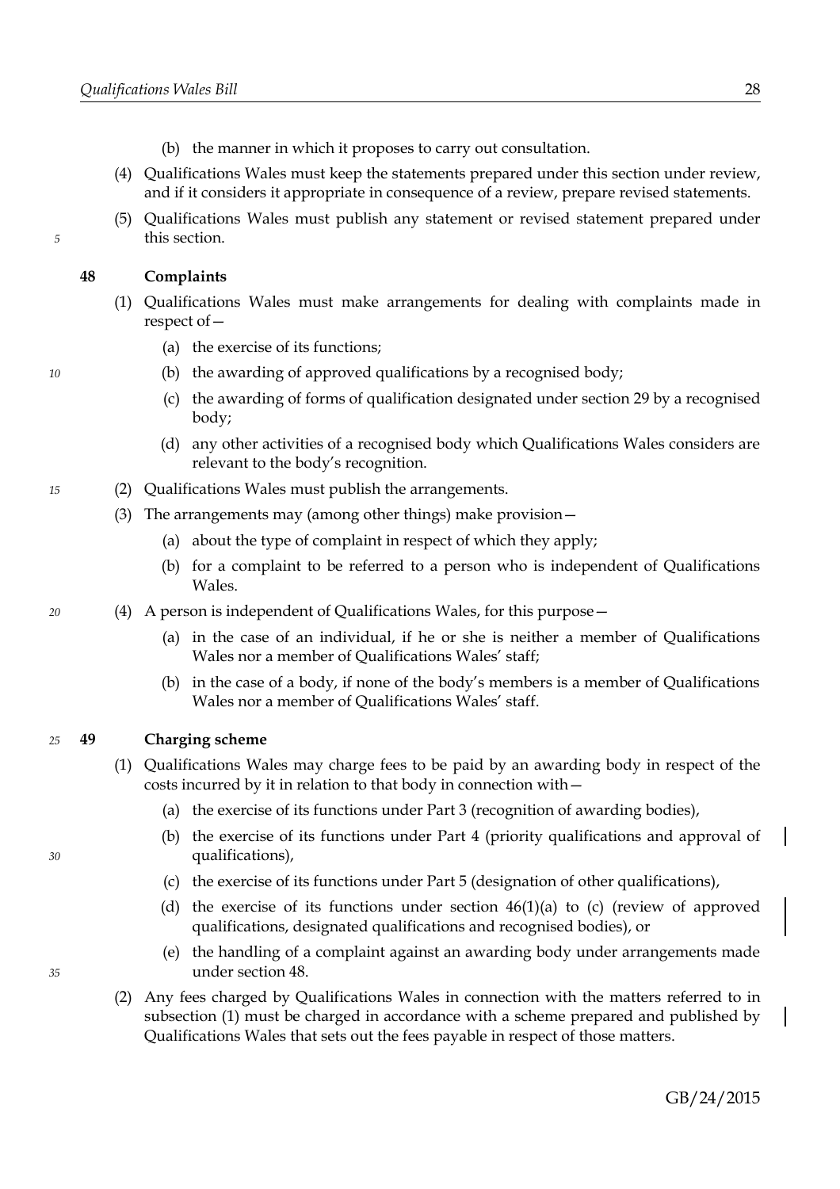(b) the manner in which it proposes to carry out consultation.

(4) Qualifications Wales must keep the statements prepared under this section under review, and if it considers it appropriate in consequence of a review, prepare revised statements.

(5) Qualifications Wales must publish any statement or revised statement prepared under this section.

### 48 Complaints

(1) Qualifications Wales must make arrangements for dealing with complaints made in respect of—

(a) the exercise of its functions;

(b) the awarding of approved qualifications by a recognised body;

(c) the awarding of forms of qualification designated under section 29 by a recognised body;

(d) any other activities of a recognised body which Qualifications Wales considers are relevant to the body's recognition.

(2) Qualifications Wales must publish the arrangements.

(3) The arrangements may (among other things) make provision—

(a) about the type of complaint in respect of which they apply;

(b) for a complaint to be referred to a person who is independent of Qualifications Wales.

(4) A person is independent of Qualifications Wales, for this purpose—

(a) in the case of an individual, if he or she is neither a member of Qualifications Wales nor a member of Qualifications Wales' staff;

(b) in the case of a body, if none of the body's members is a member of Qualifications Wales nor a member of Qualifications Wales' staff.

### 49 Charging scheme

(1) Qualifications Wales may charge fees to be paid by an awarding body in respect of the costs incurred by it in relation to that body in connection with—

(a) the exercise of its functions under Part 3 (recognition of awarding bodies),

(b) the exercise of its functions under Part 4 (priority qualifications and approval of qualifications),

(c) the exercise of its functions under Part 5 (designation of other qualifications),

(d) the exercise of its functions under section 46(1)(a) to (c) (review of approved qualifications, designated qualifications and recognised bodies), or

(e) the handling of a complaint against an awarding body under arrangements made under section 48.

(2) Any fees charged by Qualifications Wales in connection with the matters referred to in subsection (1) must be charged in accordance with a scheme prepared and published by Qualifications Wales that sets out the fees payable in respect of those matters.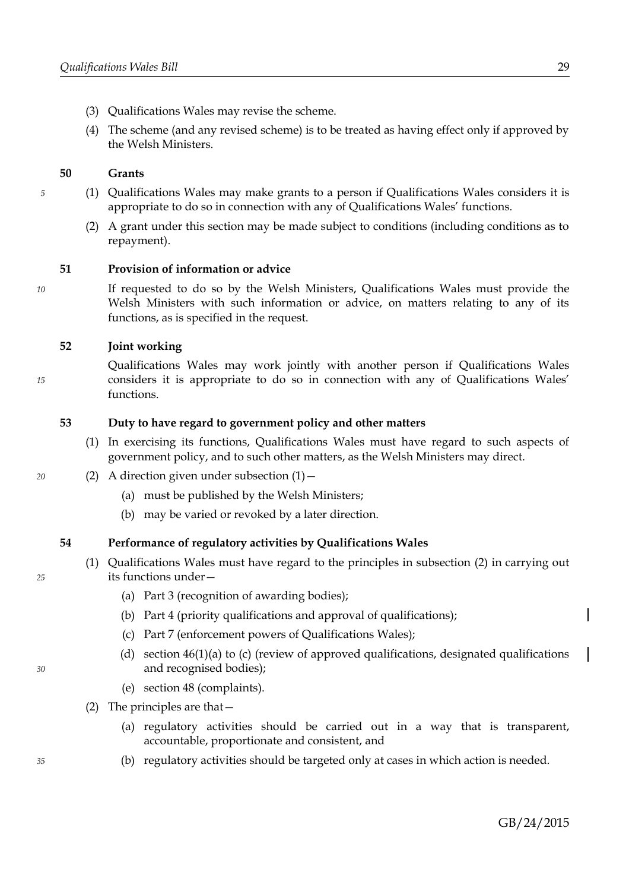(3) Qualifications Wales may revise the scheme.

(4) The scheme (and any revised scheme) is to be treated as having effect only if approved by the Welsh Ministers.

### 50 Grants

(1) Qualifications Wales may make grants to a person if Qualifications Wales considers it is appropriate to do so in connection with any of Qualifications Wales' functions.

(2) A grant under this section may be made subject to conditions (including conditions as to repayment).

### 51 Provision of information or advice

If requested to do so by the Welsh Ministers, Qualifications Wales must provide the Welsh Ministers with such information or advice, on matters relating to any of its functions, as is specified in the request.

### 52 Joint working

Qualifications Wales may work jointly with another person if Qualifications Wales considers it is appropriate to do so in connection with any of Qualifications Wales' functions.

### 53 Duty to have regard to government policy and other matters

(1) In exercising its functions, Qualifications Wales must have regard to such aspects of government policy, and to such other matters, as the Welsh Ministers may direct.

(2) A direction given under subsection (1)—

- (a) must be published by the Welsh Ministers;
- (b) may be varied or revoked by a later direction.

### 54 Performance of regulatory activities by Qualifications Wales

(1) Qualifications Wales must have regard to the principles in subsection (2) in carrying out its functions under—

- (a) Part 3 (recognition of awarding bodies);
- (b) Part 4 (priority qualifications and approval of qualifications);
- (c) Part 7 (enforcement powers of Qualifications Wales);
- (d) section 46(1)(a) to (c) (review of approved qualifications, designated qualifications and recognised bodies);
- (e) section 48 (complaints).

(2) The principles are that—

- (a) regulatory activities should be carried out in a way that is transparent, accountable, proportionate and consistent, and
- (b) regulatory activities should be targeted only at cases in which action is needed.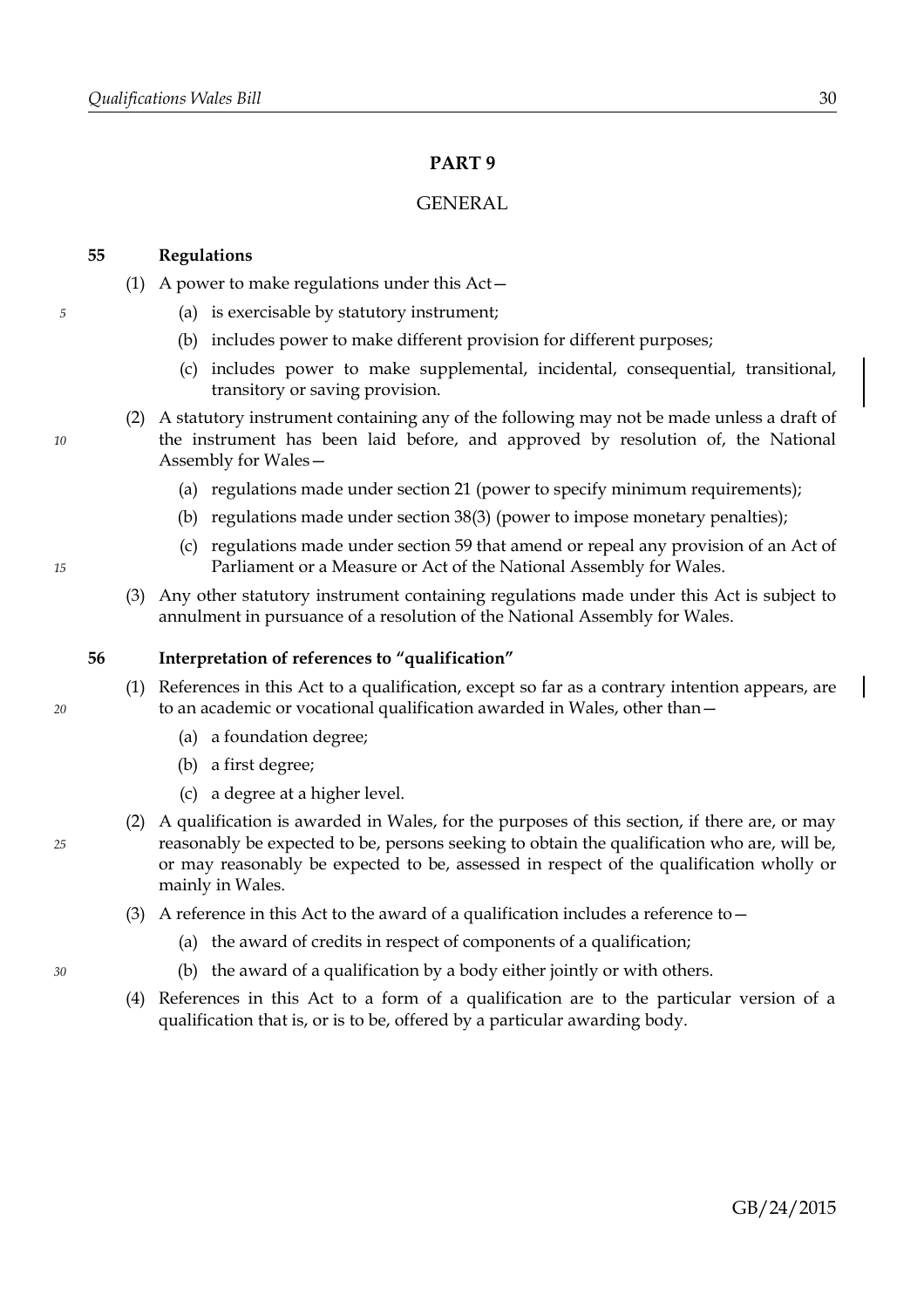# PART 9

## GENERAL

### 55 Regulations

(1) A power to make regulations under this Act—

(a) is exercisable by statutory instrument;

(b) includes power to make different provision for different purposes;

(c) includes power to make supplemental, incidental, consequential, transitional, transitory or saving provision.

(2) A statutory instrument containing any of the following may not be made unless a draft of the instrument has been laid before, and approved by resolution of, the National Assembly for Wales—

(a) regulations made under section 21 (power to specify minimum requirements);

(b) regulations made under section 38(3) (power to impose monetary penalties);

(c) regulations made under section 59 that amend or repeal any provision of an Act of Parliament or a Measure or Act of the National Assembly for Wales.

(3) Any other statutory instrument containing regulations made under this Act is subject to annulment in pursuance of a resolution of the National Assembly for Wales.

### 56 Interpretation of references to "qualification"

(1) References in this Act to a qualification, except so far as a contrary intention appears, are to an academic or vocational qualification awarded in Wales, other than—

(a) a foundation degree;

(b) a first degree;

(c) a degree at a higher level.

(2) A qualification is awarded in Wales, for the purposes of this section, if there are, or may reasonably be expected to be, persons seeking to obtain the qualification who are, will be, or may reasonably be expected to be, assessed in respect of the qualification wholly or mainly in Wales.

(3) A reference in this Act to the award of a qualification includes a reference to—

(a) the award of credits in respect of components of a qualification;

(b) the award of a qualification by a body either jointly or with others.

(4) References in this Act to a form of a qualification are to the particular version of a qualification that is, or is to be, offered by a particular awarding body.

GB/24/2015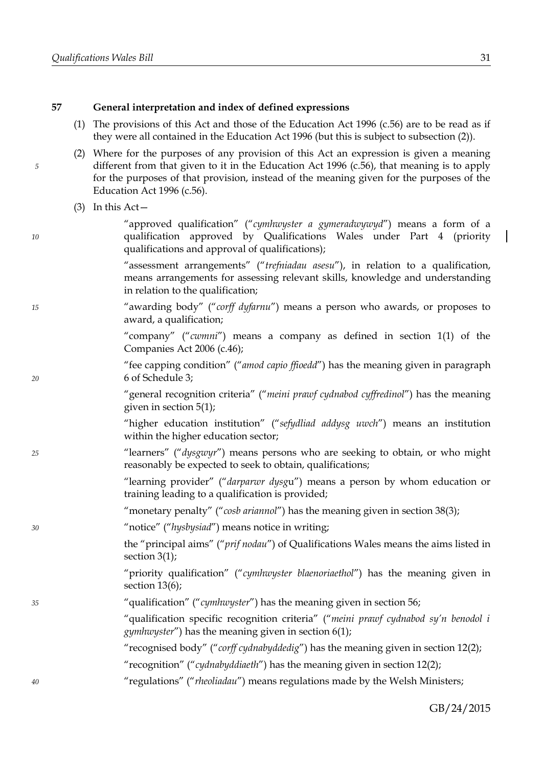### 57 General interpretation and index of defined expressions

(1) The provisions of this Act and those of the Education Act 1996 (c.56) are to be read as if they were all contained in the Education Act 1996 (but this is subject to subsection (2)).

(2) Where for the purposes of any provision of this Act an expression is given a meaning different from that given to it in the Education Act 1996 (c.56), that meaning is to apply for the purposes of that provision, instead of the meaning given for the purposes of the Education Act 1996 (c.56).

(3) In this Act—

"approved qualification" ("*cymhwyster a gymeradwywyd*") means a form of a qualification approved by Qualifications Wales under Part 4 (priority qualifications and approval of qualifications);

"assessment arrangements" ("*trefniadau asesu*"), in relation to a qualification, means arrangements for assessing relevant skills, knowledge and understanding in relation to the qualification;

"awarding body" ("*corff dyfarnu*") means a person who awards, or proposes to award, a qualification;

"company" ("*cwmni*") means a company as defined in section 1(1) of the Companies Act 2006 (c.46);

"fee capping condition" ("*amod capio ffioedd*") has the meaning given in paragraph 6 of Schedule 3;

"general recognition criteria" ("*meini prawf cydnabod cyffredinol*") has the meaning given in section 5(1);

"higher education institution" ("*sefydliad addysg uwch*") means an institution within the higher education sector;

"learners" ("*dysgwyr*") means persons who are seeking to obtain, or who might reasonably be expected to seek to obtain, qualifications;

"learning provider" ("*darparwr dysg*u") means a person by whom education or training leading to a qualification is provided;

"monetary penalty" ("*cosb ariannol*") has the meaning given in section 38(3);

"notice" ("*hysbysiad*") means notice in writing;

the "principal aims" ("*prif nodau*") of Qualifications Wales means the aims listed in section 3(1);

"priority qualification" ("*cymhwyster blaenoriaethol*") has the meaning given in section 13(6);

"qualification" ("*cymhwyster*") has the meaning given in section 56;

"qualification specific recognition criteria" ("*meini prawf cydnabod sy'n benodol i gymhwyster*") has the meaning given in section 6(1);

"recognised body" ("*corff cydnabyddedig*") has the meaning given in section 12(2);

"recognition" ("*cydnabyddiaeth*") has the meaning given in section 12(2);

"regulations" ("*rheoliadau*") means regulations made by the Welsh Ministers;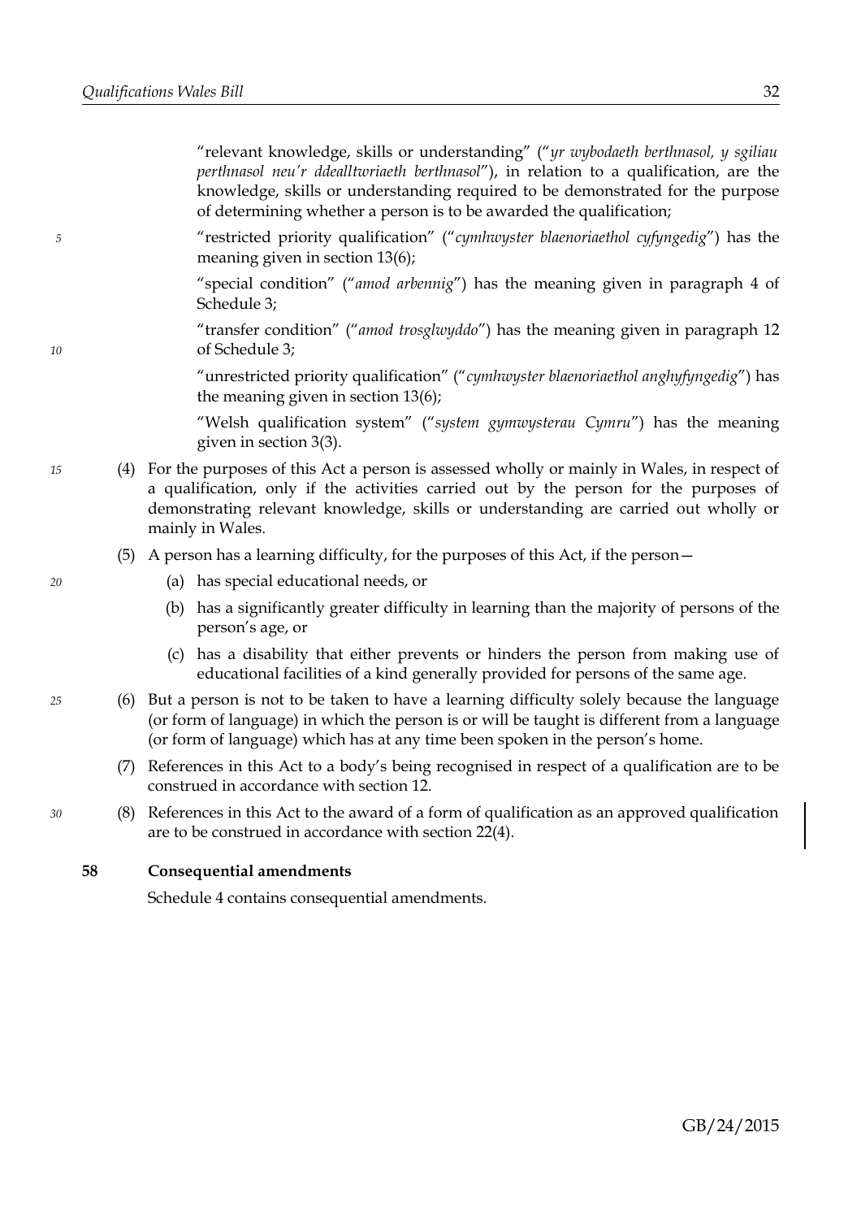"relevant knowledge, skills or understanding" ("*yr wybodaeth berthnasol, y sgiliau perthnasol neu'r ddealltwriaeth berthnasol*"), in relation to a qualification, are the knowledge, skills or understanding required to be demonstrated for the purpose of determining whether a person is to be awarded the qualification;

"restricted priority qualification" ("*cymhwyster blaenoriaethol cyfyngedig*") has the meaning given in section 13(6);

"special condition" ("*amod arbennig*") has the meaning given in paragraph 4 of Schedule 3;

"transfer condition" ("*amod trosglwyddo*") has the meaning given in paragraph 12 of Schedule 3;

"unrestricted priority qualification" ("*cymhwyster blaenoriaethol anghyfyngedig*") has the meaning given in section 13(6);

"Welsh qualification system" ("*system gymwysterau Cymru*") has the meaning given in section 3(3).

(4) For the purposes of this Act a person is assessed wholly or mainly in Wales, in respect of a qualification, only if the activities carried out by the person for the purposes of demonstrating relevant knowledge, skills or understanding are carried out wholly or mainly in Wales.

(5) A person has a learning difficulty, for the purposes of this Act, if the person—

- (a) has special educational needs, or
- (b) has a significantly greater difficulty in learning than the majority of persons of the person's age, or
- (c) has a disability that either prevents or hinders the person from making use of educational facilities of a kind generally provided for persons of the same age.

(6) But a person is not to be taken to have a learning difficulty solely because the language (or form of language) in which the person is or will be taught is different from a language (or form of language) which has at any time been spoken in the person's home.

(7) References in this Act to a body's being recognised in respect of a qualification are to be construed in accordance with section 12.

(8) References in this Act to the award of a form of qualification as an approved qualification are to be construed in accordance with section 22(4).

**58 Consequential amendments**

Schedule 4 contains consequential amendments.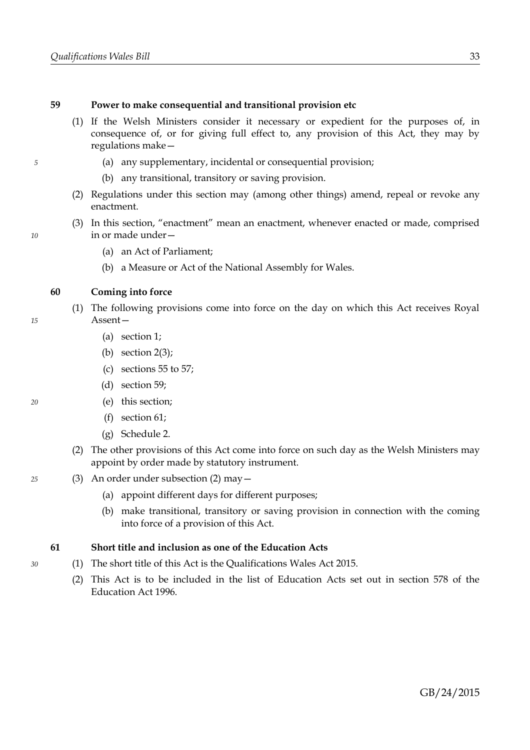### 59 Power to make consequential and transitional provision etc

(1) If the Welsh Ministers consider it necessary or expedient for the purposes of, in consequence of, or for giving full effect to, any provision of this Act, they may by regulations make—

(a) any supplementary, incidental or consequential provision;

(b) any transitional, transitory or saving provision.

(2) Regulations under this section may (among other things) amend, repeal or revoke any enactment.

(3) In this section, "enactment" mean an enactment, whenever enacted or made, comprised in or made under—

(a) an Act of Parliament;

(b) a Measure or Act of the National Assembly for Wales.

### 60 Coming into force

(1) The following provisions come into force on the day on which this Act receives Royal Assent—

(a) section 1;

(b) section 2(3);

(c) sections 55 to 57;

(d) section 59;

(e) this section;

(f) section 61;

(g) Schedule 2.

(2) The other provisions of this Act come into force on such day as the Welsh Ministers may appoint by order made by statutory instrument.

(3) An order under subsection (2) may—

(a) appoint different days for different purposes;

(b) make transitional, transitory or saving provision in connection with the coming into force of a provision of this Act.

### 61 Short title and inclusion as one of the Education Acts

(1) The short title of this Act is the Qualifications Wales Act 2015.

(2) This Act is to be included in the list of Education Acts set out in section 578 of the Education Act 1996.

GB/24/2015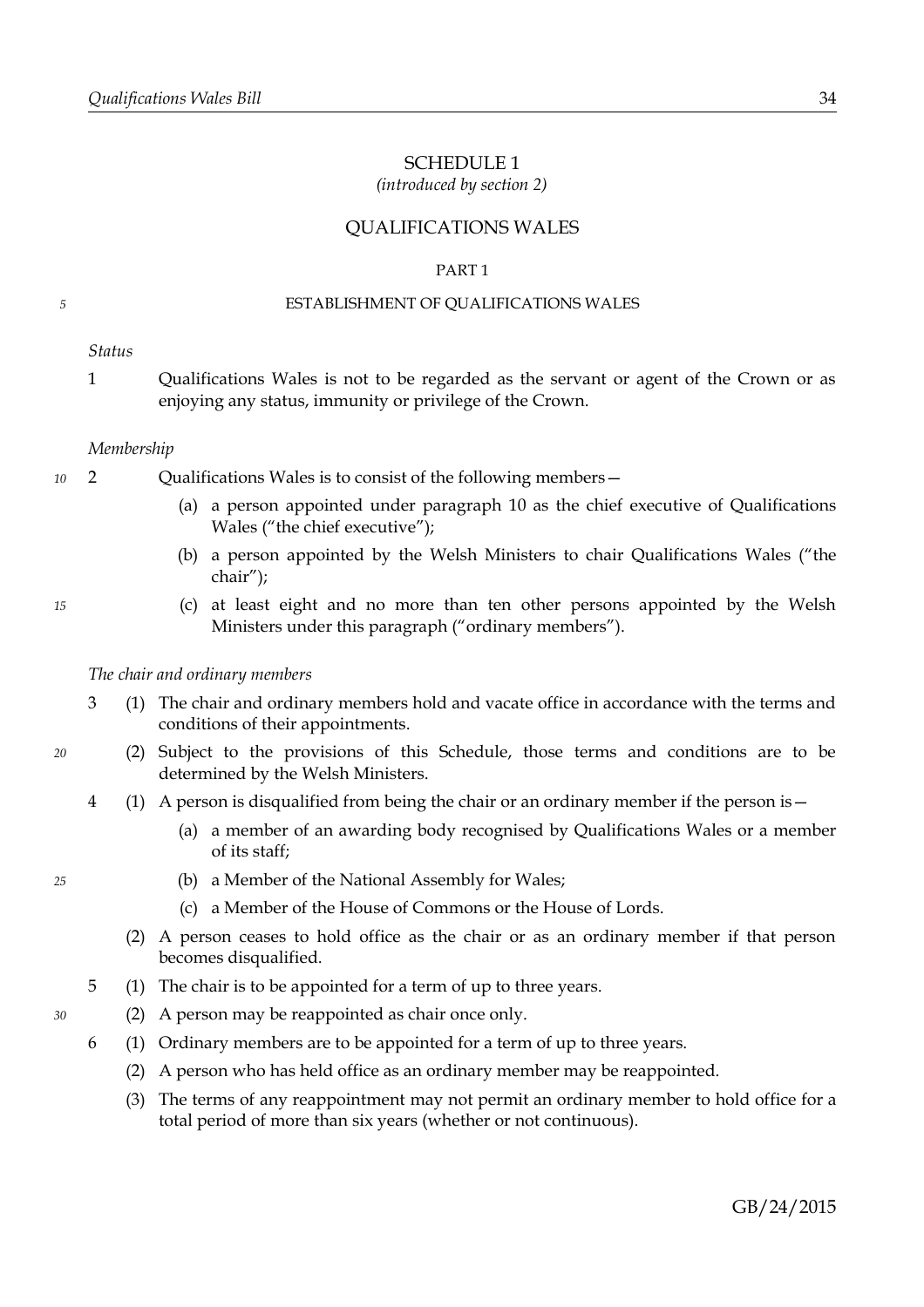# SCHEDULE 1

*(introduced by section 2)*

## QUALIFICATIONS WALES

### PART 1

### ESTABLISHMENT OF QUALIFICATIONS WALES

*Status*

1 Qualifications Wales is not to be regarded as the servant or agent of the Crown or as enjoying any status, immunity or privilege of the Crown.

*Membership*

2 Qualifications Wales is to consist of the following members—

(a) a person appointed under paragraph 10 as the chief executive of Qualifications Wales ("the chief executive");

(b) a person appointed by the Welsh Ministers to chair Qualifications Wales ("the chair");

(c) at least eight and no more than ten other persons appointed by the Welsh Ministers under this paragraph ("ordinary members").

*The chair and ordinary members*

3 (1) The chair and ordinary members hold and vacate office in accordance with the terms and conditions of their appointments.

(2) Subject to the provisions of this Schedule, those terms and conditions are to be determined by the Welsh Ministers.

4 (1) A person is disqualified from being the chair or an ordinary member if the person is—

(a) a member of an awarding body recognised by Qualifications Wales or a member of its staff;

(b) a Member of the National Assembly for Wales;

(c) a Member of the House of Commons or the House of Lords.

(2) A person ceases to hold office as the chair or as an ordinary member if that person becomes disqualified.

5 (1) The chair is to be appointed for a term of up to three years.

(2) A person may be reappointed as chair once only.

6 (1) Ordinary members are to be appointed for a term of up to three years.

(2) A person who has held office as an ordinary member may be reappointed.

(3) The terms of any reappointment may not permit an ordinary member to hold office for a total period of more than six years (whether or not continuous).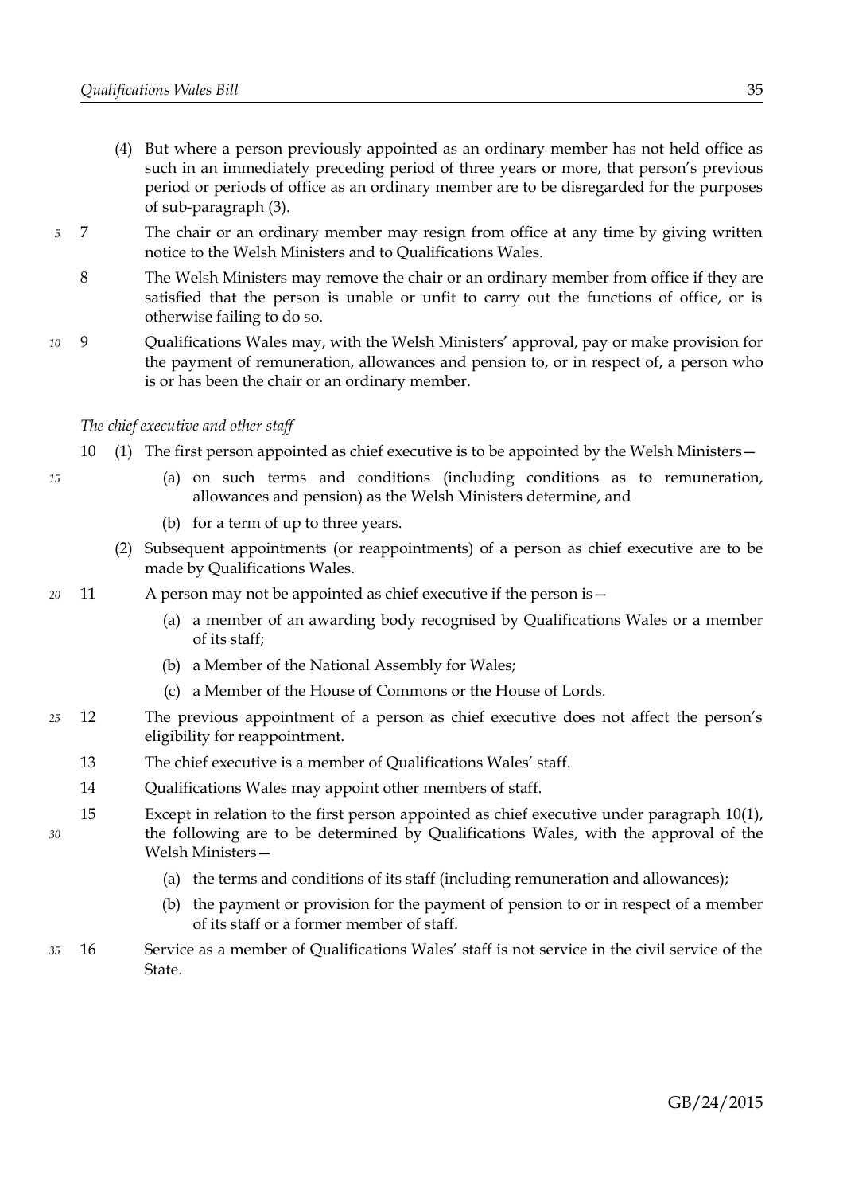(4) But where a person previously appointed as an ordinary member has not held office as such in an immediately preceding period of three years or more, that person's previous period or periods of office as an ordinary member are to be disregarded for the purposes of sub-paragraph (3).

7 The chair or an ordinary member may resign from office at any time by giving written notice to the Welsh Ministers and to Qualifications Wales.

8 The Welsh Ministers may remove the chair or an ordinary member from office if they are satisfied that the person is unable or unfit to carry out the functions of office, or is otherwise failing to do so.

9 Qualifications Wales may, with the Welsh Ministers' approval, pay or make provision for the payment of remuneration, allowances and pension to, or in respect of, a person who is or has been the chair or an ordinary member.

*The chief executive and other staff*

10 (1) The first person appointed as chief executive is to be appointed by the Welsh Ministers—

(a) on such terms and conditions (including conditions as to remuneration, allowances and pension) as the Welsh Ministers determine, and

(b) for a term of up to three years.

(2) Subsequent appointments (or reappointments) of a person as chief executive are to be made by Qualifications Wales.

11 A person may not be appointed as chief executive if the person is—

(a) a member of an awarding body recognised by Qualifications Wales or a member of its staff;

(b) a Member of the National Assembly for Wales;

(c) a Member of the House of Commons or the House of Lords.

12 The previous appointment of a person as chief executive does not affect the person's eligibility for reappointment.

13 The chief executive is a member of Qualifications Wales' staff.

14 Qualifications Wales may appoint other members of staff.

15 Except in relation to the first person appointed as chief executive under paragraph 10(1), the following are to be determined by Qualifications Wales, with the approval of the Welsh Ministers—

(a) the terms and conditions of its staff (including remuneration and allowances);

(b) the payment or provision for the payment of pension to or in respect of a member of its staff or a former member of staff.

16 Service as a member of Qualifications Wales' staff is not service in the civil service of the State.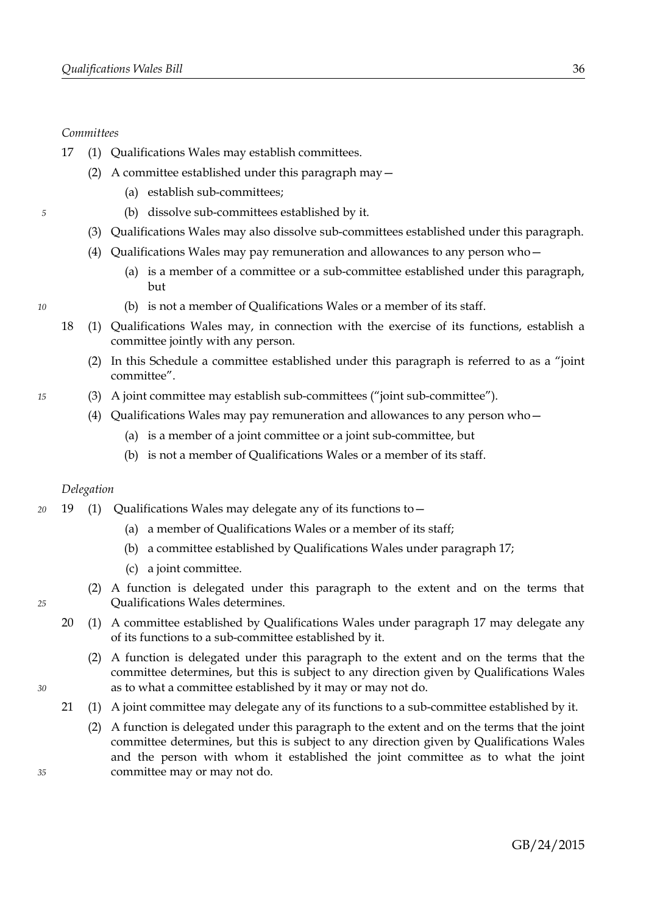*Committees*

17 (1) Qualifications Wales may establish committees.

(2) A committee established under this paragraph may—

(a) establish sub-committees;

(b) dissolve sub-committees established by it.

(3) Qualifications Wales may also dissolve sub-committees established under this paragraph.

(4) Qualifications Wales may pay remuneration and allowances to any person who—

(a) is a member of a committee or a sub-committee established under this paragraph, but

(b) is not a member of Qualifications Wales or a member of its staff.

18 (1) Qualifications Wales may, in connection with the exercise of its functions, establish a committee jointly with any person.

(2) In this Schedule a committee established under this paragraph is referred to as a "joint committee".

(3) A joint committee may establish sub-committees ("joint sub-committee").

(4) Qualifications Wales may pay remuneration and allowances to any person who—

(a) is a member of a joint committee or a joint sub-committee, but

(b) is not a member of Qualifications Wales or a member of its staff.

*Delegation*

19 (1) Qualifications Wales may delegate any of its functions to—

(a) a member of Qualifications Wales or a member of its staff;

(b) a committee established by Qualifications Wales under paragraph 17;

(c) a joint committee.

(2) A function is delegated under this paragraph to the extent and on the terms that Qualifications Wales determines.

20 (1) A committee established by Qualifications Wales under paragraph 17 may delegate any of its functions to a sub-committee established by it.

(2) A function is delegated under this paragraph to the extent and on the terms that the committee determines, but this is subject to any direction given by Qualifications Wales as to what a committee established by it may or may not do.

21 (1) A joint committee may delegate any of its functions to a sub-committee established by it.

(2) A function is delegated under this paragraph to the extent and on the terms that the joint committee determines, but this is subject to any direction given by Qualifications Wales and the person with whom it established the joint committee as to what the joint committee may or may not do.

GB/24/2015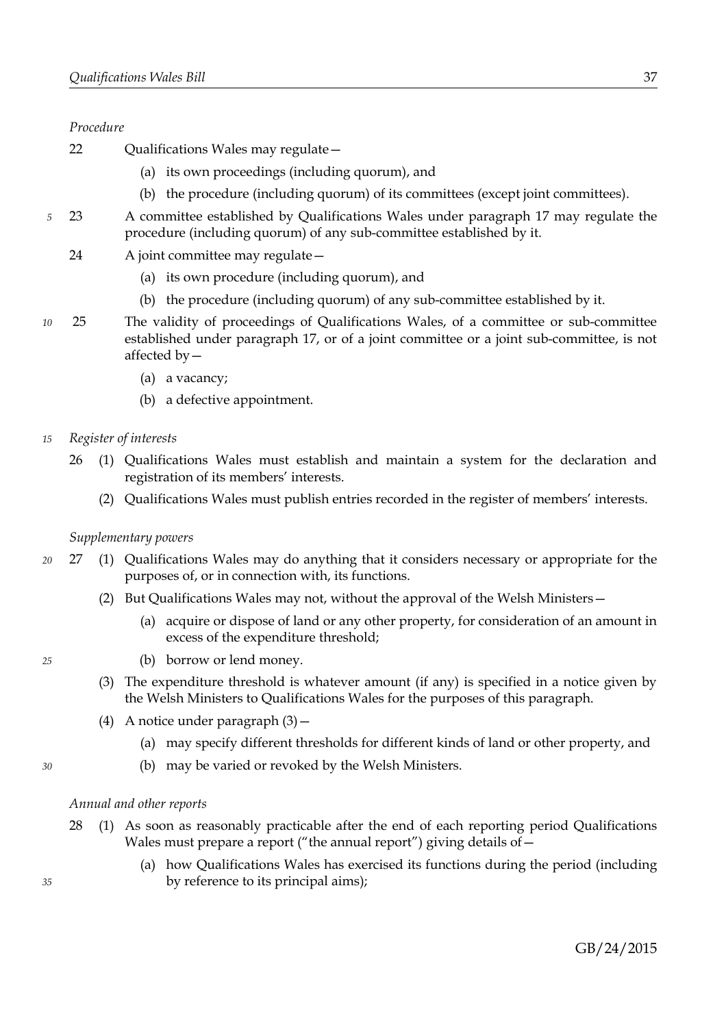*Procedure*

22 Qualifications Wales may regulate—

(a) its own proceedings (including quorum), and

(b) the procedure (including quorum) of its committees (except joint committees).

23 A committee established by Qualifications Wales under paragraph 17 may regulate the procedure (including quorum) of any sub-committee established by it.

24 A joint committee may regulate—

(a) its own procedure (including quorum), and

(b) the procedure (including quorum) of any sub-committee established by it.

25 The validity of proceedings of Qualifications Wales, of a committee or sub-committee established under paragraph 17, or of a joint committee or a joint sub-committee, is not affected by—

(a) a vacancy;

(b) a defective appointment.

*Register of interests*

26 (1) Qualifications Wales must establish and maintain a system for the declaration and registration of its members' interests.

(2) Qualifications Wales must publish entries recorded in the register of members' interests.

*Supplementary powers*

27 (1) Qualifications Wales may do anything that it considers necessary or appropriate for the purposes of, or in connection with, its functions.

(2) But Qualifications Wales may not, without the approval of the Welsh Ministers—

(a) acquire or dispose of land or any other property, for consideration of an amount in excess of the expenditure threshold;

(b) borrow or lend money.

(3) The expenditure threshold is whatever amount (if any) is specified in a notice given by the Welsh Ministers to Qualifications Wales for the purposes of this paragraph.

(4) A notice under paragraph (3)—

(a) may specify different thresholds for different kinds of land or other property, and

(b) may be varied or revoked by the Welsh Ministers.

*Annual and other reports*

28 (1) As soon as reasonably practicable after the end of each reporting period Qualifications Wales must prepare a report ("the annual report") giving details of—

(a) how Qualifications Wales has exercised its functions during the period (including by reference to its principal aims);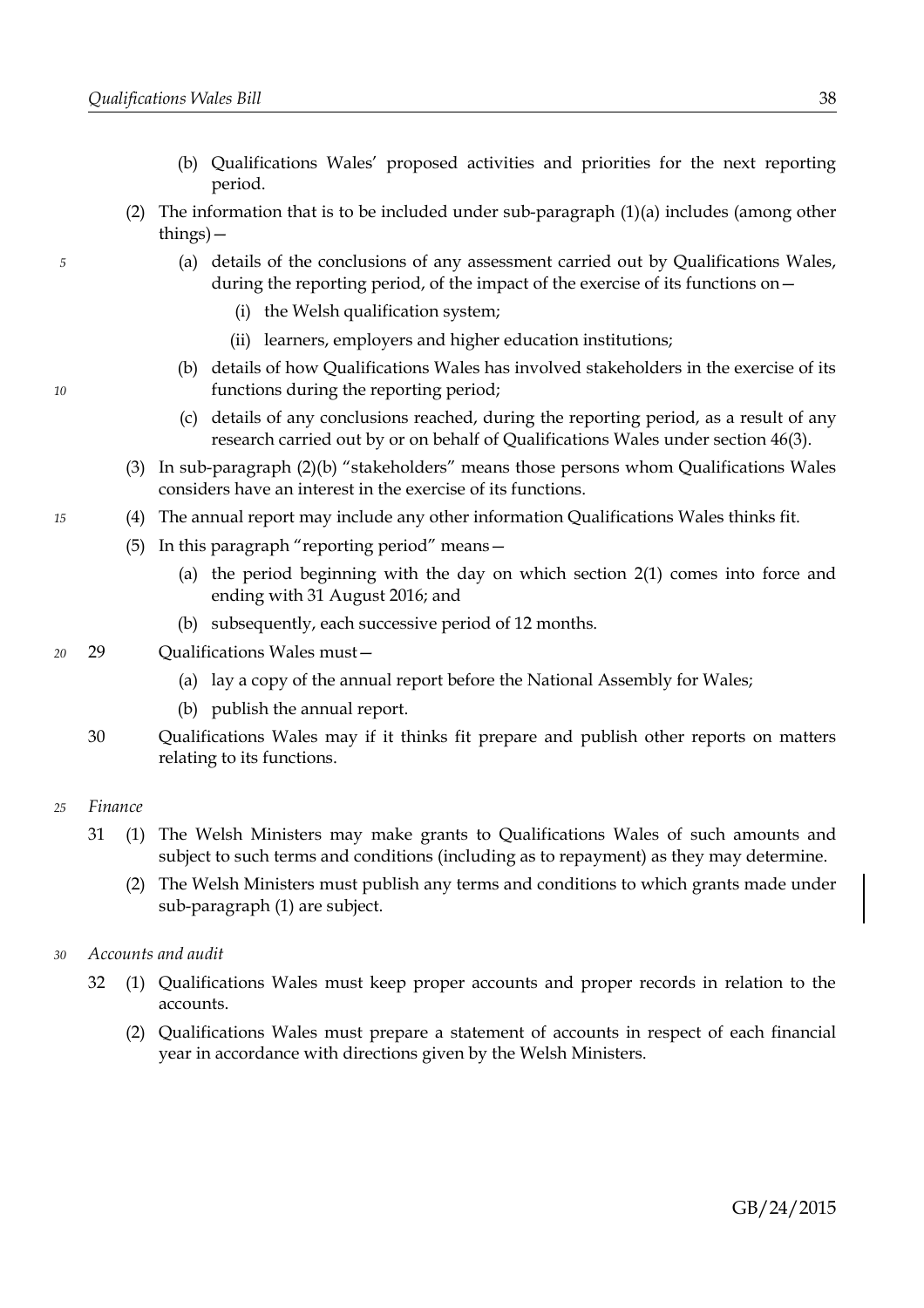(b) Qualifications Wales' proposed activities and priorities for the next reporting period.

(2) The information that is to be included under sub-paragraph (1)(a) includes (among other things)—

(a) details of the conclusions of any assessment carried out by Qualifications Wales, during the reporting period, of the impact of the exercise of its functions on—

(i) the Welsh qualification system;

(ii) learners, employers and higher education institutions;

(b) details of how Qualifications Wales has involved stakeholders in the exercise of its functions during the reporting period;

(c) details of any conclusions reached, during the reporting period, as a result of any research carried out by or on behalf of Qualifications Wales under section 46(3).

(3) In sub-paragraph (2)(b) "stakeholders" means those persons whom Qualifications Wales considers have an interest in the exercise of its functions.

(4) The annual report may include any other information Qualifications Wales thinks fit.

(5) In this paragraph "reporting period" means—

(a) the period beginning with the day on which section 2(1) comes into force and ending with 31 August 2016; and

(b) subsequently, each successive period of 12 months.

29 Qualifications Wales must—

(a) lay a copy of the annual report before the National Assembly for Wales;

(b) publish the annual report.

30 Qualifications Wales may if it thinks fit prepare and publish other reports on matters relating to its functions.

*Finance*

31 (1) The Welsh Ministers may make grants to Qualifications Wales of such amounts and subject to such terms and conditions (including as to repayment) as they may determine.

(2) The Welsh Ministers must publish any terms and conditions to which grants made under sub-paragraph (1) are subject.

*Accounts and audit*

32 (1) Qualifications Wales must keep proper accounts and proper records in relation to the accounts.

(2) Qualifications Wales must prepare a statement of accounts in respect of each financial year in accordance with directions given by the Welsh Ministers.

GB/24/2015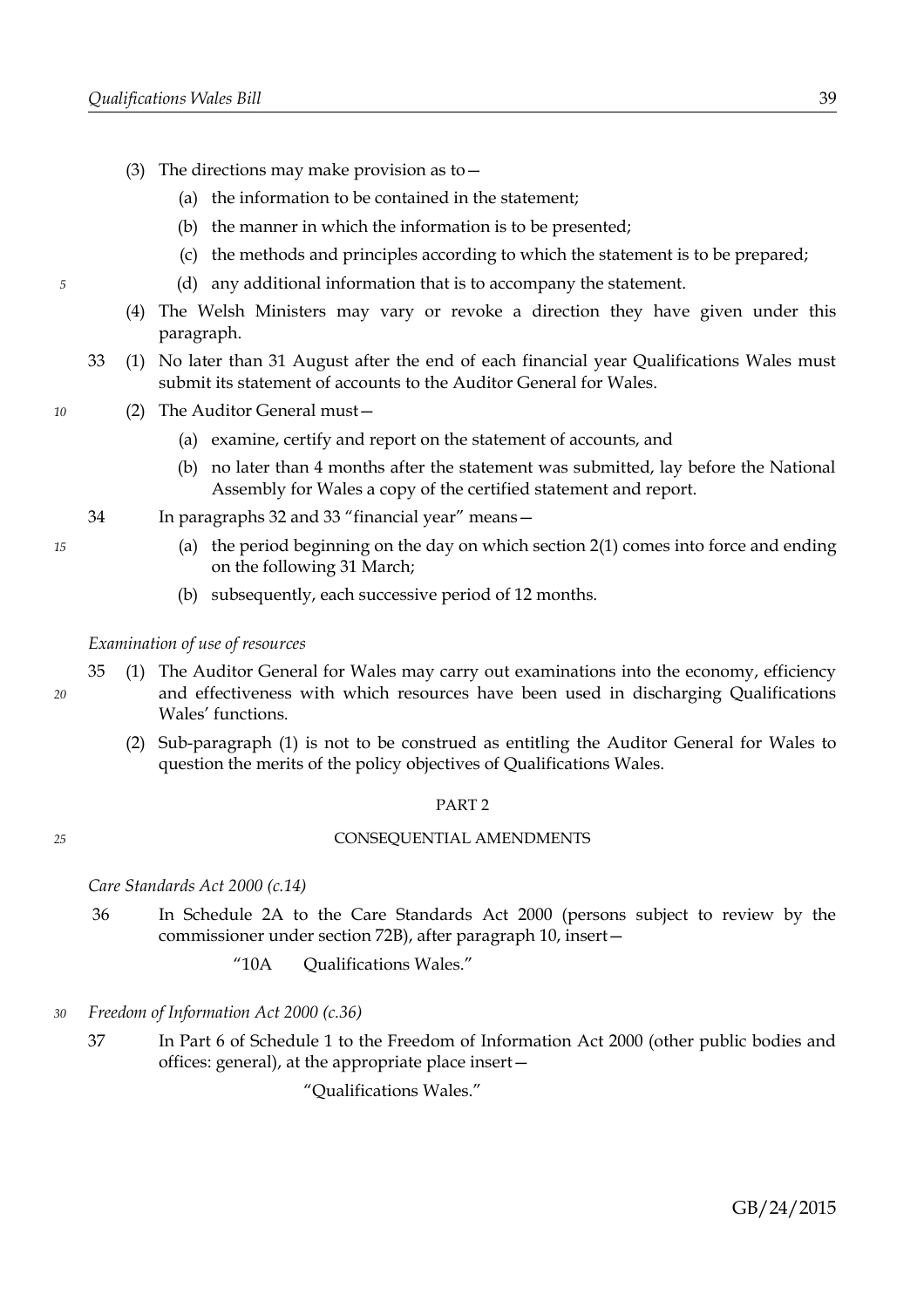(3) The directions may make provision as to—

(a) the information to be contained in the statement;

(b) the manner in which the information is to be presented;

(c) the methods and principles according to which the statement is to be prepared;

(d) any additional information that is to accompany the statement.

(4) The Welsh Ministers may vary or revoke a direction they have given under this paragraph.

33 (1) No later than 31 August after the end of each financial year Qualifications Wales must submit its statement of accounts to the Auditor General for Wales.

(2) The Auditor General must—

(a) examine, certify and report on the statement of accounts, and

(b) no later than 4 months after the statement was submitted, lay before the National Assembly for Wales a copy of the certified statement and report.

34 In paragraphs 32 and 33 "financial year" means—

(a) the period beginning on the day on which section 2(1) comes into force and ending on the following 31 March;

(b) subsequently, each successive period of 12 months.

*Examination of use of resources*

35 (1) The Auditor General for Wales may carry out examinations into the economy, efficiency and effectiveness with which resources have been used in discharging Qualifications Wales' functions.

(2) Sub-paragraph (1) is not to be construed as entitling the Auditor General for Wales to question the merits of the policy objectives of Qualifications Wales.

## PART 2

## CONSEQUENTIAL AMENDMENTS

*Care Standards Act 2000 (c.14)*

36 In Schedule 2A to the Care Standards Act 2000 (persons subject to review by the commissioner under section 72B), after paragraph 10, insert—

"10A Qualifications Wales."

*Freedom of Information Act 2000 (c.36)*

37 In Part 6 of Schedule 1 to the Freedom of Information Act 2000 (other public bodies and offices: general), at the appropriate place insert—

"Qualifications Wales."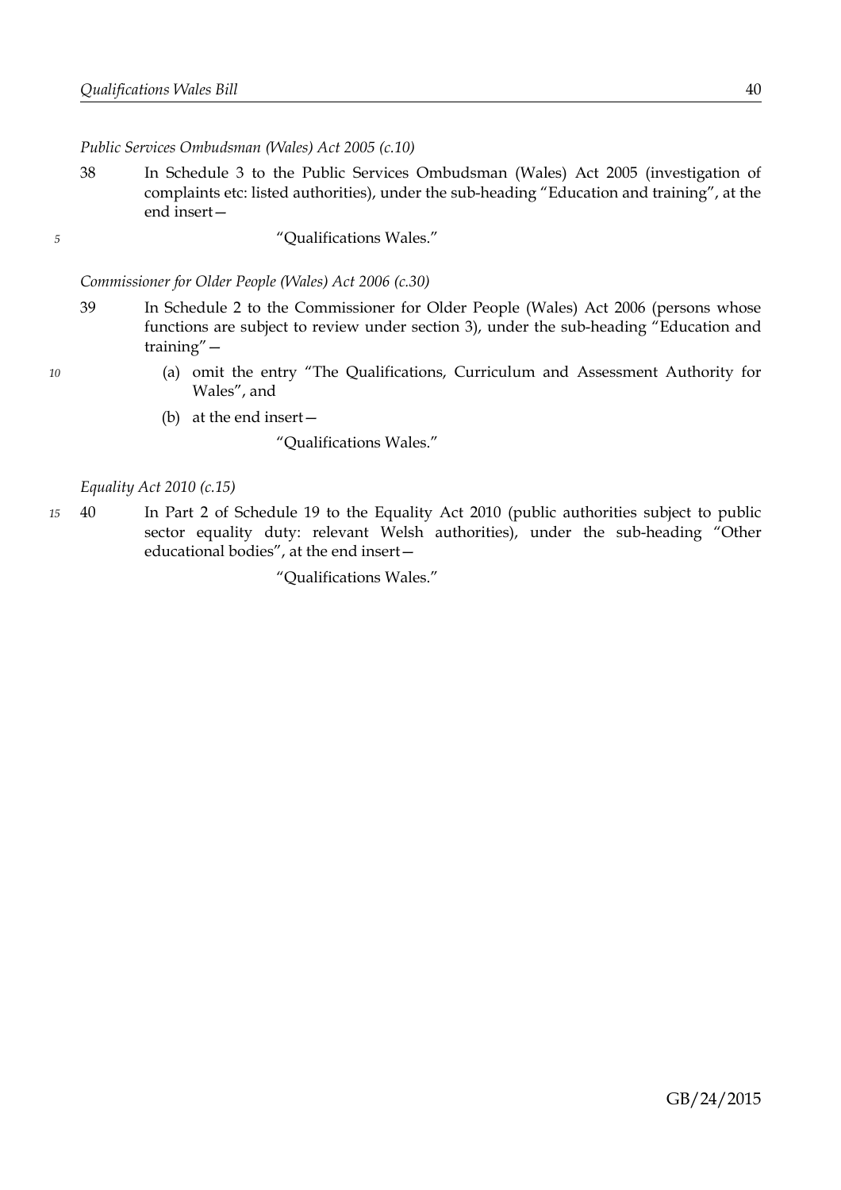*Public Services Ombudsman (Wales) Act 2005 (c.10)*

38 In Schedule 3 to the Public Services Ombudsman (Wales) Act 2005 (investigation of complaints etc: listed authorities), under the sub-heading "Education and training", at the end insert—

"Qualifications Wales."

*Commissioner for Older People (Wales) Act 2006 (c.30)*

39 In Schedule 2 to the Commissioner for Older People (Wales) Act 2006 (persons whose functions are subject to review under section 3), under the sub-heading "Education and training"—

(a) omit the entry "The Qualifications, Curriculum and Assessment Authority for Wales", and

(b) at the end insert—

"Qualifications Wales."

*Equality Act 2010 (c.15)*

40 In Part 2 of Schedule 19 to the Equality Act 2010 (public authorities subject to public sector equality duty: relevant Welsh authorities), under the sub-heading "Other educational bodies", at the end insert—

"Qualifications Wales."

GB/24/2015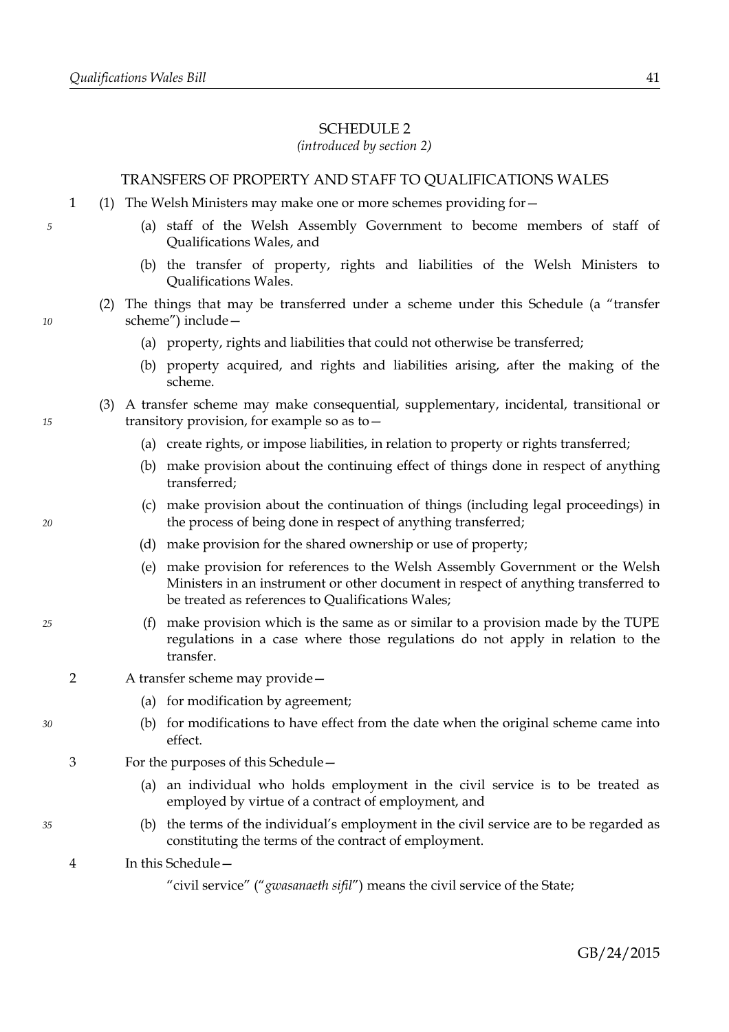# SCHEDULE 2

*(introduced by section 2)*

## TRANSFERS OF PROPERTY AND STAFF TO QUALIFICATIONS WALES

1 (1) The Welsh Ministers may make one or more schemes providing for—

(a) staff of the Welsh Assembly Government to become members of staff of Qualifications Wales, and

(b) the transfer of property, rights and liabilities of the Welsh Ministers to Qualifications Wales.

(2) The things that may be transferred under a scheme under this Schedule (a "transfer scheme") include—

(a) property, rights and liabilities that could not otherwise be transferred;

(b) property acquired, and rights and liabilities arising, after the making of the scheme.

(3) A transfer scheme may make consequential, supplementary, incidental, transitional or transitory provision, for example so as to—

(a) create rights, or impose liabilities, in relation to property or rights transferred;

(b) make provision about the continuing effect of things done in respect of anything transferred;

(c) make provision about the continuation of things (including legal proceedings) in the process of being done in respect of anything transferred;

(d) make provision for the shared ownership or use of property;

(e) make provision for references to the Welsh Assembly Government or the Welsh Ministers in an instrument or other document in respect of anything transferred to be treated as references to Qualifications Wales;

(f) make provision which is the same as or similar to a provision made by the TUPE regulations in a case where those regulations do not apply in relation to the transfer.

2 A transfer scheme may provide—

(a) for modification by agreement;

(b) for modifications to have effect from the date when the original scheme came into effect.

3 For the purposes of this Schedule—

(a) an individual who holds employment in the civil service is to be treated as employed by virtue of a contract of employment, and

(b) the terms of the individual's employment in the civil service are to be regarded as constituting the terms of the contract of employment.

4 In this Schedule—

"civil service" ("*gwasanaeth sifil*") means the civil service of the State;

GB/24/2015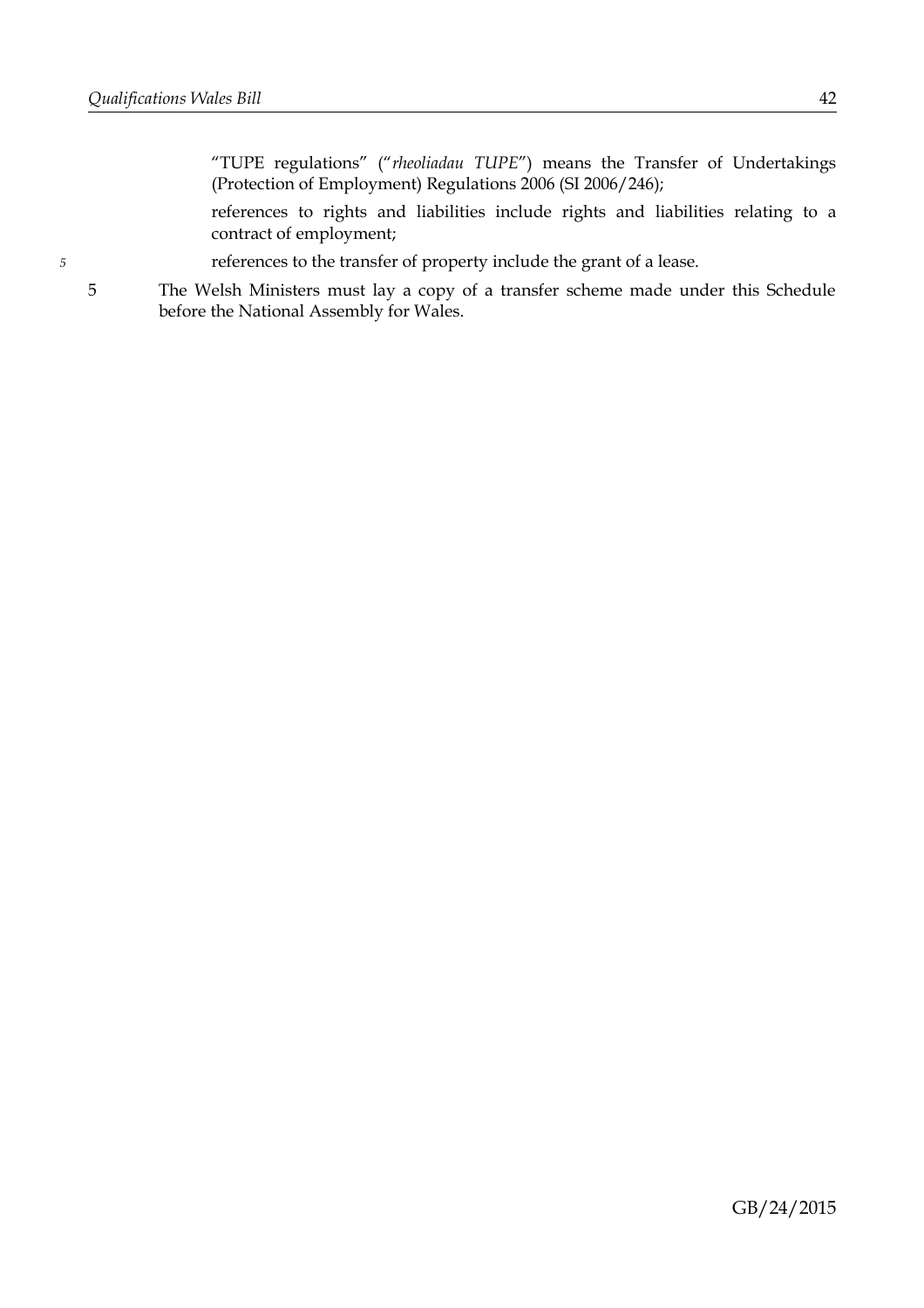"TUPE regulations" ("*rheoliadau TUPE*") means the Transfer of Undertakings (Protection of Employment) Regulations 2006 (SI 2006/246);

references to rights and liabilities include rights and liabilities relating to a contract of employment;

references to the transfer of property include the grant of a lease.

5 The Welsh Ministers must lay a copy of a transfer scheme made under this Schedule before the National Assembly for Wales.

GB/24/2015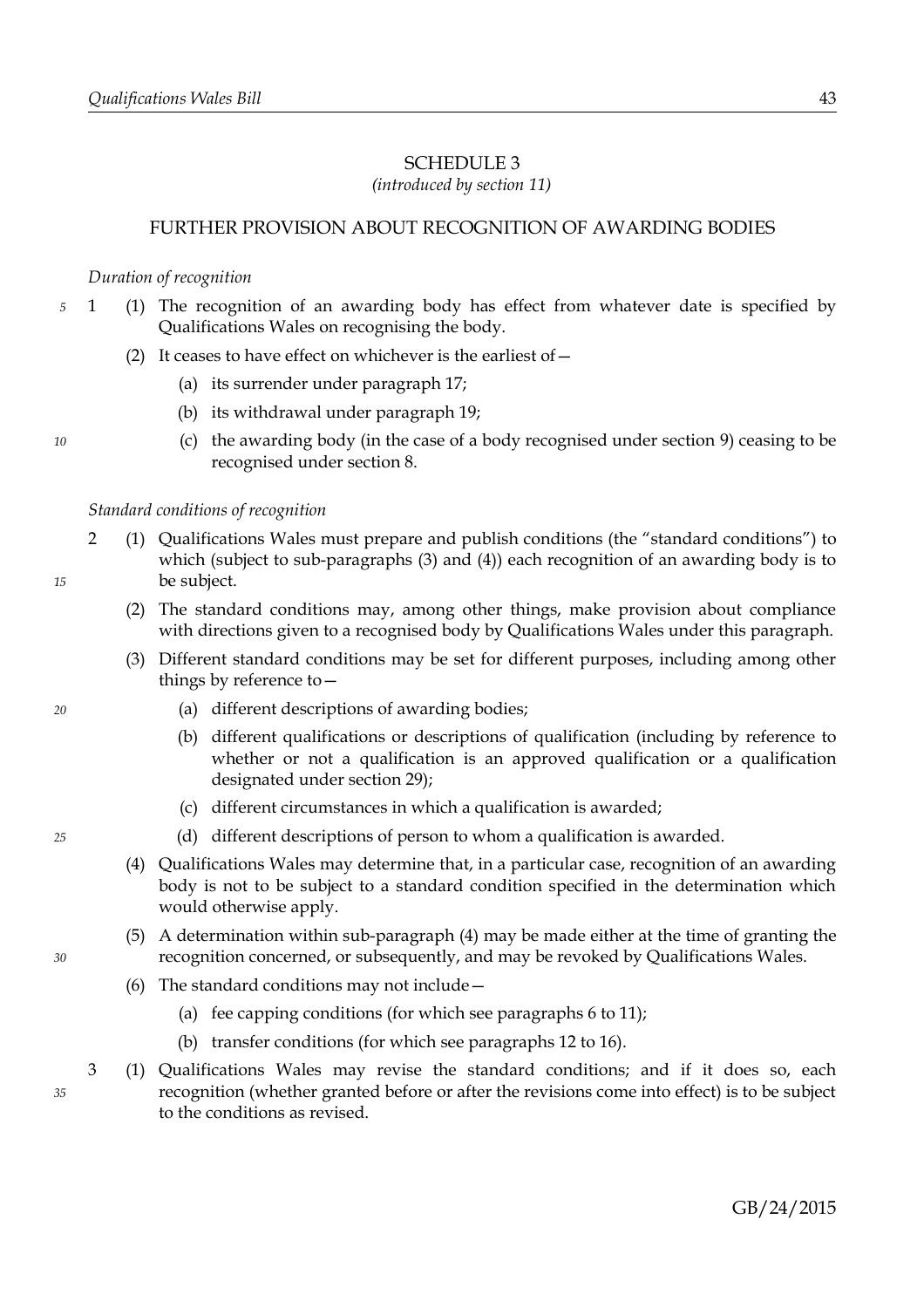# SCHEDULE 3

*(introduced by section 11)*

## FURTHER PROVISION ABOUT RECOGNITION OF AWARDING BODIES

*Duration of recognition*

1 (1) The recognition of an awarding body has effect from whatever date is specified by Qualifications Wales on recognising the body.

(2) It ceases to have effect on whichever is the earliest of—

(a) its surrender under paragraph 17;

(b) its withdrawal under paragraph 19;

(c) the awarding body (in the case of a body recognised under section 9) ceasing to be recognised under section 8.

*Standard conditions of recognition*

2 (1) Qualifications Wales must prepare and publish conditions (the "standard conditions") to which (subject to sub-paragraphs (3) and (4)) each recognition of an awarding body is to be subject.

(2) The standard conditions may, among other things, make provision about compliance with directions given to a recognised body by Qualifications Wales under this paragraph.

(3) Different standard conditions may be set for different purposes, including among other things by reference to—

(a) different descriptions of awarding bodies;

(b) different qualifications or descriptions of qualification (including by reference to whether or not a qualification is an approved qualification or a qualification designated under section 29);

(c) different circumstances in which a qualification is awarded;

(d) different descriptions of person to whom a qualification is awarded.

(4) Qualifications Wales may determine that, in a particular case, recognition of an awarding body is not to be subject to a standard condition specified in the determination which would otherwise apply.

(5) A determination within sub-paragraph (4) may be made either at the time of granting the recognition concerned, or subsequently, and may be revoked by Qualifications Wales.

(6) The standard conditions may not include—

(a) fee capping conditions (for which see paragraphs 6 to 11);

(b) transfer conditions (for which see paragraphs 12 to 16).

3 (1) Qualifications Wales may revise the standard conditions; and if it does so, each recognition (whether granted before or after the revisions come into effect) is to be subject to the conditions as revised.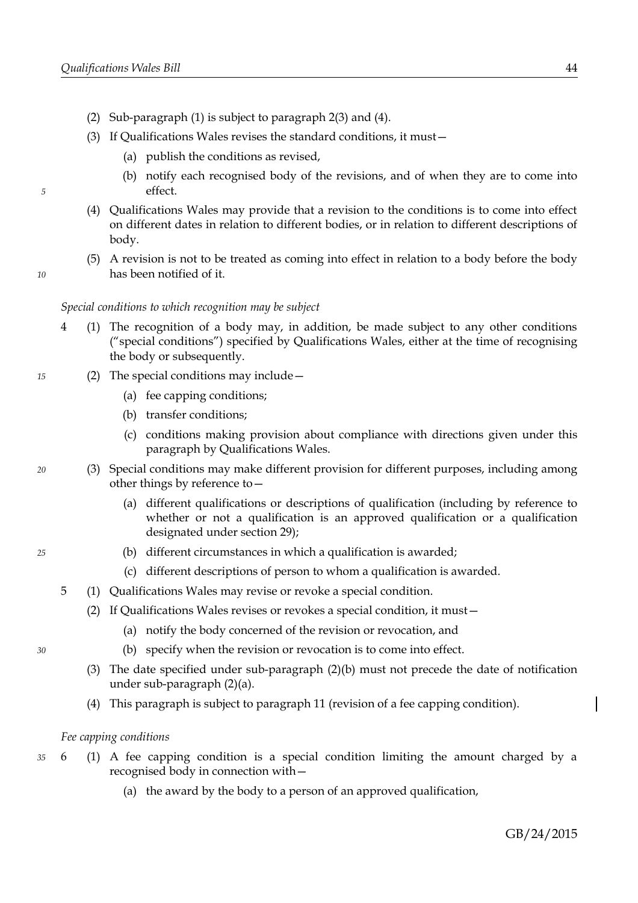(2) Sub-paragraph (1) is subject to paragraph 2(3) and (4).

(3) If Qualifications Wales revises the standard conditions, it must—

(a) publish the conditions as revised,

(b) notify each recognised body of the revisions, and of when they are to come into effect.

(4) Qualifications Wales may provide that a revision to the conditions is to come into effect on different dates in relation to different bodies, or in relation to different descriptions of body.

(5) A revision is not to be treated as coming into effect in relation to a body before the body has been notified of it.

*Special conditions to which recognition may be subject*

4 (1) The recognition of a body may, in addition, be made subject to any other conditions ("special conditions") specified by Qualifications Wales, either at the time of recognising the body or subsequently.

(2) The special conditions may include—

(a) fee capping conditions;

(b) transfer conditions;

(c) conditions making provision about compliance with directions given under this paragraph by Qualifications Wales.

(3) Special conditions may make different provision for different purposes, including among other things by reference to—

(a) different qualifications or descriptions of qualification (including by reference to whether or not a qualification is an approved qualification or a qualification designated under section 29);

(b) different circumstances in which a qualification is awarded;

(c) different descriptions of person to whom a qualification is awarded.

5 (1) Qualifications Wales may revise or revoke a special condition.

(2) If Qualifications Wales revises or revokes a special condition, it must—

(a) notify the body concerned of the revision or revocation, and

(b) specify when the revision or revocation is to come into effect.

(3) The date specified under sub-paragraph (2)(b) must not precede the date of notification under sub-paragraph (2)(a).

(4) This paragraph is subject to paragraph 11 (revision of a fee capping condition).

*Fee capping conditions*

6 (1) A fee capping condition is a special condition limiting the amount charged by a recognised body in connection with—

(a) the award by the body to a person of an approved qualification,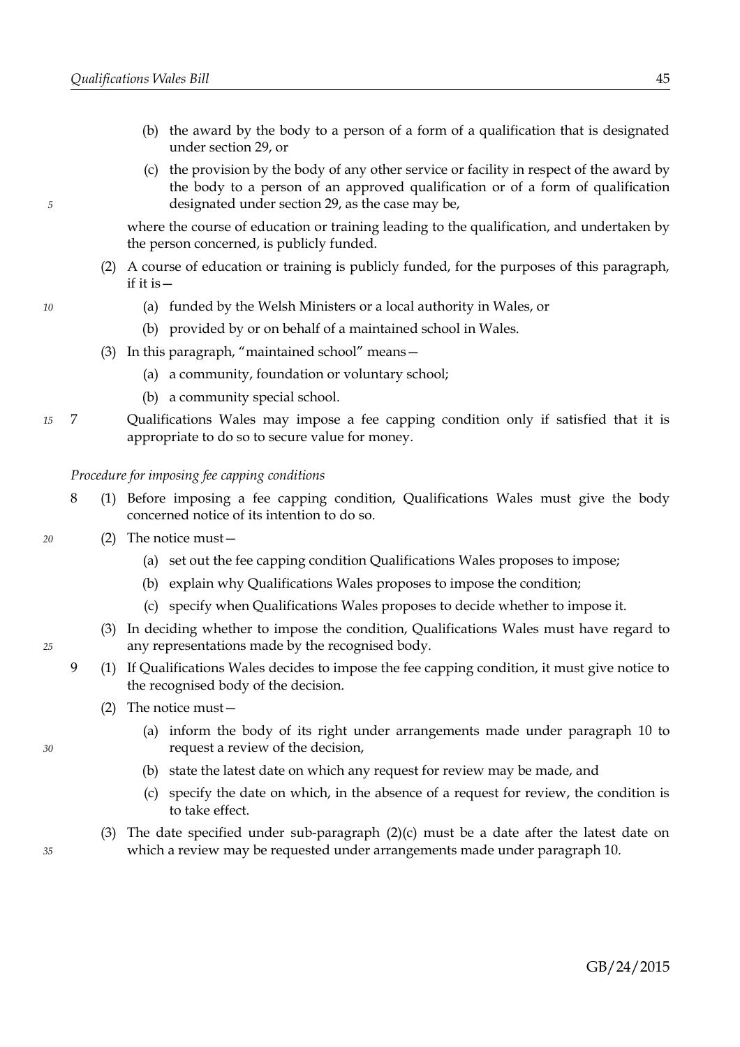(b) the award by the body to a person of a form of a qualification that is designated under section 29, or

(c) the provision by the body of any other service or facility in respect of the award by the body to a person of an approved qualification or of a form of qualification designated under section 29, as the case may be,

where the course of education or training leading to the qualification, and undertaken by the person concerned, is publicly funded.

(2) A course of education or training is publicly funded, for the purposes of this paragraph, if it is—

(a) funded by the Welsh Ministers or a local authority in Wales, or

(b) provided by or on behalf of a maintained school in Wales.

(3) In this paragraph, "maintained school" means—

(a) a community, foundation or voluntary school;

(b) a community special school.

7 Qualifications Wales may impose a fee capping condition only if satisfied that it is appropriate to do so to secure value for money.

*Procedure for imposing fee capping conditions*

8 (1) Before imposing a fee capping condition, Qualifications Wales must give the body concerned notice of its intention to do so.

(2) The notice must—

(a) set out the fee capping condition Qualifications Wales proposes to impose;

(b) explain why Qualifications Wales proposes to impose the condition;

(c) specify when Qualifications Wales proposes to decide whether to impose it.

(3) In deciding whether to impose the condition, Qualifications Wales must have regard to any representations made by the recognised body.

9 (1) If Qualifications Wales decides to impose the fee capping condition, it must give notice to the recognised body of the decision.

(2) The notice must—

(a) inform the body of its right under arrangements made under paragraph 10 to request a review of the decision,

(b) state the latest date on which any request for review may be made, and

(c) specify the date on which, in the absence of a request for review, the condition is to take effect.

(3) The date specified under sub-paragraph (2)(c) must be a date after the latest date on which a review may be requested under arrangements made under paragraph 10.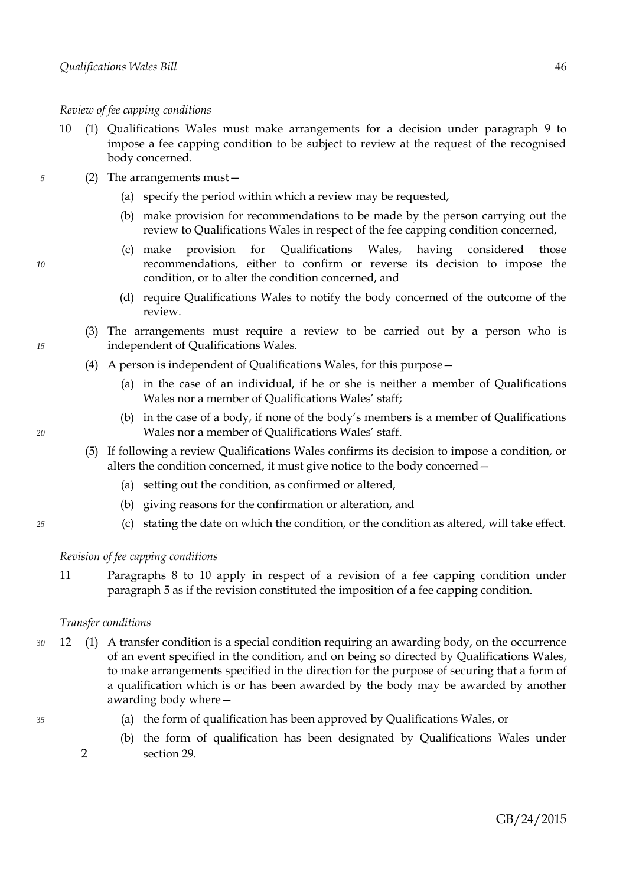*Review of fee capping conditions*

10 (1) Qualifications Wales must make arrangements for a decision under paragraph 9 to impose a fee capping condition to be subject to review at the request of the recognised body concerned.

(2) The arrangements must—

(a) specify the period within which a review may be requested,

(b) make provision for recommendations to be made by the person carrying out the review to Qualifications Wales in respect of the fee capping condition concerned,

(c) make provision for Qualifications Wales, having considered those recommendations, either to confirm or reverse its decision to impose the condition, or to alter the condition concerned, and

(d) require Qualifications Wales to notify the body concerned of the outcome of the review.

(3) The arrangements must require a review to be carried out by a person who is independent of Qualifications Wales.

(4) A person is independent of Qualifications Wales, for this purpose—

(a) in the case of an individual, if he or she is neither a member of Qualifications Wales nor a member of Qualifications Wales' staff;

(b) in the case of a body, if none of the body's members is a member of Qualifications Wales nor a member of Qualifications Wales' staff.

(5) If following a review Qualifications Wales confirms its decision to impose a condition, or alters the condition concerned, it must give notice to the body concerned—

(a) setting out the condition, as confirmed or altered,

(b) giving reasons for the confirmation or alteration, and

(c) stating the date on which the condition, or the condition as altered, will take effect.

*Revision of fee capping conditions*

11 Paragraphs 8 to 10 apply in respect of a revision of a fee capping condition under paragraph 5 as if the revision constituted the imposition of a fee capping condition.

*Transfer conditions*

12 (1) A transfer condition is a special condition requiring an awarding body, on the occurrence of an event specified in the condition, and on being so directed by Qualifications Wales, to make arrangements specified in the direction for the purpose of securing that a form of a qualification which is or has been awarded by the body may be awarded by another awarding body where—

(a) the form of qualification has been approved by Qualifications Wales, or

(b) the form of qualification has been designated by Qualifications Wales under section 29.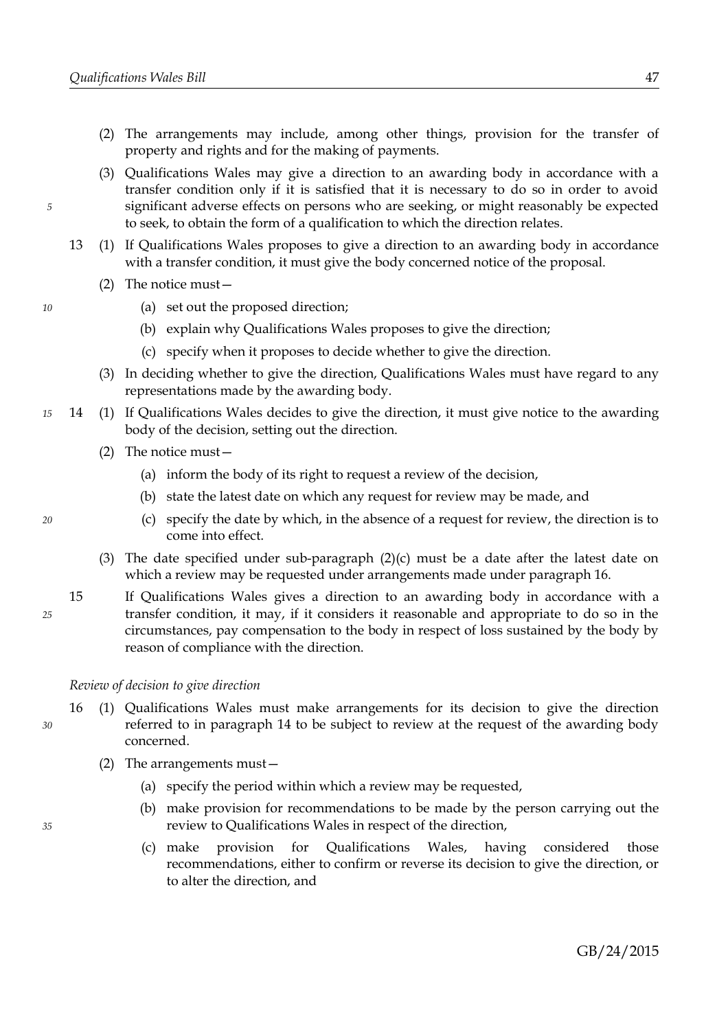(2) The arrangements may include, among other things, provision for the transfer of property and rights and for the making of payments.

(3) Qualifications Wales may give a direction to an awarding body in accordance with a transfer condition only if it is satisfied that it is necessary to do so in order to avoid significant adverse effects on persons who are seeking, or might reasonably be expected to seek, to obtain the form of a qualification to which the direction relates.

13 (1) If Qualifications Wales proposes to give a direction to an awarding body in accordance with a transfer condition, it must give the body concerned notice of the proposal.

(2) The notice must—

(a) set out the proposed direction;

(b) explain why Qualifications Wales proposes to give the direction;

(c) specify when it proposes to decide whether to give the direction.

(3) In deciding whether to give the direction, Qualifications Wales must have regard to any representations made by the awarding body.

14 (1) If Qualifications Wales decides to give the direction, it must give notice to the awarding body of the decision, setting out the direction.

(2) The notice must—

(a) inform the body of its right to request a review of the decision,

(b) state the latest date on which any request for review may be made, and

(c) specify the date by which, in the absence of a request for review, the direction is to come into effect.

(3) The date specified under sub-paragraph (2)(c) must be a date after the latest date on which a review may be requested under arrangements made under paragraph 16.

15 If Qualifications Wales gives a direction to an awarding body in accordance with a transfer condition, it may, if it considers it reasonable and appropriate to do so in the circumstances, pay compensation to the body in respect of loss sustained by the body by reason of compliance with the direction.

*Review of decision to give direction*

16 (1) Qualifications Wales must make arrangements for its decision to give the direction referred to in paragraph 14 to be subject to review at the request of the awarding body concerned.

(2) The arrangements must—

(a) specify the period within which a review may be requested,

(b) make provision for recommendations to be made by the person carrying out the review to Qualifications Wales in respect of the direction,

(c) make provision for Qualifications Wales, having considered those recommendations, either to confirm or reverse its decision to give the direction, or to alter the direction, and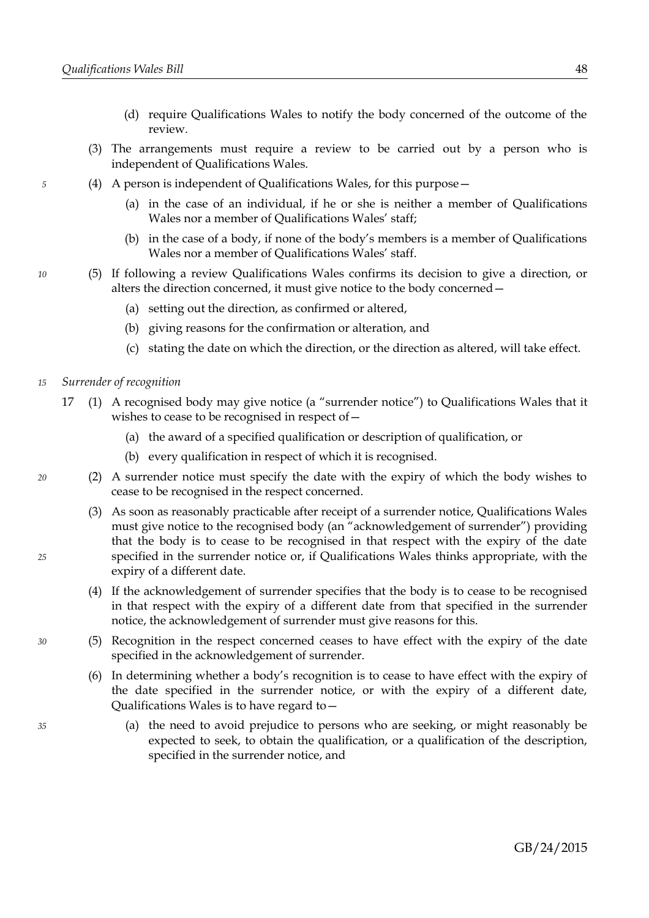(d) require Qualifications Wales to notify the body concerned of the outcome of the review.

(3) The arrangements must require a review to be carried out by a person who is independent of Qualifications Wales.

(4) A person is independent of Qualifications Wales, for this purpose—

(a) in the case of an individual, if he or she is neither a member of Qualifications Wales nor a member of Qualifications Wales' staff;

(b) in the case of a body, if none of the body's members is a member of Qualifications Wales nor a member of Qualifications Wales' staff.

(5) If following a review Qualifications Wales confirms its decision to give a direction, or alters the direction concerned, it must give notice to the body concerned—

(a) setting out the direction, as confirmed or altered,

(b) giving reasons for the confirmation or alteration, and

(c) stating the date on which the direction, or the direction as altered, will take effect.

*Surrender of recognition*

17 (1) A recognised body may give notice (a "surrender notice") to Qualifications Wales that it wishes to cease to be recognised in respect of—

(a) the award of a specified qualification or description of qualification, or

(b) every qualification in respect of which it is recognised.

(2) A surrender notice must specify the date with the expiry of which the body wishes to cease to be recognised in the respect concerned.

(3) As soon as reasonably practicable after receipt of a surrender notice, Qualifications Wales must give notice to the recognised body (an "acknowledgement of surrender") providing that the body is to cease to be recognised in that respect with the expiry of the date specified in the surrender notice or, if Qualifications Wales thinks appropriate, with the expiry of a different date.

(4) If the acknowledgement of surrender specifies that the body is to cease to be recognised in that respect with the expiry of a different date from that specified in the surrender notice, the acknowledgement of surrender must give reasons for this.

(5) Recognition in the respect concerned ceases to have effect with the expiry of the date specified in the acknowledgement of surrender.

(6) In determining whether a body's recognition is to cease to have effect with the expiry of the date specified in the surrender notice, or with the expiry of a different date, Qualifications Wales is to have regard to—

(a) the need to avoid prejudice to persons who are seeking, or might reasonably be expected to seek, to obtain the qualification, or a qualification of the description, specified in the surrender notice, and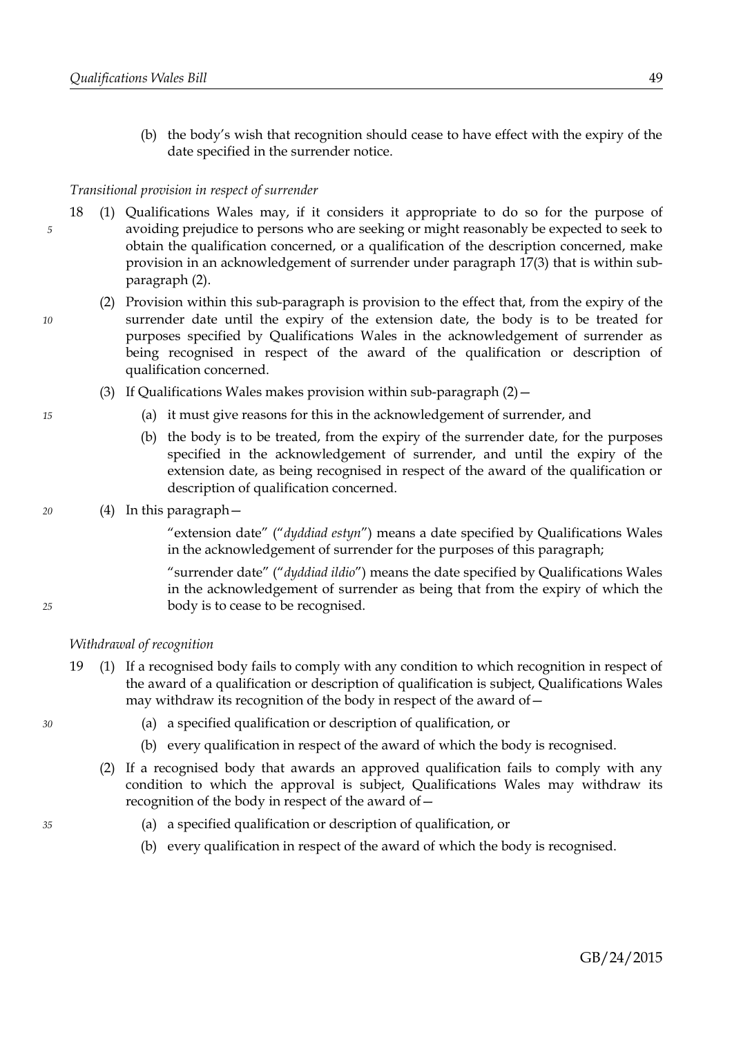(b) the body's wish that recognition should cease to have effect with the expiry of the date specified in the surrender notice.

*Transitional provision in respect of surrender*

18 (1) Qualifications Wales may, if it considers it appropriate to do so for the purpose of avoiding prejudice to persons who are seeking or might reasonably be expected to seek to obtain the qualification concerned, or a qualification of the description concerned, make provision in an acknowledgement of surrender under paragraph 17(3) that is within sub-paragraph (2).

(2) Provision within this sub-paragraph is provision to the effect that, from the expiry of the surrender date until the expiry of the extension date, the body is to be treated for purposes specified by Qualifications Wales in the acknowledgement of surrender as being recognised in respect of the award of the qualification or description of qualification concerned.

(3) If Qualifications Wales makes provision within sub-paragraph (2)—

(a) it must give reasons for this in the acknowledgement of surrender, and

(b) the body is to be treated, from the expiry of the surrender date, for the purposes specified in the acknowledgement of surrender, and until the expiry of the extension date, as being recognised in respect of the award of the qualification or description of qualification concerned.

(4) In this paragraph—

"extension date" ("*dyddiad estyn*") means a date specified by Qualifications Wales in the acknowledgement of surrender for the purposes of this paragraph;

"surrender date" ("*dyddiad ildio*") means the date specified by Qualifications Wales in the acknowledgement of surrender as being that from the expiry of which the body is to cease to be recognised.

*Withdrawal of recognition*

19 (1) If a recognised body fails to comply with any condition to which recognition in respect of the award of a qualification or description of qualification is subject, Qualifications Wales may withdraw its recognition of the body in respect of the award of—

(a) a specified qualification or description of qualification, or

(b) every qualification in respect of the award of which the body is recognised.

(2) If a recognised body that awards an approved qualification fails to comply with any condition to which the approval is subject, Qualifications Wales may withdraw its recognition of the body in respect of the award of—

(a) a specified qualification or description of qualification, or

(b) every qualification in respect of the award of which the body is recognised.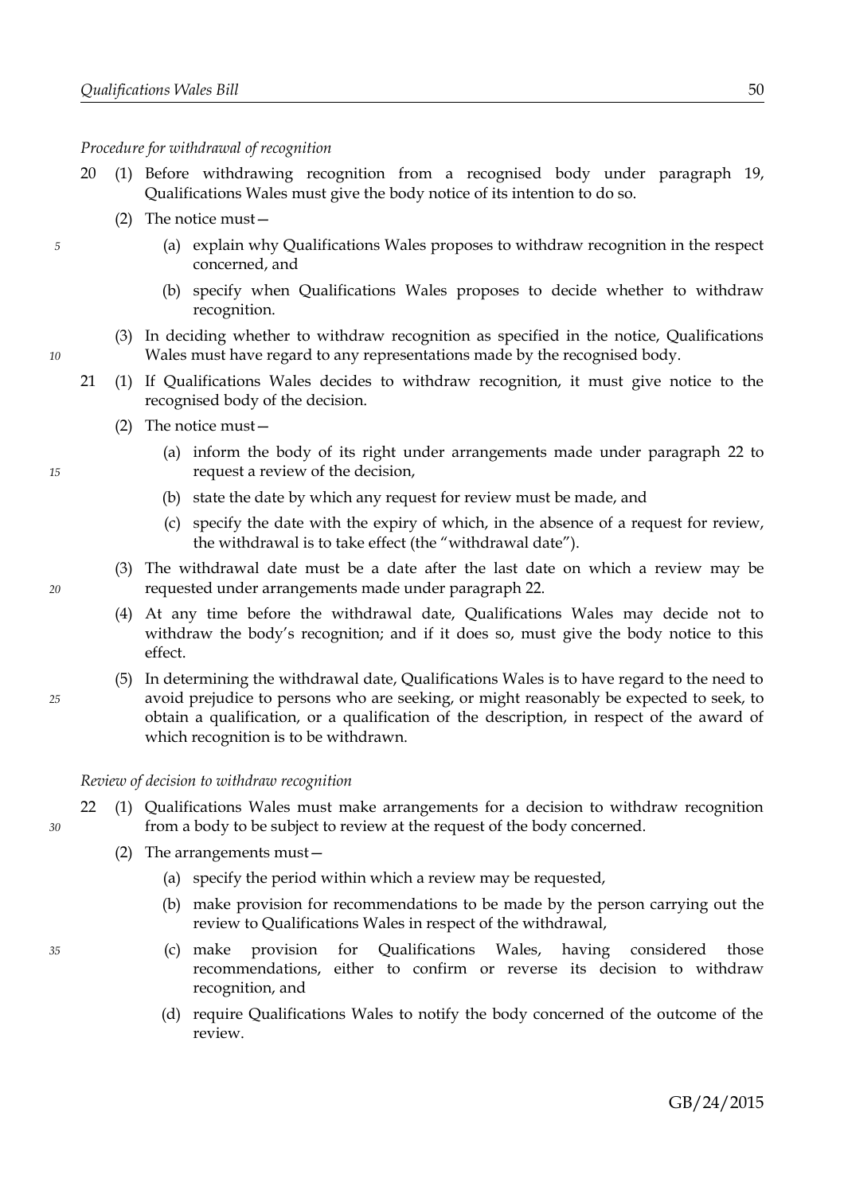*Procedure for withdrawal of recognition*

20 (1) Before withdrawing recognition from a recognised body under paragraph 19, Qualifications Wales must give the body notice of its intention to do so.

(2) The notice must—

(a) explain why Qualifications Wales proposes to withdraw recognition in the respect concerned, and

(b) specify when Qualifications Wales proposes to decide whether to withdraw recognition.

(3) In deciding whether to withdraw recognition as specified in the notice, Qualifications Wales must have regard to any representations made by the recognised body.

21 (1) If Qualifications Wales decides to withdraw recognition, it must give notice to the recognised body of the decision.

(2) The notice must—

(a) inform the body of its right under arrangements made under paragraph 22 to request a review of the decision,

(b) state the date by which any request for review must be made, and

(c) specify the date with the expiry of which, in the absence of a request for review, the withdrawal is to take effect (the "withdrawal date").

(3) The withdrawal date must be a date after the last date on which a review may be requested under arrangements made under paragraph 22.

(4) At any time before the withdrawal date, Qualifications Wales may decide not to withdraw the body's recognition; and if it does so, must give the body notice to this effect.

(5) In determining the withdrawal date, Qualifications Wales is to have regard to the need to avoid prejudice to persons who are seeking, or might reasonably be expected to seek, to obtain a qualification, or a qualification of the description, in respect of the award of which recognition is to be withdrawn.

*Review of decision to withdraw recognition*

22 (1) Qualifications Wales must make arrangements for a decision to withdraw recognition from a body to be subject to review at the request of the body concerned.

(2) The arrangements must—

(a) specify the period within which a review may be requested,

(b) make provision for recommendations to be made by the person carrying out the review to Qualifications Wales in respect of the withdrawal,

(c) make provision for Qualifications Wales, having considered those recommendations, either to confirm or reverse its decision to withdraw recognition, and

(d) require Qualifications Wales to notify the body concerned of the outcome of the review.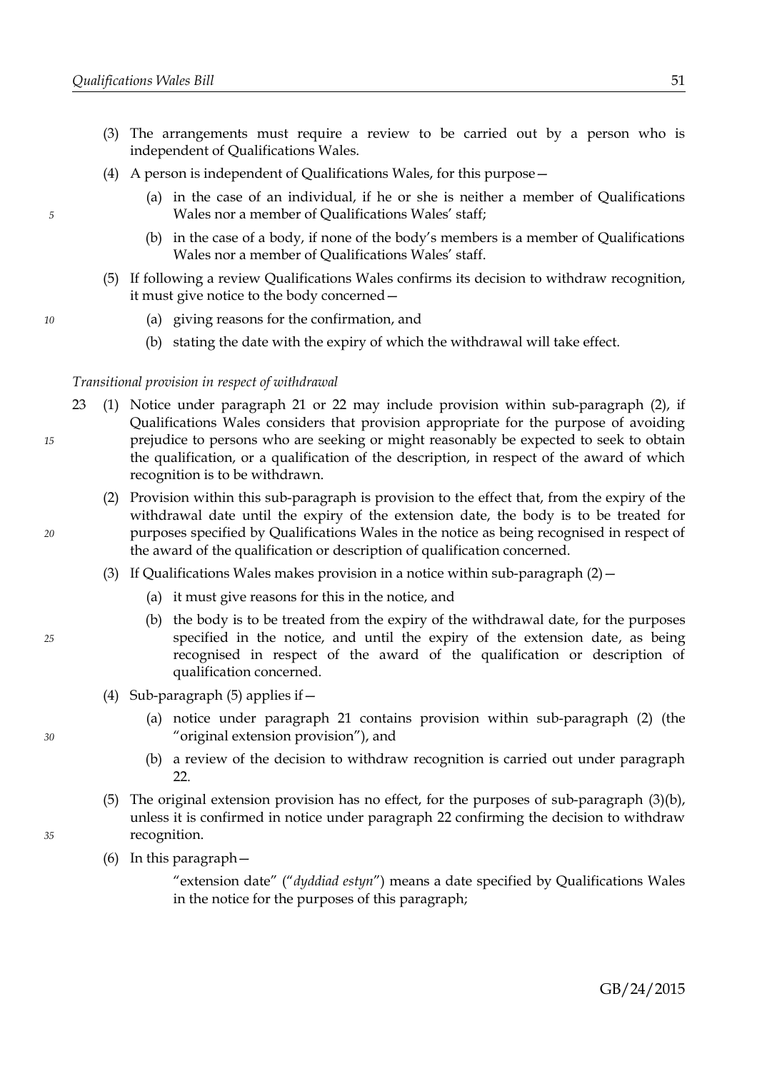(3) The arrangements must require a review to be carried out by a person who is independent of Qualifications Wales.

(4) A person is independent of Qualifications Wales, for this purpose—

(a) in the case of an individual, if he or she is neither a member of Qualifications Wales nor a member of Qualifications Wales' staff;

(b) in the case of a body, if none of the body's members is a member of Qualifications Wales nor a member of Qualifications Wales' staff.

(5) If following a review Qualifications Wales confirms its decision to withdraw recognition, it must give notice to the body concerned—

(a) giving reasons for the confirmation, and

(b) stating the date with the expiry of which the withdrawal will take effect.

*Transitional provision in respect of withdrawal*

23 (1) Notice under paragraph 21 or 22 may include provision within sub-paragraph (2), if Qualifications Wales considers that provision appropriate for the purpose of avoiding prejudice to persons who are seeking or might reasonably be expected to seek to obtain the qualification, or a qualification of the description, in respect of the award of which recognition is to be withdrawn.

(2) Provision within this sub-paragraph is provision to the effect that, from the expiry of the withdrawal date until the expiry of the extension date, the body is to be treated for purposes specified by Qualifications Wales in the notice as being recognised in respect of the award of the qualification or description of qualification concerned.

(3) If Qualifications Wales makes provision in a notice within sub-paragraph (2)—

(a) it must give reasons for this in the notice, and

(b) the body is to be treated from the expiry of the withdrawal date, for the purposes specified in the notice, and until the expiry of the extension date, as being recognised in respect of the award of the qualification or description of qualification concerned.

(4) Sub-paragraph (5) applies if—

(a) notice under paragraph 21 contains provision within sub-paragraph (2) (the "original extension provision"), and

(b) a review of the decision to withdraw recognition is carried out under paragraph 22.

(5) The original extension provision has no effect, for the purposes of sub-paragraph (3)(b), unless it is confirmed in notice under paragraph 22 confirming the decision to withdraw recognition.

(6) In this paragraph—

"extension date" ("*dyddiad estyn*") means a date specified by Qualifications Wales in the notice for the purposes of this paragraph;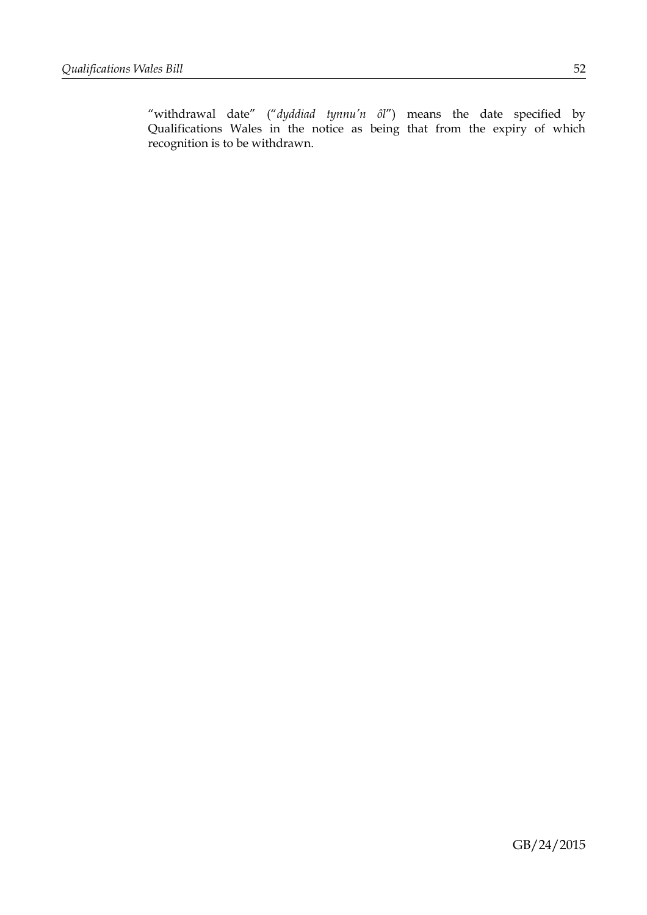"withdrawal date" ("*dyddiad tynnu'n ôl*") means the date specified by Qualifications Wales in the notice as being that from the expiry of which recognition is to be withdrawn.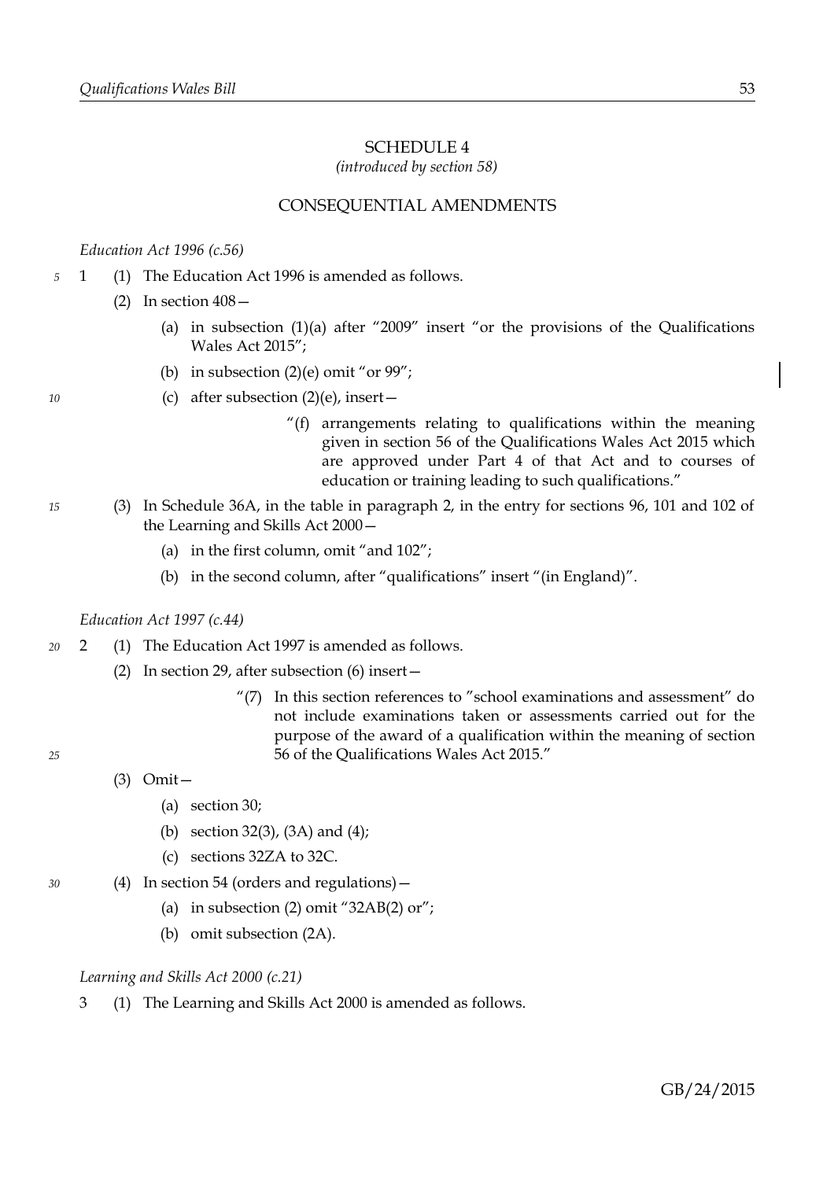## SCHEDULE 4

*(introduced by section 58)*

## CONSEQUENTIAL AMENDMENTS

*Education Act 1996 (c.56)*

1 (1) The Education Act 1996 is amended as follows.

(2) In section 408—

(a) in subsection (1)(a) after "2009" insert "or the provisions of the Qualifications Wales Act 2015";

(b) in subsection (2)(e) omit "or 99";

(c) after subsection (2)(e), insert—

"(f) arrangements relating to qualifications within the meaning given in section 56 of the Qualifications Wales Act 2015 which are approved under Part 4 of that Act and to courses of education or training leading to such qualifications."

(3) In Schedule 36A, in the table in paragraph 2, in the entry for sections 96, 101 and 102 of the Learning and Skills Act 2000—

(a) in the first column, omit "and 102";

(b) in the second column, after "qualifications" insert "(in England)".

*Education Act 1997 (c.44)*

2 (1) The Education Act 1997 is amended as follows.

(2) In section 29, after subsection (6) insert—

"(7) In this section references to "school examinations and assessment" do not include examinations taken or assessments carried out for the purpose of the award of a qualification within the meaning of section 56 of the Qualifications Wales Act 2015."

(3) Omit—

(a) section 30;

(b) section 32(3), (3A) and (4);

(c) sections 32ZA to 32C.

(4) In section 54 (orders and regulations)—

(a) in subsection (2) omit "32AB(2) or";

(b) omit subsection (2A).

*Learning and Skills Act 2000 (c.21)*

3 (1) The Learning and Skills Act 2000 is amended as follows.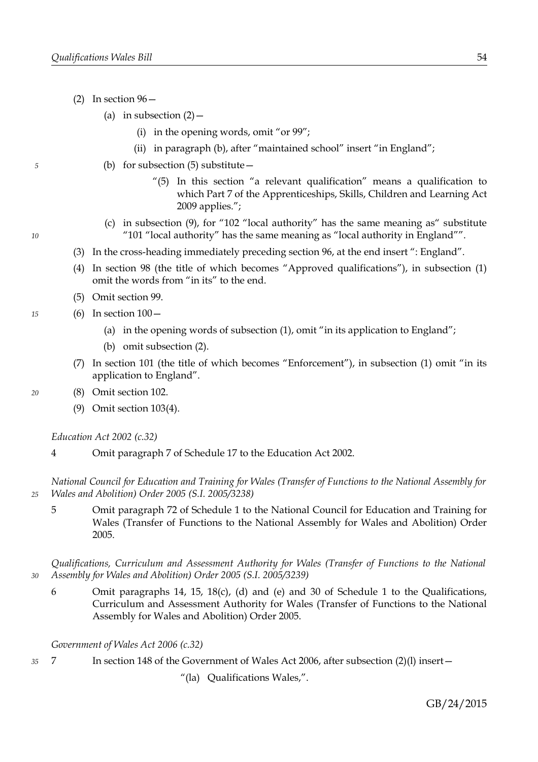(2) In section 96—

(a) in subsection (2)—

(i) in the opening words, omit "or 99";

(ii) in paragraph (b), after "maintained school" insert "in England";

(b) for subsection (5) substitute—

"(5) In this section "a relevant qualification" means a qualification to which Part 7 of the Apprenticeships, Skills, Children and Learning Act 2009 applies.";

(c) in subsection (9), for "102 "local authority" has the same meaning as" substitute "101 "local authority" has the same meaning as "local authority in England"".

(3) In the cross-heading immediately preceding section 96, at the end insert ": England".

(4) In section 98 (the title of which becomes "Approved qualifications"), in subsection (1) omit the words from "in its" to the end.

(5) Omit section 99.

(6) In section 100—

(a) in the opening words of subsection (1), omit "in its application to England";

(b) omit subsection (2).

(7) In section 101 (the title of which becomes "Enforcement"), in subsection (1) omit "in its application to England".

(8) Omit section 102.

(9) Omit section 103(4).

*Education Act 2002 (c.32)*

4 Omit paragraph 7 of Schedule 17 to the Education Act 2002.

*National Council for Education and Training for Wales (Transfer of Functions to the National Assembly for Wales and Abolition) Order 2005 (S.I. 2005/3238)*

5 Omit paragraph 72 of Schedule 1 to the National Council for Education and Training for Wales (Transfer of Functions to the National Assembly for Wales and Abolition) Order 2005.

*Qualifications, Curriculum and Assessment Authority for Wales (Transfer of Functions to the National Assembly for Wales and Abolition) Order 2005 (S.I. 2005/3239)*

6 Omit paragraphs 14, 15, 18(c), (d) and (e) and 30 of Schedule 1 to the Qualifications, Curriculum and Assessment Authority for Wales (Transfer of Functions to the National Assembly for Wales and Abolition) Order 2005.

*Government of Wales Act 2006 (c.32)*

7 In section 148 of the Government of Wales Act 2006, after subsection (2)(l) insert—

"(la) Qualifications Wales,".

GB/24/2015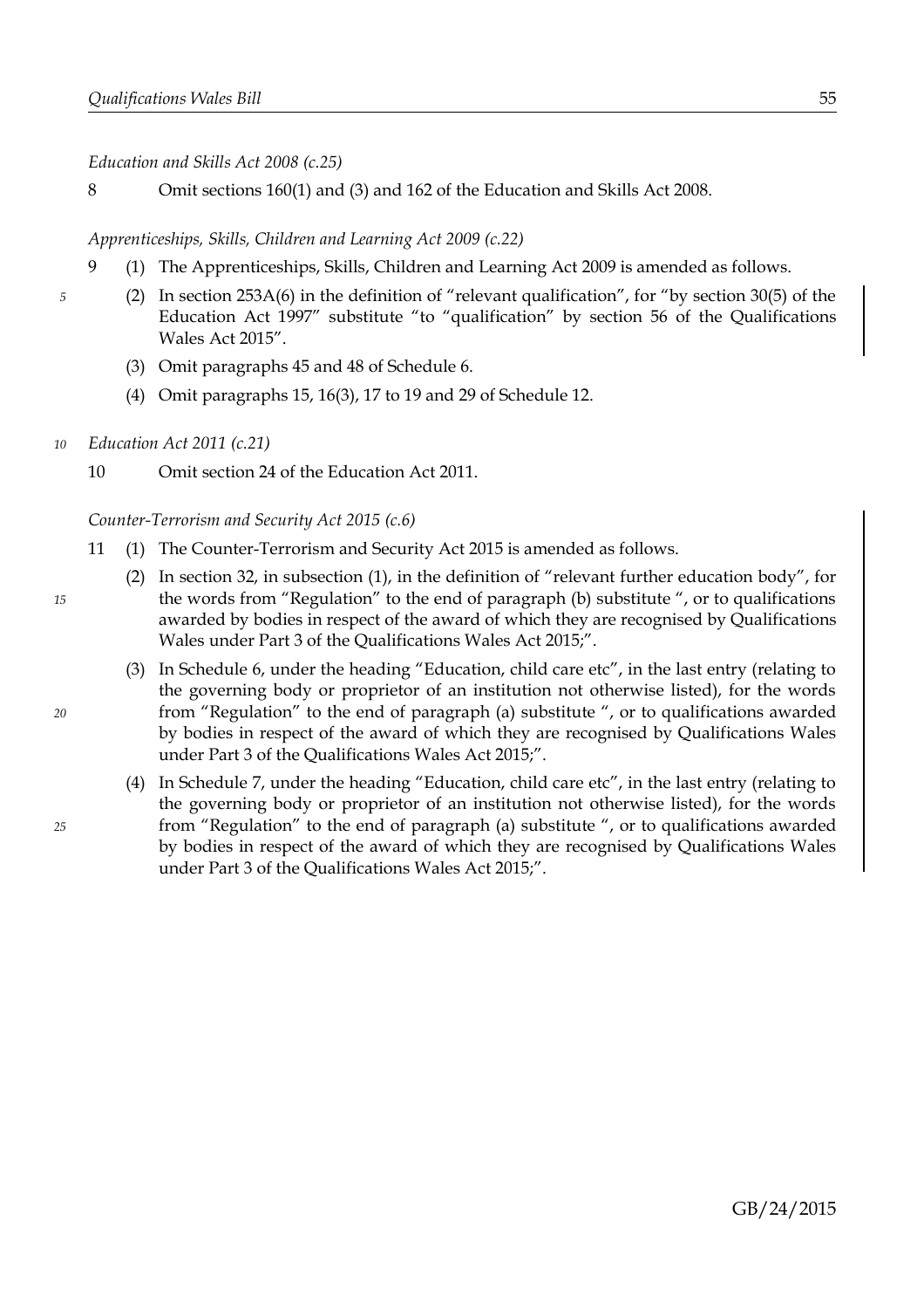*Education and Skills Act 2008 (c.25)*

8 Omit sections 160(1) and (3) and 162 of the Education and Skills Act 2008.

*Apprenticeships, Skills, Children and Learning Act 2009 (c.22)*

9 (1) The Apprenticeships, Skills, Children and Learning Act 2009 is amended as follows.

(2) In section 253A(6) in the definition of "relevant qualification", for "by section 30(5) of the Education Act 1997" substitute "to "qualification" by section 56 of the Qualifications Wales Act 2015".

(3) Omit paragraphs 45 and 48 of Schedule 6.

(4) Omit paragraphs 15, 16(3), 17 to 19 and 29 of Schedule 12.

*Education Act 2011 (c.21)*

10 Omit section 24 of the Education Act 2011.

*Counter-Terrorism and Security Act 2015 (c.6)*

11 (1) The Counter-Terrorism and Security Act 2015 is amended as follows.

(2) In section 32, in subsection (1), in the definition of "relevant further education body", for the words from "Regulation" to the end of paragraph (b) substitute ", or to qualifications awarded by bodies in respect of the award of which they are recognised by Qualifications Wales under Part 3 of the Qualifications Wales Act 2015;".

(3) In Schedule 6, under the heading "Education, child care etc", in the last entry (relating to the governing body or proprietor of an institution not otherwise listed), for the words from "Regulation" to the end of paragraph (a) substitute ", or to qualifications awarded by bodies in respect of the award of which they are recognised by Qualifications Wales under Part 3 of the Qualifications Wales Act 2015;".

(4) In Schedule 7, under the heading "Education, child care etc", in the last entry (relating to the governing body or proprietor of an institution not otherwise listed), for the words from "Regulation" to the end of paragraph (a) substitute ", or to qualifications awarded by bodies in respect of the award of which they are recognised by Qualifications Wales under Part 3 of the Qualifications Wales Act 2015;".

GB/24/2015